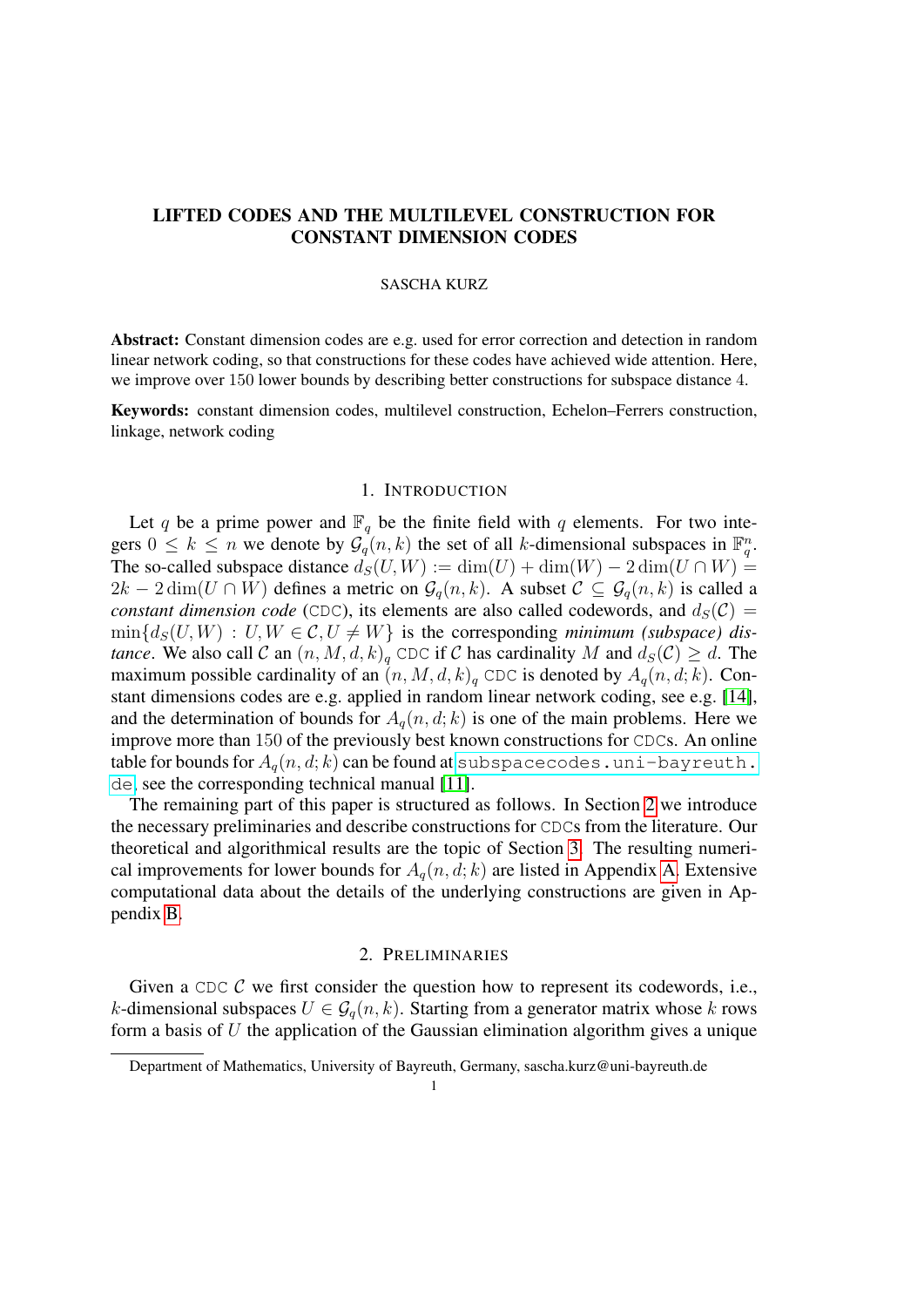# LIFTED CODES AND THE MULTILEVEL CONSTRUCTION FOR CONSTANT DIMENSION CODES

SASCHA KURZ

**Abstract:** Constant dimension codes are e.g. used for error correction and detection in random linear network coding, so that constructions for these codes have achieved wide attention. Here, we improve over $150$ lower bounds by describing better constructions for subspace distance $4$.

**Keywords:** constant dimension codes, multilevel construction, Echelon–Ferrers construction, linkage, network coding

## 1. Introduction

Let $q$ be a prime power and $\mathbb{F}_q$ be the finite field with $q$ elements. For two integers $0 \le k \le n$ we denote by $\mathcal{G}_q(n,k)$ the set of all $k$-dimensional subspaces in $\mathbb{F}_q^n$. The so-called subspace distance $d_S(U,W) := \dim(U) + \dim(W) - 2\dim(U \cap W) = 2k - 2\dim(U \cap W)$ defines a metric on $\mathcal{G}_q(n,k)$. A subset $\mathcal{C} \subseteq \mathcal{G}_q(n,k)$ is called a *constant dimension code* (CDC), its elements are also called codewords, and $d_S(\mathcal{C}) = \min\{d_S(U,W) : U, W \in \mathcal{C}, U \neq W\}$ is the corresponding *minimum (subspace) distance*. We also call $\mathcal{C}$ an $(n, M, d, k)_q$ CDC if $\mathcal{C}$ has cardinality $M$ and $d_S(\mathcal{C}) \ge d$. The maximum possible cardinality of an $(n, M, d, k)_q$ CDC is denoted by $A_q(n, d; k)$. Constant dimensions codes are e.g. applied in random linear network coding, see e.g. [14], and the determination of bounds for $A_q(n, d; k)$ is one of the main problems. Here we improve more than $150$ of the previously best known constructions for CDCs. An online table for bounds for $A_q(n, d; k)$ can be found at subspacecodes.uni-bayreuth.de, see the corresponding technical manual [11].

The remaining part of this paper is structured as follows. In Section 2 we introduce the necessary preliminaries and describe constructions for CDCs from the literature. Our theoretical and algorithmical results are the topic of Section 3. The resulting numerical improvements for lower bounds for $A_q(n, d; k)$ are listed in Appendix A. Extensive computational data about the details of the underlying constructions are given in Appendix B.

## 2. Preliminaries

Given a CDC $\mathcal{C}$ we first consider the question how to represent its codewords, i.e., $k$-dimensional subspaces $U \in \mathcal{G}_q(n,k)$. Starting from a generator matrix whose $k$ rows form a basis of $U$ the application of the Gaussian elimination algorithm gives a unique

Department of Mathematics, University of Bayreuth, Germany, sascha.kurz@uni-bayreuth.de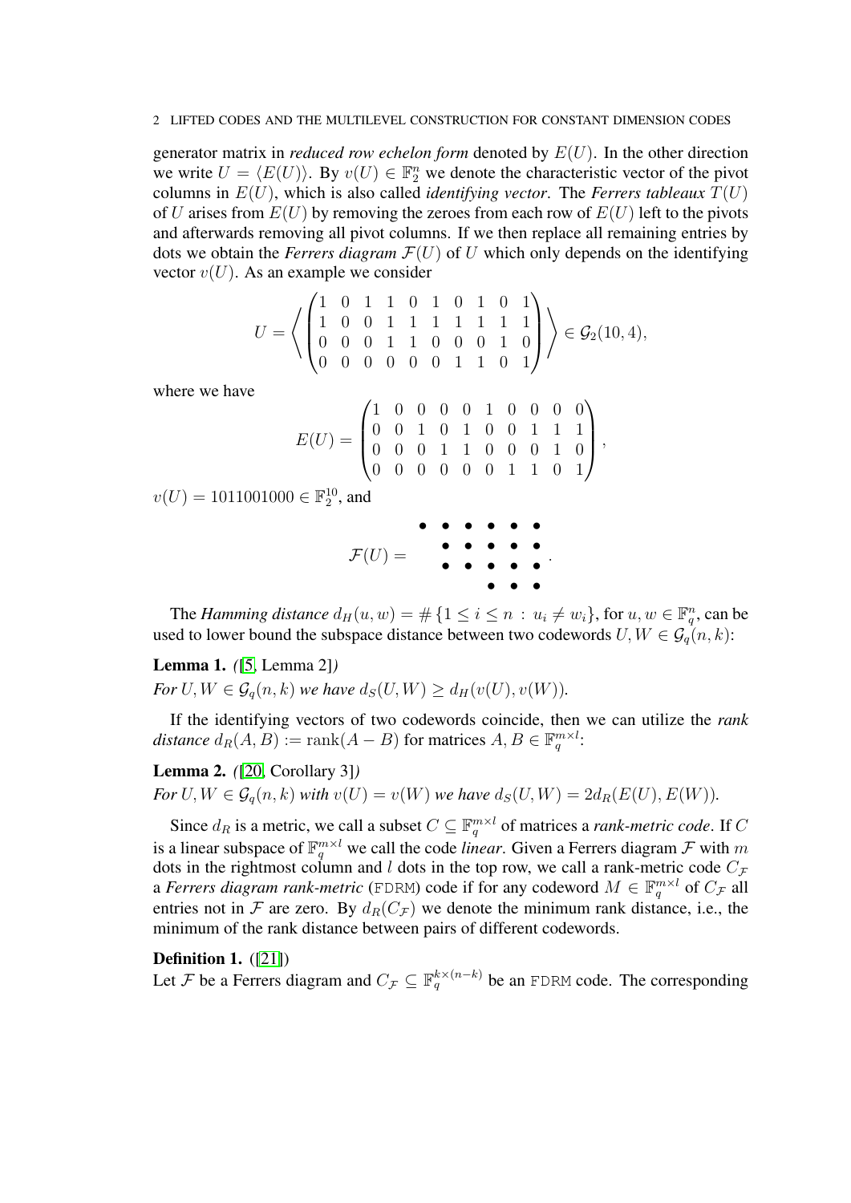generator matrix in *reduced row echelon form* denoted by $E(U)$. In the other direction we write $U = \langle E(U) \rangle$. By $v(U) \in \mathbb{F}_2^n$ we denote the characteristic vector of the pivot columns in $E(U)$, which is also called *identifying vector*. The *Ferrers tableaux* $T(U)$ of $U$ arises from $E(U)$ by removing the zeroes from each row of $E(U)$ left to the pivots and afterwards removing all pivot columns. If we then replace all remaining entries by dots we obtain the *Ferrers diagram* $\mathcal{F}(U)$ of $U$ which only depends on the identifying vector $v(U)$. As an example we consider

$$U = \left\langle \begin{pmatrix} 1 & 0 & 1 & 1 & 0 & 1 & 0 & 1 & 0 & 1 \\ 1 & 0 & 0 & 1 & 1 & 1 & 1 & 1 & 1 & 1 \\ 0 & 0 & 0 & 1 & 1 & 0 & 0 & 0 & 1 & 0 \\ 0 & 0 & 0 & 0 & 0 & 0 & 1 & 1 & 0 & 1 \end{pmatrix} \right\rangle \in \mathcal{G}_2(10, 4),$$

where we have

$$E(U) = \begin{pmatrix} 1 & 0 & 0 & 0 & 0 & 1 & 0 & 0 & 0 & 0 \\ 0 & 0 & 1 & 0 & 1 & 0 & 0 & 1 & 1 & 1 \\ 0 & 0 & 0 & 1 & 1 & 0 & 0 & 0 & 1 & 0 \\ 0 & 0 & 0 & 0 & 0 & 0 & 1 & 1 & 0 & 1 \end{pmatrix},$$

$v(U) = 1011001000 \in \mathbb{F}_2^{10}$, and

$$\mathcal{F}(U) = \begin{array}{cccccc} \bullet & \bullet & \bullet & \bullet & \bullet & \bullet \\ & \bullet & \bullet & \bullet & \bullet & \bullet \\ & \bullet & \bullet & \bullet & \bullet & \bullet \\ & & & \bullet & \bullet & \bullet \end{array}.$$

The *Hamming distance* $d_H(u, w) = \#\{1 \le i \le n : u_i \ne w_i\}$, for $u, w \in \mathbb{F}_q^n$, can be used to lower bound the subspace distance between two codewords $U, W \in \mathcal{G}_q(n, k)$:

**Lemma 1.** *([5, Lemma 2])*
*For $U, W \in \mathcal{G}_q(n, k)$ we have $d_S(U, W) \ge d_H(v(U), v(W))$.*

If the identifying vectors of two codewords coincide, then we can utilize the *rank distance* $d_R(A, B) := \operatorname{rank}(A - B)$ for matrices $A, B \in \mathbb{F}_q^{m \times l}$:

**Lemma 2.** *([20, Corollary 3])*
*For $U, W \in \mathcal{G}_q(n, k)$ with $v(U) = v(W)$ we have $d_S(U, W) = 2d_R(E(U), E(W))$.*

Since $d_R$ is a metric, we call a subset $C \subseteq \mathbb{F}_q^{m \times l}$ of matrices a *rank-metric code*. If $C$ is a linear subspace of $\mathbb{F}_q^{m \times l}$ we call the code *linear*. Given a Ferrers diagram $\mathcal{F}$ with $m$ dots in the rightmost column and $l$ dots in the top row, we call a rank-metric code $C_{\mathcal{F}}$ a *Ferrers diagram rank-metric* (`FDRM`) code if for any codeword $M \in \mathbb{F}_q^{m \times l}$ of $C_{\mathcal{F}}$ all entries not in $\mathcal{F}$ are zero. By $d_R(C_{\mathcal{F}})$ we denote the minimum rank distance, i.e., the minimum of the rank distance between pairs of different codewords.

**Definition 1.** ([21])
Let $\mathcal{F}$ be a Ferrers diagram and $C_{\mathcal{F}} \subseteq \mathbb{F}_q^{k \times (n-k)}$ be an `FDRM` code. The corresponding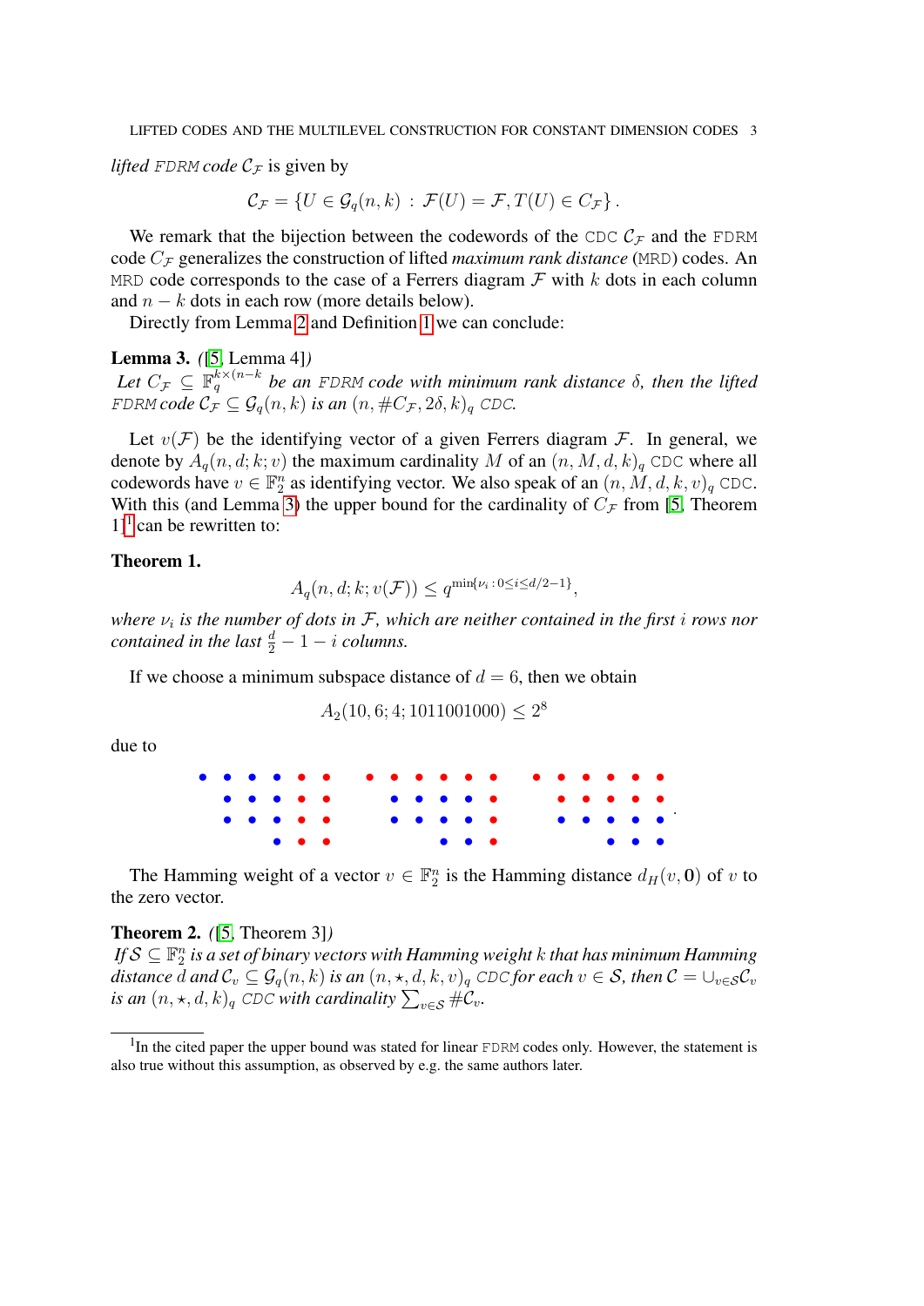*lifted* FDRM *code* $\mathcal{C}_\mathcal{F}$ is given by

$$\mathcal{C}_\mathcal{F} = \{U \in \mathcal{G}_q(n,k) \,:\, \mathcal{F}(U) = \mathcal{F}, T(U) \in C_\mathcal{F}\}.$$

We remark that the bijection between the codewords of the CDC $\mathcal{C}_\mathcal{F}$ and the FDRM code $C_\mathcal{F}$ generalizes the construction of lifted *maximum rank distance* (MRD) codes. An MRD code corresponds to the case of a Ferrers diagram $\mathcal{F}$ with $k$ dots in each column and $n-k$ dots in each row (more details below).

Directly from Lemma 2 and Definition 1 we can conclude:

**Lemma 3.** *([5, Lemma 4])*
*Let $C_\mathcal{F} \subseteq \mathbb{F}_q^{k\times(n-k}$ be an* FDRM *code with minimum rank distance $\delta$, then the lifted* FDRM *code $\mathcal{C}_\mathcal{F} \subseteq \mathcal{G}_q(n,k)$ is an $(n, \#C_\mathcal{F}, 2\delta, k)_q$* CDC*.*

Let $v(\mathcal{F})$ be the identifying vector of a given Ferrers diagram $\mathcal{F}$. In general, we denote by $A_q(n,d;k;v)$ the maximum cardinality $M$ of an $(n,M,d,k)_q$ CDC where all codewords have $v \in \mathbb{F}_2^n$ as identifying vector. We also speak of an $(n,M,d,k,v)_q$ CDC. With this (and Lemma 3) the upper bound for the cardinality of $C_\mathcal{F}$ from [5, Theorem 1][1] can be rewritten to:

**Theorem 1.**

$$A_q(n,d;k;v(\mathcal{F})) \le q^{\min\{\nu_i \,:\, 0 \le i \le d/2-1\}},$$

*where $\nu_i$ is the number of dots in $\mathcal{F}$, which are neither contained in the first $i$ rows nor contained in the last $\frac{d}{2}-1-i$ columns.*

If we choose a minimum subspace distance of $d=6$, then we obtain

$$A_2(10,6;4;1011001000) \le 2^8$$

due to

```
• • • • • •     • • • • • •     • • • • • •
  • • • • •       • • • • •       • • • • •
  • • • • •       • • • • •       • • • • •   .
      • • •           • • •           • • •
```

The Hamming weight of a vector $v \in \mathbb{F}_2^n$ is the Hamming distance $d_H(v,\mathbf{0})$ of $v$ to the zero vector.

**Theorem 2.** *([5, Theorem 3])*
*If $\mathcal{S} \subseteq \mathbb{F}_2^n$ is a set of binary vectors with Hamming weight $k$ that has minimum Hamming distance $d$ and $\mathcal{C}_v \subseteq \mathcal{G}_q(n,k)$ is an $(n,\star,d,k,v)_q$* CDC *for each $v \in \mathcal{S}$, then $\mathcal{C} = \cup_{v\in\mathcal{S}}\mathcal{C}_v$ is an $(n,\star,d,k)_q$* CDC *with cardinality $\sum_{v\in\mathcal{S}} \#\mathcal{C}_v$.*

[1] In the cited paper the upper bound was stated for linear FDRM codes only. However, the statement is also true without this assumption, as observed by e.g. the same authors later.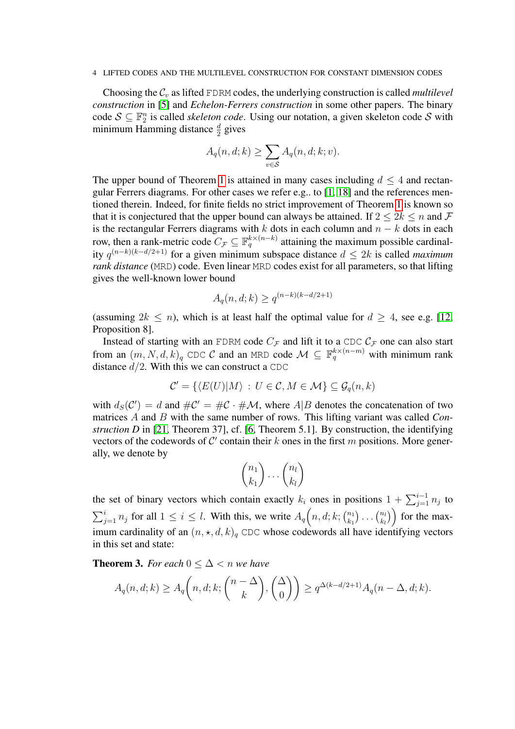Choosing the $\mathcal{C}_v$ as lifted FDRM codes, the underlying construction is called *multilevel construction* in [5] and *Echelon-Ferrers construction* in some other papers. The binary code $\mathcal{S} \subseteq \mathbb{F}_2^n$ is called *skeleton code*. Using our notation, a given skeleton code $\mathcal{S}$ with minimum Hamming distance $\frac{d}{2}$ gives

$$A_q(n,d;k) \ge \sum_{v \in \mathcal{S}} A_q(n,d;k;v).$$

The upper bound of Theorem 1 is attained in many cases including $d \le 4$ and rectangular Ferrers diagrams. For other cases we refer e.g.. to [1, 18] and the references mentioned therein. Indeed, for finite fields no strict improvement of Theorem 1 is known so that it is conjectured that the upper bound can always be attained. If $2 \le 2k \le n$ and $\mathcal{F}$ is the rectangular Ferrers diagrams with $k$ dots in each column and $n-k$ dots in each row, then a rank-metric code $C_{\mathcal{F}} \subseteq \mathbb{F}_q^{k \times (n-k)}$ attaining the maximum possible cardinality $q^{(n-k)(k-d/2+1)}$ for a given minimum subspace distance $d \le 2k$ is called *maximum rank distance* (MRD) code. Even linear MRD codes exist for all parameters, so that lifting gives the well-known lower bound

$$A_q(n,d;k) \ge q^{(n-k)(k-d/2+1)}$$

(assuming $2k \le n$), which is at least half the optimal value for $d \ge 4$, see e.g. [12, Proposition 8].

Instead of starting with an FDRM code $C_{\mathcal{F}}$ and lift it to a CDC $\mathcal{C}_{\mathcal{F}}$ one can also start from an $(m,N,d,k)_q$ CDC $\mathcal{C}$ and an MRD code $\mathcal{M} \subseteq \mathbb{F}_q^{k \times (n-m)}$ with minimum rank distance $d/2$. With this we can construct a CDC

$$\mathcal{C}' = \{\langle E(U)|M\rangle \,:\, U \in \mathcal{C}, M \in \mathcal{M}\} \subseteq \mathcal{G}_q(n,k)$$

with $d_S(\mathcal{C}') = d$ and $\#\mathcal{C}' = \#\mathcal{C} \cdot \#\mathcal{M}$, where $A|B$ denotes the concatenation of two matrices $A$ and $B$ with the same number of rows. This lifting variant was called *Construction D* in [21, Theorem 37], cf. [6, Theorem 5.1]. By construction, the identifying vectors of the codewords of $\mathcal{C}'$ contain their $k$ ones in the first $m$ positions. More generally, we denote by

$$\binom{n_1}{k_1} \dots \binom{n_l}{k_l}$$

the set of binary vectors which contain exactly $k_i$ ones in positions $1 + \sum_{j=1}^{i-1} n_j$ to $\sum_{j=1}^{i} n_j$ for all $1 \le i \le l$. With this, we write $A_q\Big(n,d;k;\binom{n_1}{k_1} \dots \binom{n_l}{k_l}\Big)$ for the maximum cardinality of an $(n,\star,d,k)_q$ CDC whose codewords all have identifying vectors in this set and state:

**Theorem 3.** *For each $0 \le \Delta < n$ we have*

$$A_q(n,d;k) \ge A_q\bigg(n,d;k;\binom{n-\Delta}{k},\binom{\Delta}{0}\bigg) \ge q^{\Delta(k-d/2+1)} A_q(n-\Delta,d;k).$$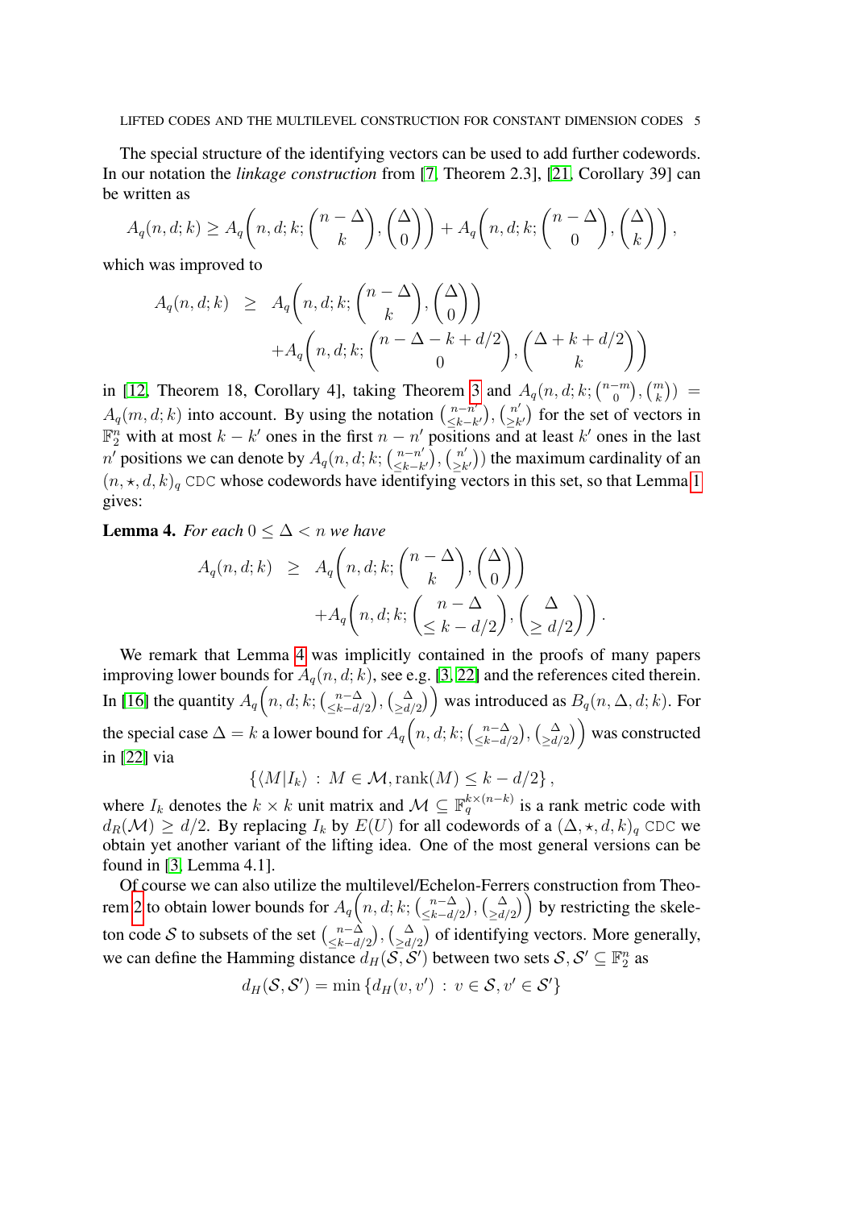The special structure of the identifying vectors can be used to add further codewords. In our notation the *linkage construction* from [7, Theorem 2.3], [21, Corollary 39] can be written as

$$A_q(n,d;k) \ge A_q\!\left(n,d;k;\binom{n-\Delta}{k},\binom{\Delta}{0}\right) + A_q\!\left(n,d;k;\binom{n-\Delta}{0},\binom{\Delta}{k}\right),$$

which was improved to

$$\begin{aligned} A_q(n,d;k) \;&\ge\; A_q\!\left(n,d;k;\binom{n-\Delta}{k},\binom{\Delta}{0}\right) \\ &\quad + A_q\!\left(n,d;k;\binom{n-\Delta-k+d/2}{0},\binom{\Delta+k+d/2}{k}\right) \end{aligned}$$

in [12, Theorem 18, Corollary 4], taking Theorem 3 and $A_q(n,d;k;\binom{n-m}{0},\binom{m}{k}) = A_q(m,d;k)$ into account. By using the notation $\binom{n-n'}{\le k-k'},\binom{n'}{\ge k'}$ for the set of vectors in $\mathbb{F}_2^n$ with at most $k-k'$ ones in the first $n-n'$ positions and at least $k'$ ones in the last $n'$ positions we can denote by $A_q(n,d;k;\binom{n-n'}{\le k-k'},\binom{n'}{\ge k'})$ the maximum cardinality of an $(n,\star,d,k)_q$ CDC whose codewords have identifying vectors in this set, so that Lemma 1 gives:

**Lemma 4.** *For each $0 \le \Delta < n$ we have*

$$\begin{aligned} A_q(n,d;k) \;&\ge\; A_q\!\left(n,d;k;\binom{n-\Delta}{k},\binom{\Delta}{0}\right) \\ &\quad + A_q\!\left(n,d;k;\binom{n-\Delta}{\le k-d/2},\binom{\Delta}{\ge d/2}\right). \end{aligned}$$

We remark that Lemma 4 was implicitly contained in the proofs of many papers improving lower bounds for $A_q(n,d;k)$, see e.g. [3, 22] and the references cited therein. In [16] the quantity $A_q\!\left(n,d;k;\binom{n-\Delta}{\le k-d/2},\binom{\Delta}{\ge d/2}\right)$ was introduced as $B_q(n,\Delta,d;k)$. For the special case $\Delta = k$ a lower bound for $A_q\!\left(n,d;k;\binom{n-\Delta}{\le k-d/2},\binom{\Delta}{\ge d/2}\right)$ was constructed in [22] via

$$\left\{\langle M|I_k\rangle \,:\, M \in \mathcal{M}, \operatorname{rank}(M) \le k-d/2\right\},$$

where $I_k$ denotes the $k \times k$ unit matrix and $\mathcal{M} \subseteq \mathbb{F}_q^{k\times(n-k)}$ is a rank metric code with $d_R(\mathcal{M}) \ge d/2$. By replacing $I_k$ by $E(U)$ for all codewords of a $(\Delta,\star,d,k)_q$ CDC we obtain yet another variant of the lifting idea. One of the most general versions can be found in [3, Lemma 4.1].

Of course we can also utilize the multilevel/Echelon-Ferrers construction from Theorem 2 to obtain lower bounds for $A_q\!\left(n,d;k;\binom{n-\Delta}{\le k-d/2},\binom{\Delta}{\ge d/2}\right)$ by restricting the skeleton code $\mathcal{S}$ to subsets of the set $\binom{n-\Delta}{\le k-d/2},\binom{\Delta}{\ge d/2}$ of identifying vectors. More generally, we can define the Hamming distance $d_H(\mathcal{S},\mathcal{S}')$ between two sets $\mathcal{S},\mathcal{S}' \subseteq \mathbb{F}_2^n$ as

$$d_H(\mathcal{S},\mathcal{S}') = \min\left\{d_H(v,v') \,:\, v \in \mathcal{S}, v' \in \mathcal{S}'\right\}$$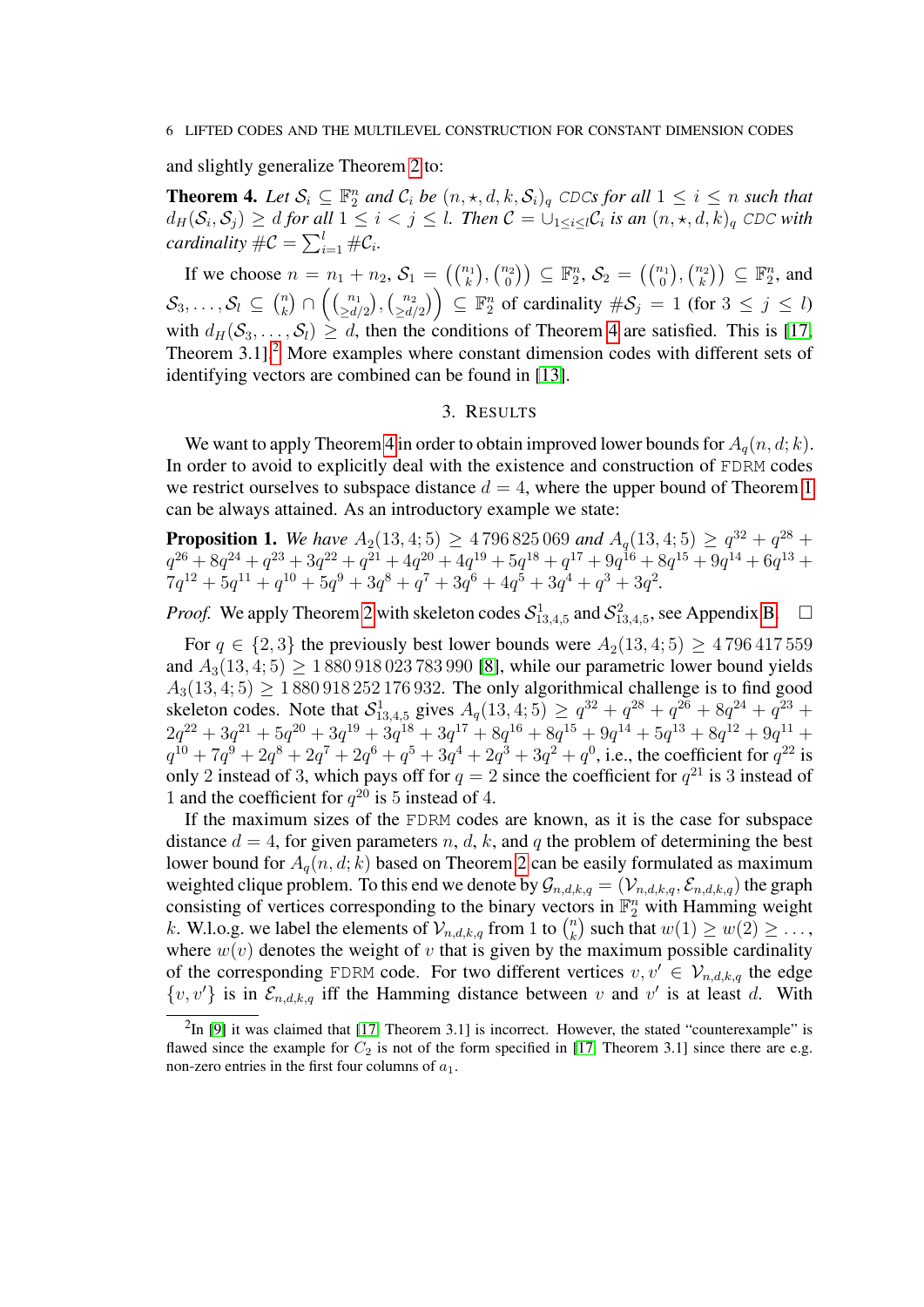and slightly generalize Theorem 2 to:

**Theorem 4.** *Let $\mathcal{S}_i \subseteq \mathbb{F}_2^n$ and $\mathcal{C}_i$ be $(n, \star, d, k, \mathcal{S}_i)_q$ CDCs for all $1 \le i \le n$ such that $d_H(\mathcal{S}_i, \mathcal{S}_j) \ge d$ for all $1 \le i < j \le l$. Then $\mathcal{C} = \cup_{1 \le i \le l} \mathcal{C}_i$ is an $(n, \star, d, k)_q$ CDC with cardinality $\#\mathcal{C} = \sum_{i=1}^{l} \#\mathcal{C}_i$.*

If we choose $n = n_1 + n_2$, $\mathcal{S}_1 = \left(\binom{n_1}{k}, \binom{n_2}{0}\right) \subseteq \mathbb{F}_2^n$, $\mathcal{S}_2 = \left(\binom{n_1}{0}, \binom{n_2}{k}\right) \subseteq \mathbb{F}_2^n$, and $\mathcal{S}_3, \ldots, \mathcal{S}_l \subseteq \binom{n}{k} \cap \left(\binom{n_1}{\ge d/2}, \binom{n_2}{\ge d/2}\right) \subseteq \mathbb{F}_2^n$ of cardinality $\#\mathcal{S}_j = 1$ (for $3 \le j \le l$) with $d_H(\mathcal{S}_3, \ldots, \mathcal{S}_l) \ge d$, then the conditions of Theorem 4 are satisfied. This is [17, Theorem 3.1].[2] More examples where constant dimension codes with different sets of identifying vectors are combined can be found in [13].

## 3. Results

We want to apply Theorem 4 in order to obtain improved lower bounds for $A_q(n, d; k)$. In order to avoid to explicitly deal with the existence and construction of FDRM codes we restrict ourselves to subspace distance $d = 4$, where the upper bound of Theorem 1 can be always attained. As an introductory example we state:

**Proposition 1.** *We have $A_2(13, 4; 5) \ge 4\,796\,825\,069$ and $A_q(13, 4; 5) \ge q^{32} + q^{28} + q^{26} + 8q^{24} + q^{23} + 3q^{22} + q^{21} + 4q^{20} + 4q^{19} + 5q^{18} + q^{17} + 9q^{16} + 8q^{15} + 9q^{14} + 6q^{13} + 7q^{12} + 5q^{11} + q^{10} + 5q^9 + 3q^8 + q^7 + 3q^6 + 4q^5 + 3q^4 + q^3 + 3q^2$.*

*Proof.* We apply Theorem 2 with skeleton codes $\mathcal{S}^1_{13,4,5}$ and $\mathcal{S}^2_{13,4,5}$, see Appendix B. $\square$

For $q \in \{2, 3\}$ the previously best lower bounds were $A_2(13, 4; 5) \ge 4\,796\,417\,559$ and $A_3(13, 4; 5) \ge 1\,880\,918\,023\,783\,990$ [8], while our parametric lower bound yields $A_3(13, 4; 5) \ge 1\,880\,918\,252\,176\,932$. The only algorithmical challenge is to find good skeleton codes. Note that $\mathcal{S}^1_{13,4,5}$ gives $A_q(13, 4; 5) \ge q^{32} + q^{28} + q^{26} + 8q^{24} + q^{23} + 2q^{22} + 3q^{21} + 5q^{20} + 3q^{19} + 3q^{18} + 3q^{17} + 8q^{16} + 8q^{15} + 9q^{14} + 5q^{13} + 8q^{12} + 9q^{11} + q^{10} + 7q^9 + 2q^8 + 2q^7 + 2q^6 + q^5 + 3q^4 + 2q^3 + 3q^2 + q^0$, i.e., the coefficient for $q^{22}$ is only 2 instead of 3, which pays off for $q = 2$ since the coefficient for $q^{21}$ is 3 instead of 1 and the coefficient for $q^{20}$ is 5 instead of 4.

If the maximum sizes of the FDRM codes are known, as it is the case for subspace distance $d = 4$, for given parameters $n$, $d$, $k$, and $q$ the problem of determining the best lower bound for $A_q(n, d; k)$ based on Theorem 2 can be easily formulated as maximum weighted clique problem. To this end we denote by $\mathcal{G}_{n,d,k,q} = (\mathcal{V}_{n,d,k,q}, \mathcal{E}_{n,d,k,q})$ the graph consisting of vertices corresponding to the binary vectors in $\mathbb{F}_2^n$ with Hamming weight $k$. W.l.o.g. we label the elements of $\mathcal{V}_{n,d,k,q}$ from 1 to $\binom{n}{k}$ such that $w(1) \ge w(2) \ge \ldots$, where $w(v)$ denotes the weight of $v$ that is given by the maximum possible cardinality of the corresponding FDRM code. For two different vertices $v, v' \in \mathcal{V}_{n,d,k,q}$ the edge $\{v, v'\}$ is in $\mathcal{E}_{n,d,k,q}$ iff the Hamming distance between $v$ and $v'$ is at least $d$. With

[2] In [9] it was claimed that [17, Theorem 3.1] is incorrect. However, the stated "counterexample" is flawed since the example for $C_2$ is not of the form specified in [17, Theorem 3.1] since there are e.g. non-zero entries in the first four columns of $a_1$.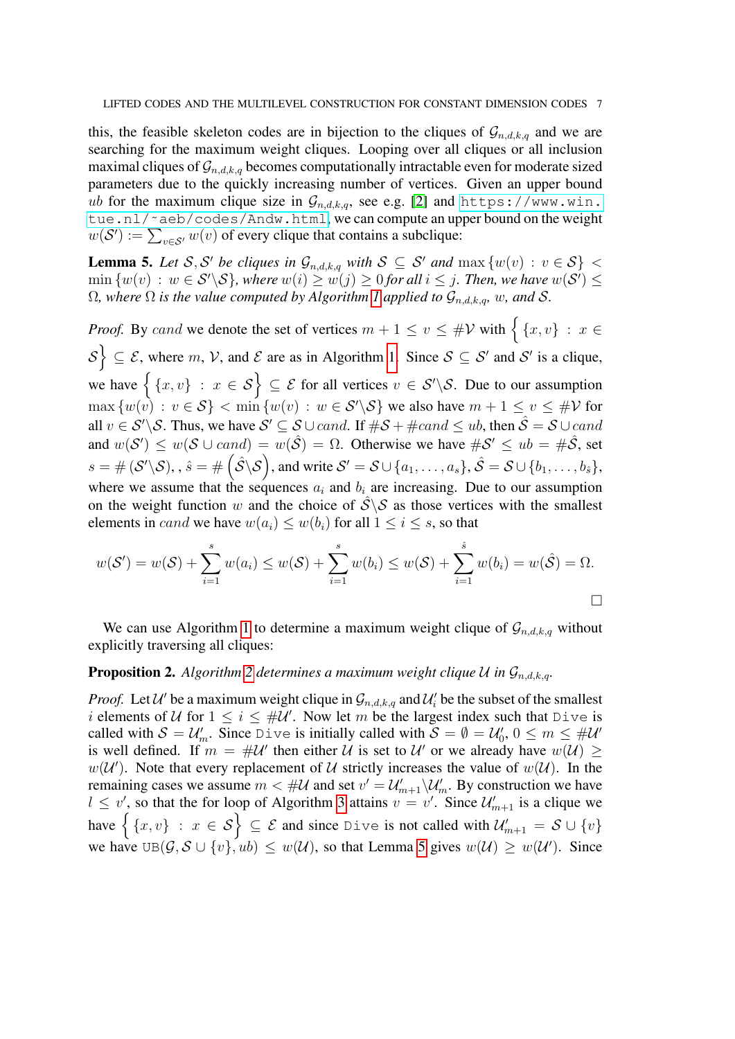this, the feasible skeleton codes are in bijection to the cliques of $\mathcal{G}_{n,d,k,q}$ and we are searching for the maximum weight cliques. Looping over all cliques or all inclusion maximal cliques of $\mathcal{G}_{n,d,k,q}$ becomes computationally intractable even for moderate sized parameters due to the quickly increasing number of vertices. Given an upper bound $ub$ for the maximum clique size in $\mathcal{G}_{n,d,k,q}$, see e.g. [2] and `https://www.win.tue.nl/~aeb/codes/Andw.html`, we can compute an upper bound on the weight $w(\mathcal{S}') := \sum_{v \in \mathcal{S}'} w(v)$ of every clique that contains a subclique:

**Lemma 5.** *Let $\mathcal{S}, \mathcal{S}'$ be cliques in $\mathcal{G}_{n,d,k,q}$ with $\mathcal{S} \subseteq \mathcal{S}'$ and $\max\{w(v) : v \in \mathcal{S}\} < \min\{w(v) : w \in \mathcal{S}' \backslash \mathcal{S}\}$, where $w(i) \geq w(j) \geq 0$ for all $i \leq j$. Then, we have $w(\mathcal{S}') \leq \Omega$, where $\Omega$ is the value computed by Algorithm 1 applied to $\mathcal{G}_{n,d,k,q}$, $w$, and $\mathcal{S}$.*

*Proof.* By $cand$ we denote the set of vertices $m + 1 \leq v \leq \#\mathcal{V}$ with $\Big\{ \{x, v\} : x \in \mathcal{S} \Big\} \subseteq \mathcal{E}$, where $m$, $\mathcal{V}$, and $\mathcal{E}$ are as in Algorithm 1. Since $\mathcal{S} \subseteq \mathcal{S}'$ and $\mathcal{S}'$ is a clique, we have $\Big\{ \{x, v\} : x \in \mathcal{S} \Big\} \subseteq \mathcal{E}$ for all vertices $v \in \mathcal{S}' \backslash \mathcal{S}$. Due to our assumption $\max\{w(v) : v \in \mathcal{S}\} < \min\{w(v) : w \in \mathcal{S}' \backslash \mathcal{S}\}$ we also have $m + 1 \leq v \leq \#\mathcal{V}$ for all $v \in \mathcal{S}' \backslash \mathcal{S}$. Thus, we have $\mathcal{S}' \subseteq \mathcal{S} \cup cand$. If $\#\mathcal{S} + \#cand \leq ub$, then $\hat{\mathcal{S}} = \mathcal{S} \cup cand$ and $w(\mathcal{S}') \leq w(\mathcal{S} \cup cand) = w(\hat{\mathcal{S}}) = \Omega$. Otherwise we have $\#\mathcal{S}' \leq ub = \#\hat{\mathcal{S}}$, set $s = \#(\mathcal{S}' \backslash \mathcal{S}),$, $\hat{s} = \#\left(\hat{\mathcal{S}} \backslash \mathcal{S}\right)$, and write $\mathcal{S}' = \mathcal{S} \cup \{a_1, \ldots, a_s\}$, $\hat{\mathcal{S}} = \mathcal{S} \cup \{b_1, \ldots, b_{\hat{s}}\}$, where we assume that the sequences $a_i$ and $b_i$ are increasing. Due to our assumption on the weight function $w$ and the choice of $\hat{\mathcal{S}} \backslash \mathcal{S}$ as those vertices with the smallest elements in $cand$ we have $w(a_i) \leq w(b_i)$ for all $1 \leq i \leq s$, so that

$$w(\mathcal{S}') = w(\mathcal{S}) + \sum_{i=1}^{s} w(a_i) \leq w(\mathcal{S}) + \sum_{i=1}^{s} w(b_i) \leq w(\mathcal{S}) + \sum_{i=1}^{\hat{s}} w(b_i) = w(\hat{\mathcal{S}}) = \Omega.$$

□

We can use Algorithm 1 to determine a maximum weight clique of $\mathcal{G}_{n,d,k,q}$ without explicitly traversing all cliques:

**Proposition 2.** *Algorithm 2 determines a maximum weight clique $\mathcal{U}$ in $\mathcal{G}_{n,d,k,q}$.*

*Proof.* Let $\mathcal{U}'$ be a maximum weight clique in $\mathcal{G}_{n,d,k,q}$ and $\mathcal{U}'_i$ be the subset of the smallest $i$ elements of $\mathcal{U}$ for $1 \leq i \leq \#\mathcal{U}'$. Now let $m$ be the largest index such that `Dive` is called with $\mathcal{S} = \mathcal{U}'_m$. Since `Dive` is initially called with $\mathcal{S} = \emptyset = \mathcal{U}'_0$, $0 \leq m \leq \#\mathcal{U}'$ is well defined. If $m = \#\mathcal{U}'$ then either $\mathcal{U}$ is set to $\mathcal{U}'$ or we already have $w(\mathcal{U}) \geq w(\mathcal{U}')$. Note that every replacement of $\mathcal{U}$ strictly increases the value of $w(\mathcal{U})$. In the remaining cases we assume $m < \#\mathcal{U}$ and set $v' = \mathcal{U}'_{m+1} \backslash \mathcal{U}'_m$. By construction we have $l \leq v'$, so that the for loop of Algorithm 3 attains $v = v'$. Since $\mathcal{U}'_{m+1}$ is a clique we have $\Big\{ \{x, v\} : x \in \mathcal{S} \Big\} \subseteq \mathcal{E}$ and since `Dive` is not called with $\mathcal{U}'_{m+1} = \mathcal{S} \cup \{v\}$ we have $\texttt{UB}(\mathcal{G}, \mathcal{S} \cup \{v\}, ub) \leq w(\mathcal{U})$, so that Lemma 5 gives $w(\mathcal{U}) \geq w(\mathcal{U}')$. Since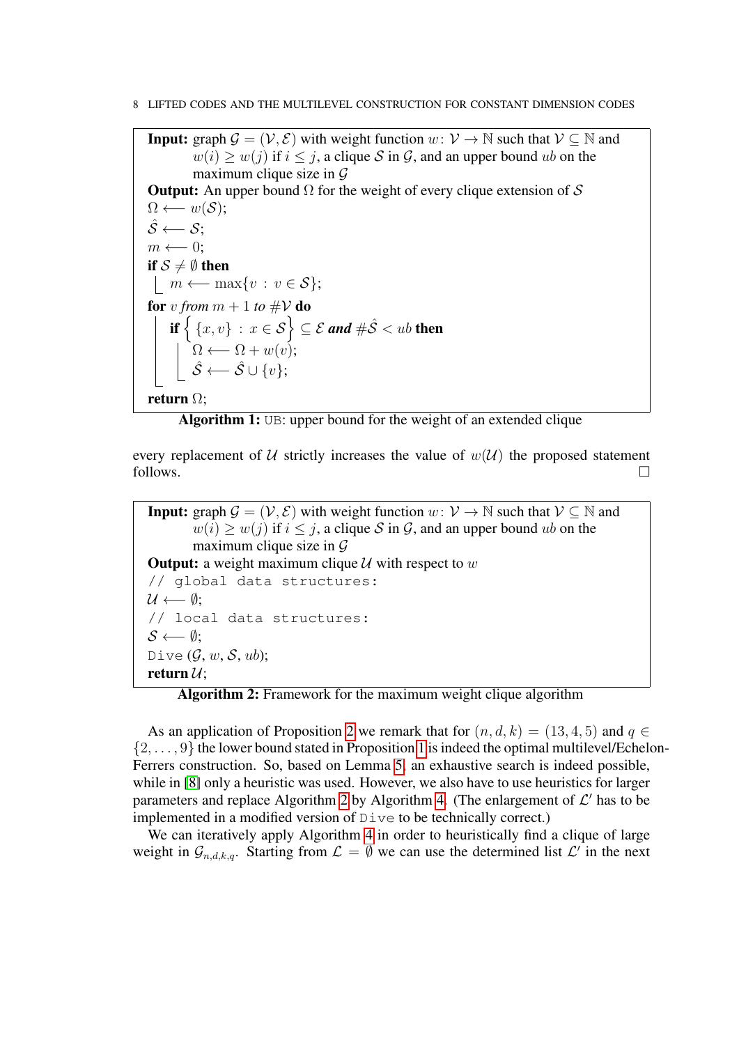**Input:** graph $\mathcal{G} = (\mathcal{V}, \mathcal{E})$ with weight function $w\colon \mathcal{V} \to \mathbb{N}$ such that $\mathcal{V} \subseteq \mathbb{N}$ and $w(i) \geq w(j)$ if $i \leq j$, a clique $\mathcal{S}$ in $\mathcal{G}$, and an upper bound $ub$ on the maximum clique size in $\mathcal{G}$

**Output:** An upper bound $\Omega$ for the weight of every clique extension of $\mathcal{S}$

$\Omega \longleftarrow w(\mathcal{S})$;

$\hat{\mathcal{S}} \longleftarrow \mathcal{S}$;

$m \longleftarrow 0$;

**if** $\mathcal{S} \neq \emptyset$ **then**

  $m \longleftarrow \max\{v \,:\, v \in \mathcal{S}\}$;

**for** $v$ *from* $m+1$ *to* $\#\mathcal{V}$ **do**

  **if** $\Big\{ \{x, v\} \,:\, x \in \mathcal{S} \Big\} \subseteq \mathcal{E}$ ***and*** $\#\hat{\mathcal{S}} < ub$ **then**

    $\Omega \longleftarrow \Omega + w(v)$;

    $\hat{\mathcal{S}} \longleftarrow \hat{\mathcal{S}} \cup \{v\}$;

**return** $\Omega$;

**Algorithm 1:** UB: upper bound for the weight of an extended clique

every replacement of $\mathcal{U}$ strictly increases the value of $w(\mathcal{U})$ the proposed statement follows. □

**Input:** graph $\mathcal{G} = (\mathcal{V}, \mathcal{E})$ with weight function $w\colon \mathcal{V} \to \mathbb{N}$ such that $\mathcal{V} \subseteq \mathbb{N}$ and $w(i) \geq w(j)$ if $i \leq j$, a clique $\mathcal{S}$ in $\mathcal{G}$, and an upper bound $ub$ on the maximum clique size in $\mathcal{G}$

**Output:** a weight maximum clique $\mathcal{U}$ with respect to $w$

`// global data structures:`

$\mathcal{U} \longleftarrow \emptyset$;

`// local data structures:`

$\mathcal{S} \longleftarrow \emptyset$;

Dive $(\mathcal{G}, w, \mathcal{S}, ub)$;

**return** $\mathcal{U}$;

**Algorithm 2:** Framework for the maximum weight clique algorithm

As an application of Proposition 2 we remark that for $(n, d, k) = (13, 4, 5)$ and $q \in \{2, \ldots, 9\}$ the lower bound stated in Proposition 1 is indeed the optimal multilevel/Echelon-Ferrers construction. So, based on Lemma 5, an exhaustive search is indeed possible, while in [8] only a heuristic was used. However, we also have to use heuristics for larger parameters and replace Algorithm 2 by Algorithm 4. (The enlargement of $\mathcal{L}'$ has to be implemented in a modified version of Dive to be technically correct.)

We can iteratively apply Algorithm 4 in order to heuristically find a clique of large weight in $\mathcal{G}_{n,d,k,q}$. Starting from $\mathcal{L} = \emptyset$ we can use the determined list $\mathcal{L}'$ in the next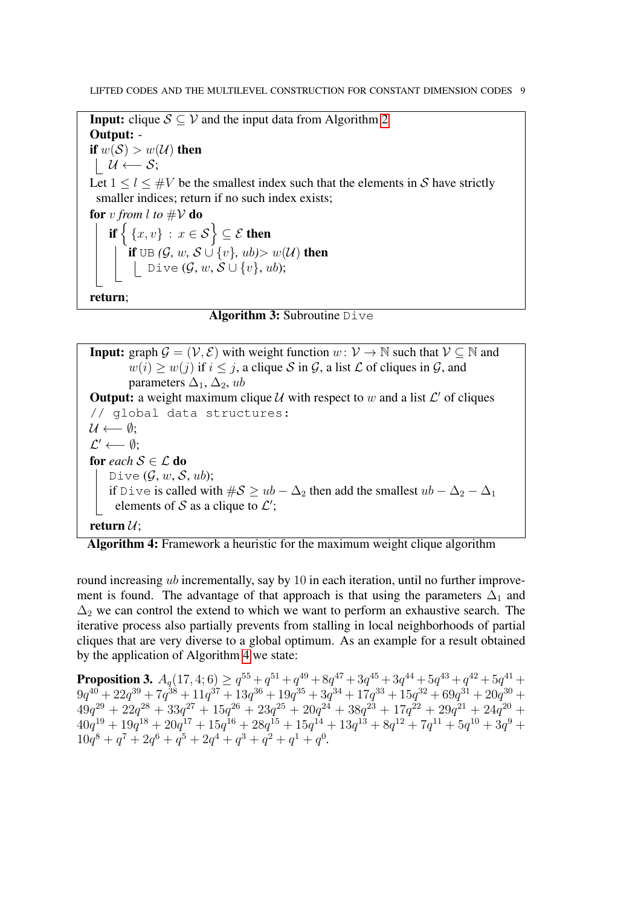**Input:** clique $\mathcal{S} \subseteq \mathcal{V}$ and the input data from Algorithm 2
**Output:** -
**if** $w(\mathcal{S}) > w(\mathcal{U})$ **then**
  $\mathcal{U} \longleftarrow \mathcal{S}$;
Let $1 \le l \le \#V$ be the smallest index such that the elements in $\mathcal{S}$ have strictly smaller indices; return if no such index exists;
**for** *$v$ from $l$ to $\#\mathcal{V}$* **do**
  **if** $\left\{ \{x, v\} \,:\, x \in \mathcal{S} \right\} \subseteq \mathcal{E}$ **then**
    **if** UB *($\mathcal{G}$, $w$, $\mathcal{S} \cup \{v\}$, $ub$)*$> w(\mathcal{U})$ **then**
      Dive ($\mathcal{G}, w, \mathcal{S} \cup \{v\}, ub$);
**return**;

**Algorithm 3:** Subroutine Dive

**Input:** graph $\mathcal{G} = (\mathcal{V}, \mathcal{E})$ with weight function $w\colon \mathcal{V} \to \mathbb{N}$ such that $\mathcal{V} \subseteq \mathbb{N}$ and $w(i) \ge w(j)$ if $i \le j$, a clique $\mathcal{S}$ in $\mathcal{G}$, a list $\mathcal{L}$ of cliques in $\mathcal{G}$, and parameters $\Delta_1$, $\Delta_2$, $ub$
**Output:** a weight maximum clique $\mathcal{U}$ with respect to $w$ and a list $\mathcal{L}'$ of cliques
// global data structures:
$\mathcal{U} \longleftarrow \emptyset$;
$\mathcal{L}' \longleftarrow \emptyset$;
**for** *each $\mathcal{S} \in \mathcal{L}$* **do**
  Dive ($\mathcal{G}, w, \mathcal{S}, ub$);
  if Dive is called with $\#\mathcal{S} \ge ub - \Delta_2$ then add the smallest $ub - \Delta_2 - \Delta_1$ elements of $\mathcal{S}$ as a clique to $\mathcal{L}'$;
**return** $\mathcal{U}$;

**Algorithm 4:** Framework a heuristic for the maximum weight clique algorithm

round increasing $ub$ incrementally, say by $10$ in each iteration, until no further improvement is found. The advantage of that approach is that using the parameters $\Delta_1$ and $\Delta_2$ we can control the extend to which we want to perform an exhaustive search. The iterative process also partially prevents from stalling in local neighborhoods of partial cliques that are very diverse to a global optimum. As an example for a result obtained by the application of Algorithm 4 we state:

**Proposition 3.** $A_q(17, 4; 6) \ge q^{55} + q^{51} + q^{49} + 8q^{47} + 3q^{45} + 3q^{44} + 5q^{43} + q^{42} + 5q^{41} + 9q^{40} + 22q^{39} + 7q^{38} + 11q^{37} + 13q^{36} + 19q^{35} + 3q^{34} + 17q^{33} + 15q^{32} + 69q^{31} + 20q^{30} + 49q^{29} + 22q^{28} + 33q^{27} + 15q^{26} + 23q^{25} + 20q^{24} + 38q^{23} + 17q^{22} + 29q^{21} + 24q^{20} + 40q^{19} + 19q^{18} + 20q^{17} + 15q^{16} + 28q^{15} + 15q^{14} + 13q^{13} + 8q^{12} + 7q^{11} + 5q^{10} + 3q^{9} + 10q^{8} + q^{7} + 2q^{6} + q^{5} + 2q^{4} + q^{3} + q^{2} + q^{1} + q^{0}$.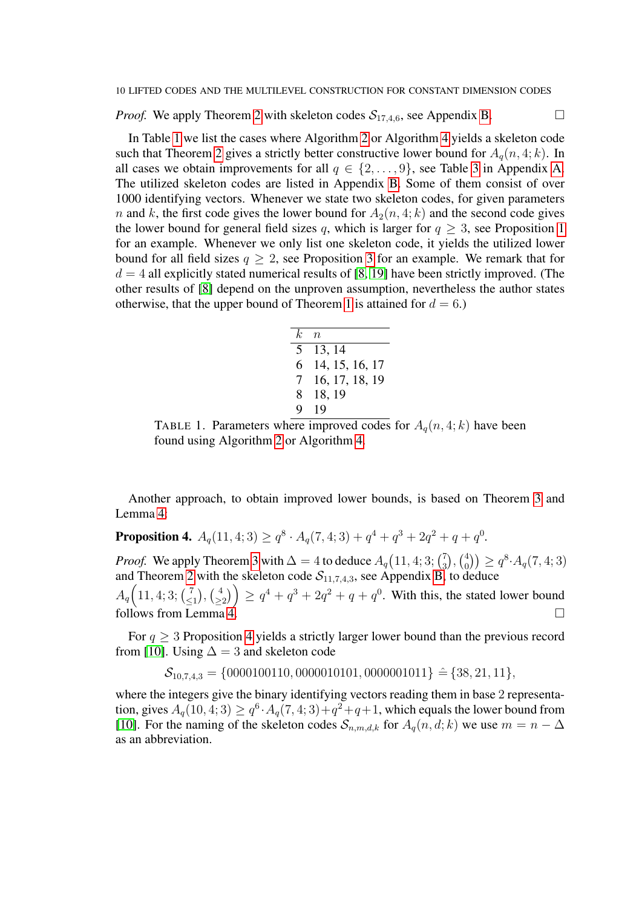*Proof.* We apply Theorem 2 with skeleton codes $\mathcal{S}_{17,4,6}$, see Appendix B. □

In Table 1 we list the cases where Algorithm 2 or Algorithm 4 yields a skeleton code such that Theorem 2 gives a strictly better constructive lower bound for $A_q(n,4;k)$. In all cases we obtain improvements for all $q \in \{2,\dots,9\}$, see Table 3 in Appendix A. The utilized skeleton codes are listed in Appendix B. Some of them consist of over 1000 identifying vectors. Whenever we state two skeleton codes, for given parameters $n$ and $k$, the first code gives the lower bound for $A_2(n,4;k)$ and the second code gives the lower bound for general field sizes $q$, which is larger for $q \ge 3$, see Proposition 1 for an example. Whenever we only list one skeleton code, it yields the utilized lower bound for all field sizes $q \ge 2$, see Proposition 3 for an example. We remark that for $d = 4$ all explicitly stated numerical results of [8, 19] have been strictly improved. (The other results of [8] depend on the unproven assumption, nevertheless the author states otherwise, that the upper bound of Theorem 1 is attained for $d = 6$.)

| $k$ | $n$ |
|---|---|
| 5 | 13, 14 |
| 6 | 14, 15, 16, 17 |
| 7 | 16, 17, 18, 19 |
| 8 | 18, 19 |
| 9 | 19 |

TABLE 1. Parameters where improved codes for $A_q(n,4;k)$ have been found using Algorithm 2 or Algorithm 4.

Another approach, to obtain improved lower bounds, is based on Theorem 3 and Lemma 4:

**Proposition 4.** $A_q(11,4;3) \ge q^8 \cdot A_q(7,4;3) + q^4 + q^3 + 2q^2 + q + q^0$.

*Proof.* We apply Theorem 3 with $\Delta = 4$ to deduce $A_q\big(11,4;3;\binom{7}{3},\binom{4}{0}\big) \ge q^8 \cdot A_q(7,4;3)$ and Theorem 2 with the skeleton code $\mathcal{S}_{11,7,4,3}$, see Appendix B, to deduce $A_q\Big(11,4;3;\binom{7}{\le 1},\binom{4}{\ge 2}\Big) \ge q^4 + q^3 + 2q^2 + q + q^0$. With this, the stated lower bound follows from Lemma 4. □

For $q \ge 3$ Proposition 4 yields a strictly larger lower bound than the previous record from [10]. Using $\Delta = 3$ and skeleton code

$$\mathcal{S}_{10,7,4,3} = \{0000100110, 0000010101, 0000001011\} \mathrel{\hat{=}} \{38, 21, 11\},$$

where the integers give the binary identifying vectors reading them in base 2 representation, gives $A_q(10,4;3) \ge q^6 \cdot A_q(7,4;3) + q^2 + q + 1$, which equals the lower bound from [10]. For the naming of the skeleton codes $\mathcal{S}_{n,m,d,k}$ for $A_q(n,d;k)$ we use $m = n - \Delta$ as an abbreviation.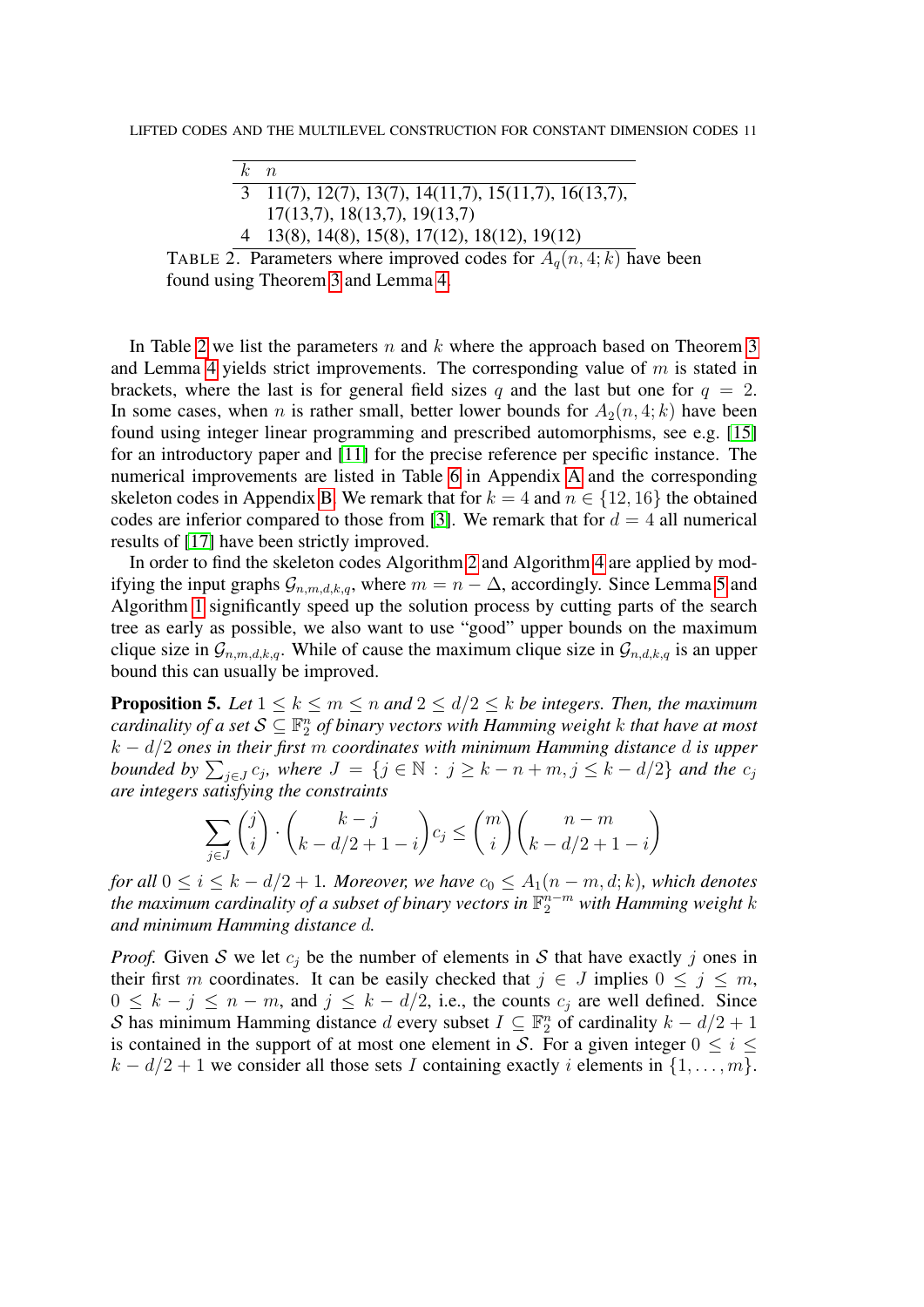| $k$ | $n$ |
|---|---|
| 3 | 11(7), 12(7), 13(7), 14(11,7), 15(11,7), 16(13,7), 17(13,7), 18(13,7), 19(13,7) |
| 4 | 13(8), 14(8), 15(8), 17(12), 18(12), 19(12) |

TABLE 2. Parameters where improved codes for $A_q(n, 4; k)$ have been found using Theorem 3 and Lemma 4.

In Table 2 we list the parameters $n$ and $k$ where the approach based on Theorem 3 and Lemma 4 yields strict improvements. The corresponding value of $m$ is stated in brackets, where the last is for general field sizes $q$ and the last but one for $q = 2$. In some cases, when $n$ is rather small, better lower bounds for $A_2(n, 4; k)$ have been found using integer linear programming and prescribed automorphisms, see e.g. [15] for an introductory paper and [11] for the precise reference per specific instance. The numerical improvements are listed in Table 6 in Appendix A and the corresponding skeleton codes in Appendix B. We remark that for $k = 4$ and $n \in \{12, 16\}$ the obtained codes are inferior compared to those from [3]. We remark that for $d = 4$ all numerical results of [17] have been strictly improved.

In order to find the skeleton codes Algorithm 2 and Algorithm 4 are applied by modifying the input graphs $\mathcal{G}_{n,m,d,k,q}$, where $m = n - \Delta$, accordingly. Since Lemma 5 and Algorithm 1 significantly speed up the solution process by cutting parts of the search tree as early as possible, we also want to use "good" upper bounds on the maximum clique size in $\mathcal{G}_{n,m,d,k,q}$. While of cause the maximum clique size in $\mathcal{G}_{n,d,k,q}$ is an upper bound this can usually be improved.

**Proposition 5.** *Let $1 \le k \le m \le n$ and $2 \le d/2 \le k$ be integers. Then, the maximum cardinality of a set $\mathcal{S} \subseteq \mathbb{F}_2^n$ of binary vectors with Hamming weight $k$ that have at most $k - d/2$ ones in their first $m$ coordinates with minimum Hamming distance $d$ is upper bounded by $\sum_{j \in J} c_j$, where $J = \{j \in \mathbb{N} : j \ge k - n + m, j \le k - d/2\}$ and the $c_j$ are integers satisfying the constraints*

$$\sum_{j \in J} \binom{j}{i} \cdot \binom{k-j}{k - d/2 + 1 - i} c_j \le \binom{m}{i} \binom{n-m}{k - d/2 + 1 - i}$$

*for all $0 \le i \le k - d/2 + 1$. Moreover, we have $c_0 \le A_1(n - m, d; k)$, which denotes the maximum cardinality of a subset of binary vectors in $\mathbb{F}_2^{n-m}$ with Hamming weight $k$ and minimum Hamming distance $d$.*

*Proof.* Given $\mathcal{S}$ we let $c_j$ be the number of elements in $\mathcal{S}$ that have exactly $j$ ones in their first $m$ coordinates. It can be easily checked that $j \in J$ implies $0 \le j \le m$, $0 \le k - j \le n - m$, and $j \le k - d/2$, i.e., the counts $c_j$ are well defined. Since $\mathcal{S}$ has minimum Hamming distance $d$ every subset $I \subseteq \mathbb{F}_2^n$ of cardinality $k - d/2 + 1$ is contained in the support of at most one element in $\mathcal{S}$. For a given integer $0 \le i \le k - d/2 + 1$ we consider all those sets $I$ containing exactly $i$ elements in $\{1, \dots, m\}$.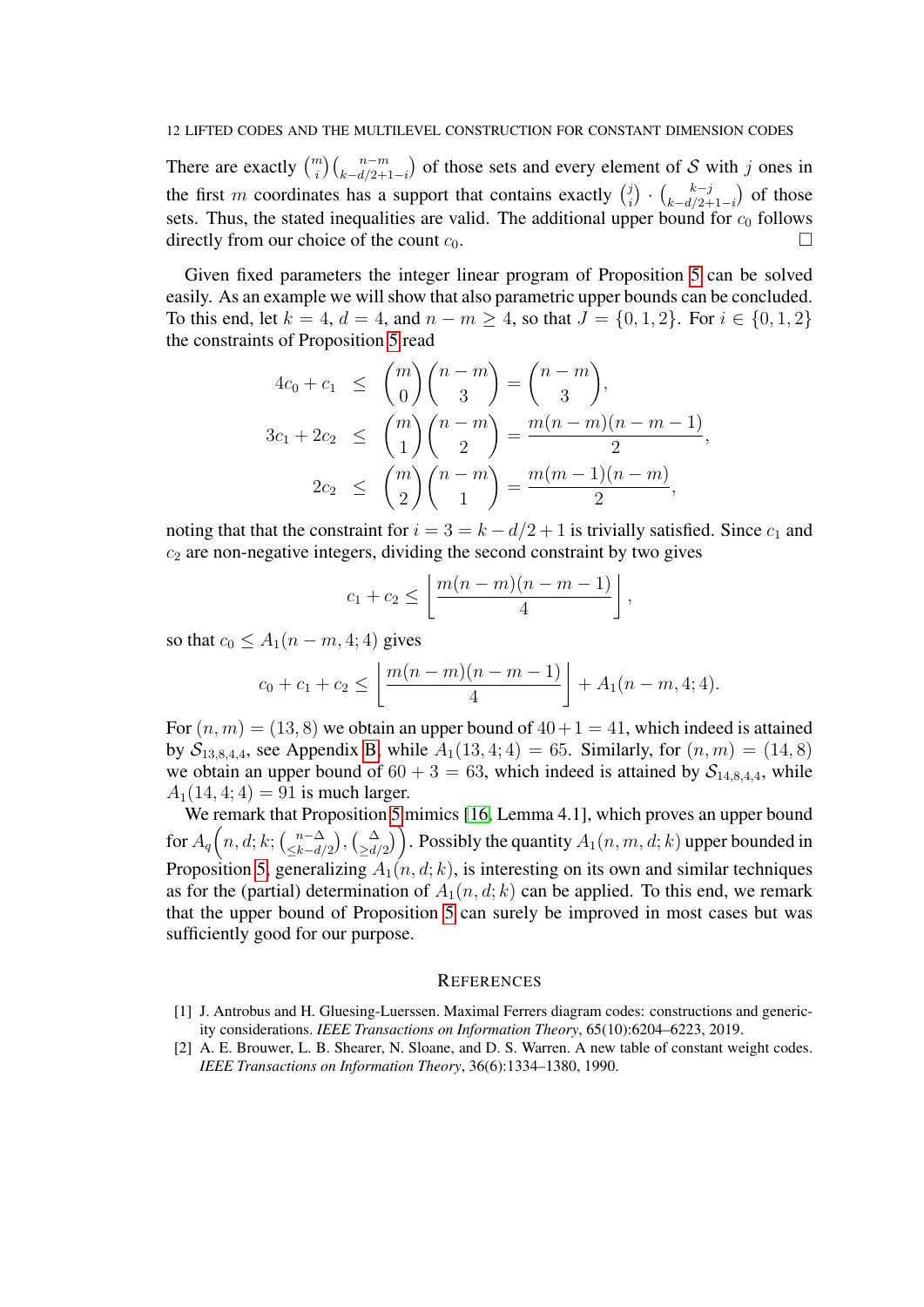There are exactly $\binom{m}{i}\binom{n-m}{k-d/2+1-i}$ of those sets and every element of $\mathcal{S}$ with $j$ ones in the first $m$ coordinates has a support that contains exactly $\binom{j}{i} \cdot \binom{k-j}{k-d/2+1-i}$ of those sets. Thus, the stated inequalities are valid. The additional upper bound for $c_0$ follows directly from our choice of the count $c_0$. $\square$

Given fixed parameters the integer linear program of Proposition 5 can be solved easily. As an example we will show that also parametric upper bounds can be concluded. To this end, let $k = 4$, $d = 4$, and $n - m \geq 4$, so that $J = \{0, 1, 2\}$. For $i \in \{0, 1, 2\}$ the constraints of Proposition 5 read

$$
\begin{aligned}
4c_0 + c_1 &\leq \binom{m}{0}\binom{n-m}{3} = \binom{n-m}{3}, \\
3c_1 + 2c_2 &\leq \binom{m}{1}\binom{n-m}{2} = \frac{m(n-m)(n-m-1)}{2}, \\
2c_2 &\leq \binom{m}{2}\binom{n-m}{1} = \frac{m(m-1)(n-m)}{2},
\end{aligned}
$$

noting that that the constraint for $i = 3 = k - d/2 + 1$ is trivially satisfied. Since $c_1$ and $c_2$ are non-negative integers, dividing the second constraint by two gives

$$
c_1 + c_2 \leq \left\lfloor \frac{m(n-m)(n-m-1)}{4} \right\rfloor,
$$

so that $c_0 \leq A_1(n - m, 4; 4)$ gives

$$
c_0 + c_1 + c_2 \leq \left\lfloor \frac{m(n-m)(n-m-1)}{4} \right\rfloor + A_1(n-m, 4; 4).
$$

For $(n, m) = (13, 8)$ we obtain an upper bound of $40 + 1 = 41$, which indeed is attained by $\mathcal{S}_{13,8,4,4}$, see Appendix B, while $A_1(13, 4; 4) = 65$. Similarly, for $(n, m) = (14, 8)$ we obtain an upper bound of $60 + 3 = 63$, which indeed is attained by $\mathcal{S}_{14,8,4,4}$, while $A_1(14, 4; 4) = 91$ is much larger.

We remark that Proposition 5 mimics [16, Lemma 4.1], which proves an upper bound for $A_q\Big(n, d; k; \binom{n-\Delta}{\leq k-d/2}, \binom{\Delta}{\geq d/2}\Big)$. Possibly the quantity $A_1(n, m, d; k)$ upper bounded in Proposition 5, generalizing $A_1(n, d; k)$, is interesting on its own and similar techniques as for the (partial) determination of $A_1(n, d; k)$ can be applied. To this end, we remark that the upper bound of Proposition 5 can surely be improved in most cases but was sufficiently good for our purpose.

## References

[1] J. Antrobus and H. Gluesing-Luerssen. Maximal Ferrers diagram codes: constructions and genericity considerations. *IEEE Transactions on Information Theory*, 65(10):6204–6223, 2019.

[2] A. E. Brouwer, L. B. Shearer, N. Sloane, and D. S. Warren. A new table of constant weight codes. *IEEE Transactions on Information Theory*, 36(6):1334–1380, 1990.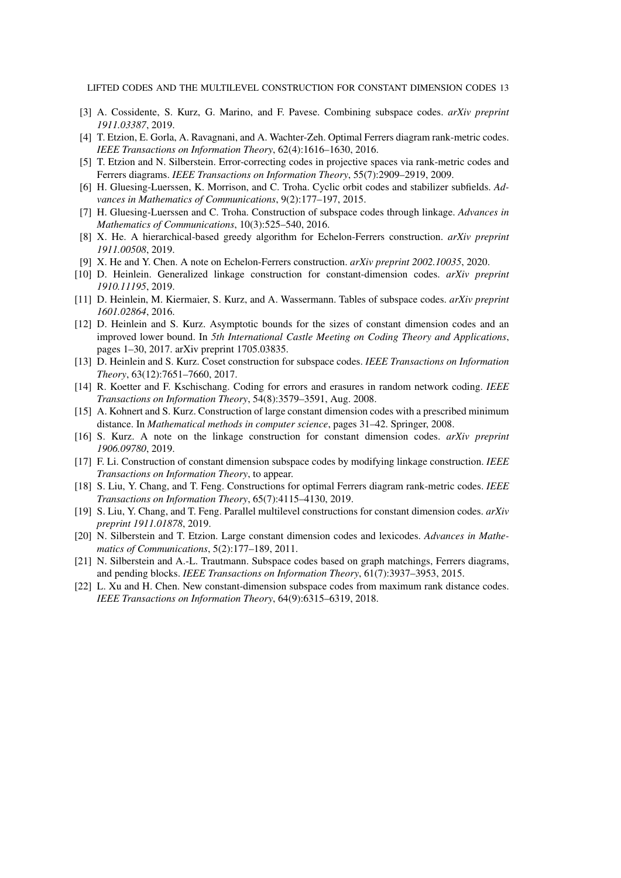[3] A. Cossidente, S. Kurz, G. Marino, and F. Pavese. Combining subspace codes. *arXiv preprint 1911.03387*, 2019.

[4] T. Etzion, E. Gorla, A. Ravagnani, and A. Wachter-Zeh. Optimal Ferrers diagram rank-metric codes. *IEEE Transactions on Information Theory*, 62(4):1616–1630, 2016.

[5] T. Etzion and N. Silberstein. Error-correcting codes in projective spaces via rank-metric codes and Ferrers diagrams. *IEEE Transactions on Information Theory*, 55(7):2909–2919, 2009.

[6] H. Gluesing-Luerssen, K. Morrison, and C. Troha. Cyclic orbit codes and stabilizer subfields. *Advances in Mathematics of Communications*, 9(2):177–197, 2015.

[7] H. Gluesing-Luerssen and C. Troha. Construction of subspace codes through linkage. *Advances in Mathematics of Communications*, 10(3):525–540, 2016.

[8] X. He. A hierarchical-based greedy algorithm for Echelon-Ferrers construction. *arXiv preprint 1911.00508*, 2019.

[9] X. He and Y. Chen. A note on Echelon-Ferrers construction. *arXiv preprint 2002.10035*, 2020.

[10] D. Heinlein. Generalized linkage construction for constant-dimension codes. *arXiv preprint 1910.11195*, 2019.

[11] D. Heinlein, M. Kiermaier, S. Kurz, and A. Wassermann. Tables of subspace codes. *arXiv preprint 1601.02864*, 2016.

[12] D. Heinlein and S. Kurz. Asymptotic bounds for the sizes of constant dimension codes and an improved lower bound. In *5th International Castle Meeting on Coding Theory and Applications*, pages 1–30, 2017. arXiv preprint 1705.03835.

[13] D. Heinlein and S. Kurz. Coset construction for subspace codes. *IEEE Transactions on Information Theory*, 63(12):7651–7660, 2017.

[14] R. Koetter and F. Kschischang. Coding for errors and erasures in random network coding. *IEEE Transactions on Information Theory*, 54(8):3579–3591, Aug. 2008.

[15] A. Kohnert and S. Kurz. Construction of large constant dimension codes with a prescribed minimum distance. In *Mathematical methods in computer science*, pages 31–42. Springer, 2008.

[16] S. Kurz. A note on the linkage construction for constant dimension codes. *arXiv preprint 1906.09780*, 2019.

[17] F. Li. Construction of constant dimension subspace codes by modifying linkage construction. *IEEE Transactions on Information Theory*, to appear.

[18] S. Liu, Y. Chang, and T. Feng. Constructions for optimal Ferrers diagram rank-metric codes. *IEEE Transactions on Information Theory*, 65(7):4115–4130, 2019.

[19] S. Liu, Y. Chang, and T. Feng. Parallel multilevel constructions for constant dimension codes. *arXiv preprint 1911.01878*, 2019.

[20] N. Silberstein and T. Etzion. Large constant dimension codes and lexicodes. *Advances in Mathematics of Communications*, 5(2):177–189, 2011.

[21] N. Silberstein and A.-L. Trautmann. Subspace codes based on graph matchings, Ferrers diagrams, and pending blocks. *IEEE Transactions on Information Theory*, 61(7):3937–3953, 2015.

[22] L. Xu and H. Chen. New constant-dimension subspace codes from maximum rank distance codes. *IEEE Transactions on Information Theory*, 64(9):6315–6319, 2018.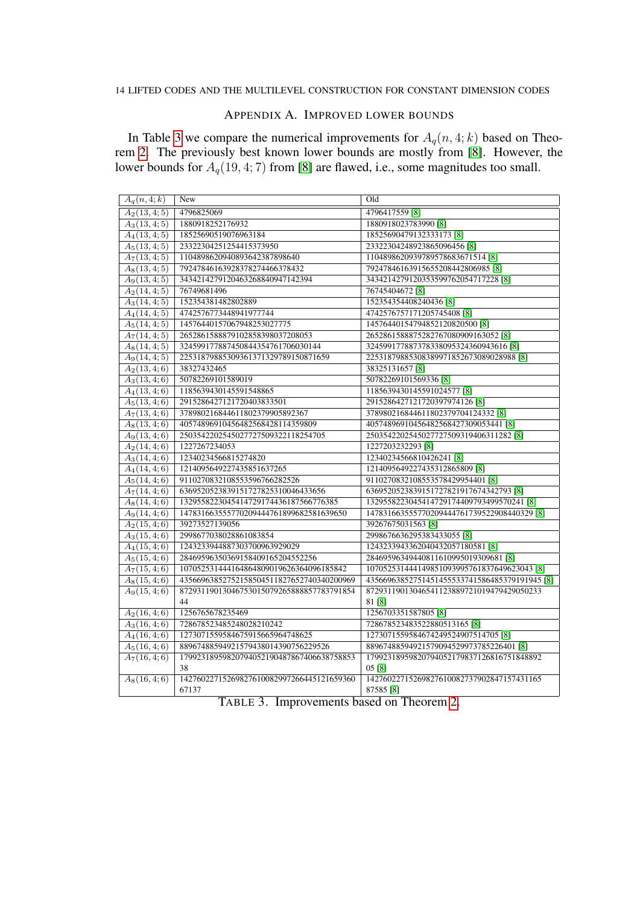## Appendix A. Improved lower bounds

In Table 3 we compare the numerical improvements for $A_q(n, 4; k)$ based on Theorem 2. The previously best known lower bounds are mostly from [8]. However, the lower bounds for $A_q(19, 4; 7)$ from [8] are flawed, i.e., some magnitudes too small.

| $A_q(n, 4; k)$ | New | Old |
|---|---|---|
| $A_2(13, 4; 5)$ | 4796825069 | 4796417559 [8] |
| $A_3(13, 4; 5)$ | 1880918252176932 | 1880918023783990 [8] |
| $A_4(13, 4; 5)$ | 185256905190769631​84 | 185256904791323331​73 [8] |
| $A_5(13, 4; 5)$ | 23322304251254415373950 | 23322304248923865096456 [8] |
| $A_7(13, 4; 5)$ | 1104898620940893642387898640 | 1104898620939789578683671514 [8] |
| $A_8(13, 4; 5)$ | 79247846163928378274466378432 | 79247846163915655208442806985 [8] |
| $A_9(13, 4; 5)$ | 3434214279120463268840947142394 | 3434214279120353599762054717228 [8] |
| $A_2(14, 4; 5)$ | 76749681496 | 76745404672 [8] |
| $A_3(14, 4; 5)$ | 152354381482802889 | 152354354408240436 [8] |
| $A_4(14, 4; 5)$ | 4742576773448941977744 | 4742576757171205745408 [8] |
| $A_5(14, 4; 5)$ | 14576440157067948253027775 | 14576440154794852120820500 [8] |
| $A_7(14, 4; 5)$ | 2652861588879102858398037208053 | 2652861588875282767080909163052 [8] |
| $A_8(14, 4; 5)$ | 324599177887450844354761706030144 | 324599177887378338095324360943616 [8] |
| $A_9(14, 4; 5)$ | 22531879885309361371329789150871659 | 22531879885308389971852673089028988 [8] |
| $A_2(13, 4; 6)$ | 38327432465 | 38325131657 [8] |
| $A_3(13, 4; 6)$ | 50782269101589019 | 50782269101569336 [8] |
| $A_4(13, 4; 6)$ | 1185639430145591548865 | 1185639430145591024577 [8] |
| $A_5(13, 4; 6)$ | 2915286427121720403833501 | 2915286427121720397974126 [8] |
| $A_7(13, 4; 6)$ | 3789802168446118023799058923​67 | 378980216844611802379704124332 [8] |
| $A_8(13, 4; 6)$ | 405748969104564825684281143598​09 | 40574896910456482568427309053441 [8] |
| $A_9(13, 4; 6)$ | 2503542202545027727509322118254705 | 2503542202545027727509319406311282 [8] |
| $A_2(14, 4; 6)$ | 1227267234053 | 1227203232293 [8] |
| $A_3(14, 4; 6)$ | 12340234566815274820 | 12340234566810426241 [8] |
| $A_4(14, 4; 6)$ | 1214095649227435851637265 | 1214095649227435312865809 [8] |
| $A_5(14, 4; 6)$ | 9110270832108553596766282526 | 9110270832108553578429954401 [8] |
| $A_7(14, 4; 6)$ | 6369520523839151727825310046433656 | 6369520523839151727821917674342793 [8] |
| $A_8(14, 4; 6)$ | 1329558223045414729174436187566776385 | 1329558223045414729174409793499570241 [8] |
| $A_9(14, 4; 6)$ | 1478316635557702094447618996825816396​50 | 147831663555770209444761739522908440329 [8] |
| $A_2(15, 4; 6)$ | 39273527139056 | 39267675031563 [8] |
| $A_3(15, 4; 6)$ | 29986770380288610838​54 | 2998676636295383433055 [8] |
| $A_4(15, 4; 6)$ | 1243233944887303700963929029 | 1243233943362040432057180581 [8] |
| $A_5(15, 4; 6)$ | 28469596350369158409165204552256 | 28469596349440811610995019309681 [8] |
| $A_7(15, 4; 6)$ | 10705253144416486480901962636409618​5842 | 107052531444149851093995761837649623043 [8] |
| $A_8(15, 4; 6)$ | 4356696385275215850451182765274034020​0969 | 4356696385275145145553374158648537919​1945 [8] |
| $A_9(15, 4; 6)$ | 87293119013046753015079265888857783791854 44 | 8729311901304654112388972101947942​9050233 81 [8] |
| $A_2(16, 4; 6)$ | 1256765678235469 | 1256703351587805 [8] |
| $A_3(16, 4; 6)$ | 7286785234852480282102​42 | 728678523483522880513165 [8] |
| $A_4(16, 4; 6)$ | 1273071559584675915665964748625 | 1273071559584674249524907514705 [8] |
| $A_5(16, 4; 6)$ | 889674885949215794380143907562295​26 | 8896748859492157909452997378522​6401 [8] |
| $A_7(16, 4; 6)$ | 17992318959820794052190487867406638758853 38 | 17992318959820794052179837126816751848892 05 [8] |
| $A_8(16, 4; 6)$ | 14276022715269827610082997266445121659360 67137 | 14276022715269827610082737902847157431165 87585 [8] |

Table 3. Improvements based on Theorem 2.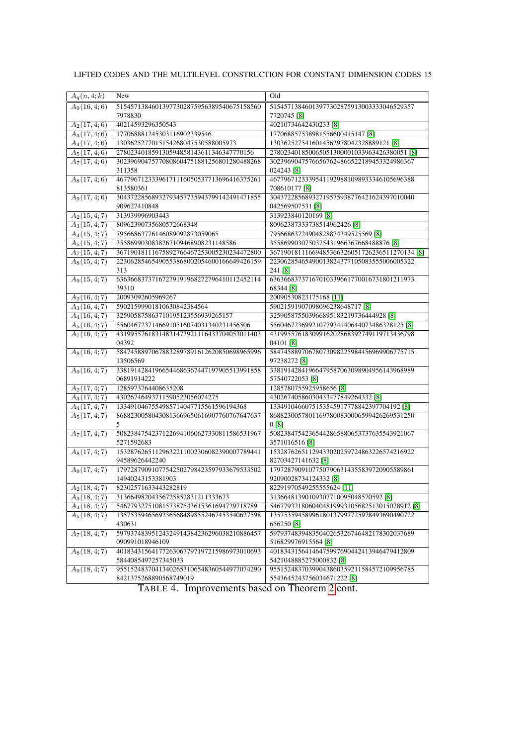| $A_q(n,4;k)$ | New | Old |
|---|---|---|
| $A_9(16,4;6)$ | 51545713846013977302875956389540675158560 7978830 | 51545713846013977302875913003333046529357 7720745 [8] |
| $A_2(17,4;6)$ | 40214593296350543 | 40210734642430233 [8] |
| $A_3(17,4;6)$ | 177068881245303116902339546 | 177068857538981556600415147 [8] |
| $A_4(17,4;6)$ | 1303625277015154268047530588005973 | 1303625275416014562978042328889121 [8] |
| $A_5(17,4;6)$ | 278023401859130594858143611346347770156 | 278023401850065051300001033963426380051 [8] |
| $A_7(17,4;6)$ | 302396904757708086047518812568012804882​68 311358 | 302396904757665676248665221894533249863​67 024243 [8] |
| $A_8(17,4;6)$ | 46779671233396171116050537713696416375261 813580361 | 46779671233395411929881098933346105696388 708610177 [8] |
| $A_9(17,4;6)$ | 30437228568932793457735943799142491471855 909627410848 | 30437228568932719575938776421624397010040 042569507531 [8] |
| $A_2(15,4;7)$ | 313939996903443 | 313923840120169 [8] |
| $A_3(15,4;7)$ | 809623907356805726683​48 | 80962387333738514962426 [8] |
| $A_4(15,4;7)$ | 7956686377614608909287305​9065 | 7956686372490482887434952​5569 [8] |
| $A_5(15,4;7)$ | 35586990308382671094689082​31148586 | 3558699030750375431966367668488876 [8] |
| $A_7(15,4;7)$ | 36719018111675892766467253005230234472800 | 36719018111669485366326051726236511270134 [8] |
| $A_8(15,4;7)$ | 22306285465490553868002054600166649426159 313 | 22306285465490013824377105083555006005322 241 [8] |
| $A_9(15,4;7)$ | 63636683737167279191968272796410112452114 39310 | 63636683737167010339661770016731801211973 68344 [8] |
| $A_2(16,4;7)$ | 20093092605969267 | 20090530823175168 [11] |
| $A_3(16,4;7)$ | 5902159990181063084238456​4 | 590215919070980962386487​17 [8] |
| $A_4(16,4;7)$ | 325905875863710195123556939265157 | 325905875503966895183219736444928 [8] |
| $A_5(16,4;7)$ | 5560467237146691051607403134​0231456506 | 5560467236992107797414064407348​6328125 [8] |
| $A_7(16,4;7)$ | 43199557618314831473921116433704053011403 04392 | 43199557618309916202868392749119713436798 04101 [8] |
| $A_8(16,4;7)$ | 58474588970678832897891612620850698965996 13506569 | 58474588970678073098225984456969906775715 97238272 [8] |
| $A_9(16,4;7)$ | 33819142841966544686367447197905513991858 06891914222 | 33819142841966479587063098904956143968989 57540722053 [8] |
| $A_2(17,4;7)$ | 1285973764408635208 | 1285780755925958656 [8] |
| $A_3(17,4;7)$ | 430267464937115905230560742​75 | 430267405860304334778492643​32 [8] |
| $A_4(17,4;7)$ | 1334910467554985714047715561596194368 | 1334910466075153545917778842397704192 [8] |
| $A_5(17,4;7)$ | 86882300580430813669650616907760767647637 5 | 86882300578011697800830006599426269531250 0 [8] |
| $A_7(17,4;7)$ | 50823847542371226941060627330811586531967 5271592683 | 50823847542365442865880653737635543921067 3571016516 [8] |
| $A_8(17,4;7)$ | 15328762651129632211002306082390007789441 94589626442240 | 15328762651129433020259724863226574216922 82703427141632 [8] |
| $A_9(17,4;7)$ | 17972879091077542502798423597933679533502 14940243153381903 | 17972879091077507906314355839720905589861 92090028734124332 [8] |
| $A_2(18,4;7)$ | 82302571633443282819 | 82291970549255555624 [11] |
| $A_3(18,4;7)$ | 3136649820435672585283121133​3673 | 3136648139010930771009504857​0592 [8] |
| $A_4(18,4;7)$ | 546779327510815738754361536169472971​8789 | 5467793218060404819993105682513015078912 [8] |
| $A_5(18,4;7)$ | 13575359465692365684898552467453540627598 430631 | 13575359458996180137997725978493690490722 656250 [8] |
| $A_7(18,4;7)$ | 59793748395124324914384236296038210886457 090991018946109 | 59793748394835040265326746482178302037689 516829976915564 [8] |
| $A_8(18,4;7)$ | 40183431564177263067797197215986973010693 58440854972573​45033 | 40183431564146475997690442413946479412809 54210488852750008​32 [8] |
| $A_9(18,4;7)$ | 95515248370413402653106548360544977074290 8421375268890568749019 | 95515248370399043860359211584572109956785 5543645243756034671222 [8] |

TABLE 4. Improvements based on Theorem 2 cont.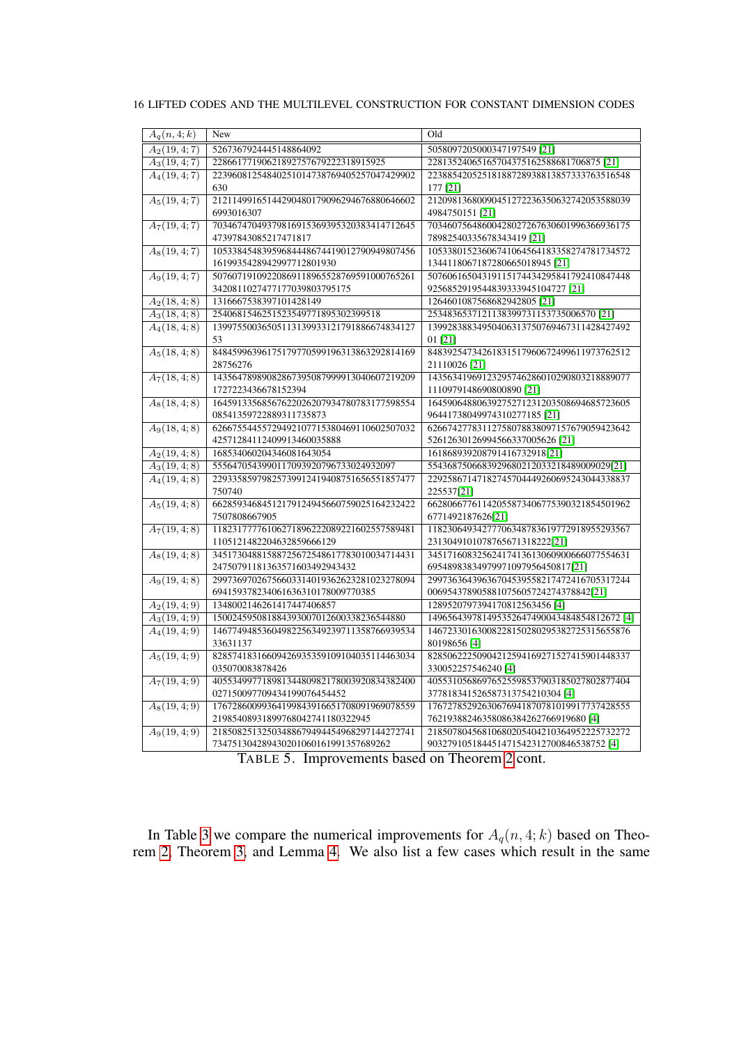| $A_q(n,4;k)$ | New | Old |
|---|---|---|
| $A_2(19,4;7)$ | 5267367924445148864092 | 5058097205000347197549 [21] |
| $A_3(19,4;7)$ | 22866177190621892757679222318915925 | 22813524065165704375162588681706875 [21] |
| $A_4(19,4;7)$ | 223960812548402510147387694052570474299020630 | 223885420525181887289388138573337635165481777 [21] |
| $A_5(19,4;7)$ | 21211499165144290480179096294676880646602 6993016307 | 21209813680090451272236350632742053588039 4984750151 [21] |
| $A_7(19,4;7)$ | 70346747049379816915369395320383414712645 47397843085217471817 | 70346075648600428027267630601996366936175 78982540335678343419 [21] |
| $A_8(19,4;7)$ | 10533845483959684448674419012790949807456 161993542894299771280 1930 | 10533801523606741064564183358274781734572 13441180671872806650189 45 [21] |
| $A_9(19,4;7)$ | 50760719109220869118965528769591000765261 34208110274771770398037 95175 | 50760616504319115174434295841792410847448 92568529195448393339451 04727 [21] |
| $A_2(18,4;8)$ | 1316667538397101428149 | 1264601087568682942805 [21] |
| $A_3(18,4;8)$ | 25406815462515235497718953023995 18 | 25348365371211383997311537350065 70 [21] |
| $A_4(18,4;8)$ | 13997550036505113139933121791888 6674834127 53 | 13992838834950406313750769467311 428427492 01 [21] |
| $A_5(18,4;8)$ | 84845996396175179770599196313863292814169 28756276 | 84839254734261831517960672499611973762512 21110026 [21] |
| $A_7(18,4;8)$ | 14356478989082867395087999913040607219209 1727223436678152394 | 14356341969123295746286010290803218889077 1110979148690800890 [21] |
| $A_8(18,4;8)$ | 16459133568567622026207934780783177598554 085413597228893117358 73 | 16459064880639275271231203508694685723605 964417380499743102771 85 [21] |
| $A_9(18,4;8)$ | 62667554455729492107715380469110602507032 42571284112409913460035888 | 62667427783112758078838097157679059423642 52612630126994566337005626 [21] |
| $A_2(19,4;8)$ | 168534060204346081643054 | 161868939208791416732918 [21] |
| $A_3(19,4;8)$ | 555647054399011709392079673302493 2097 | 554368750668392968021203321848900 29 [21] |
| $A_4(19,4;8)$ | 22933585979825739912419408751656551857477 750740 | 22925867147182745704449260695243044338837 225537 [21] |
| $A_5(19,4;8)$ | 66285934684512179124945660759025164232422 7507808667905 | 66280667761142055873406775390321854501962 6771492187626 [21] |
| $A_7(19,4;8)$ | 11823177776106271896222089221602557589481 1105121482204632859666129 | 11823064934277706348783619772918955293567 2313049101078765671318222 [21] |
| $A_8(19,4;8)$ | 34517304881588725672548617783010034714431 24750791181363571603492943432 | 34517160832562417413613060900666077554631 69548983834979971097956450817 [21] |
| $A_9(19,4;8)$ | 29973697026756603314019362623281023278094 6941593782340616363101780097703 85 | 29973636439636704539558217472416705317244 0069543789058810756057242743788 42 [21] |
| $A_2(19,4;9)$ | 1348002146261417447406857 | 1289520797394170812563456 [4] |
| $A_3(19,4;9)$ | 15002459508188439300701260033823654 4880 | 14965643978149535264749004348485481 2672 [4] |
| $A_4(19,4;9)$ | 14677494853604982256349239711358766939534 33631137 | 14672330163008228150280295382725315655876 80198656 [4] |
| $A_5(19,4;9)$ | 82857418316609426935359109104035114463034 035070083878426 | 82850622250904212594169271527415901448337 330052257546240 [4] |
| $A_7(19,4;9)$ | 40553499771898134480982178003920834382400 0271500977094341990764 54452 | 40553105686976525598537903185027802877404 3778183415265873137542 10304 [4] |
| $A_8(19,4;9)$ | 17672860099364199843916651708091969078559 21985408931899768042741180322945 | 17672785292630676941870781019917737428555 76219388246358086384262766919680 [4] |
| $A_9(19,4;9)$ | 21850825132503488679494454968297144272741 7347513042894302010601619913576 89262 | 21850780456810680205404210364952225732272 9032791051844514715423127008465 38752 [4] |

TABLE 5. Improvements based on Theorem 2 cont.

In Table 3 we compare the numerical improvements for $A_q(n, 4; k)$ based on Theorem 2, Theorem 3, and Lemma 4. We also list a few cases which result in the same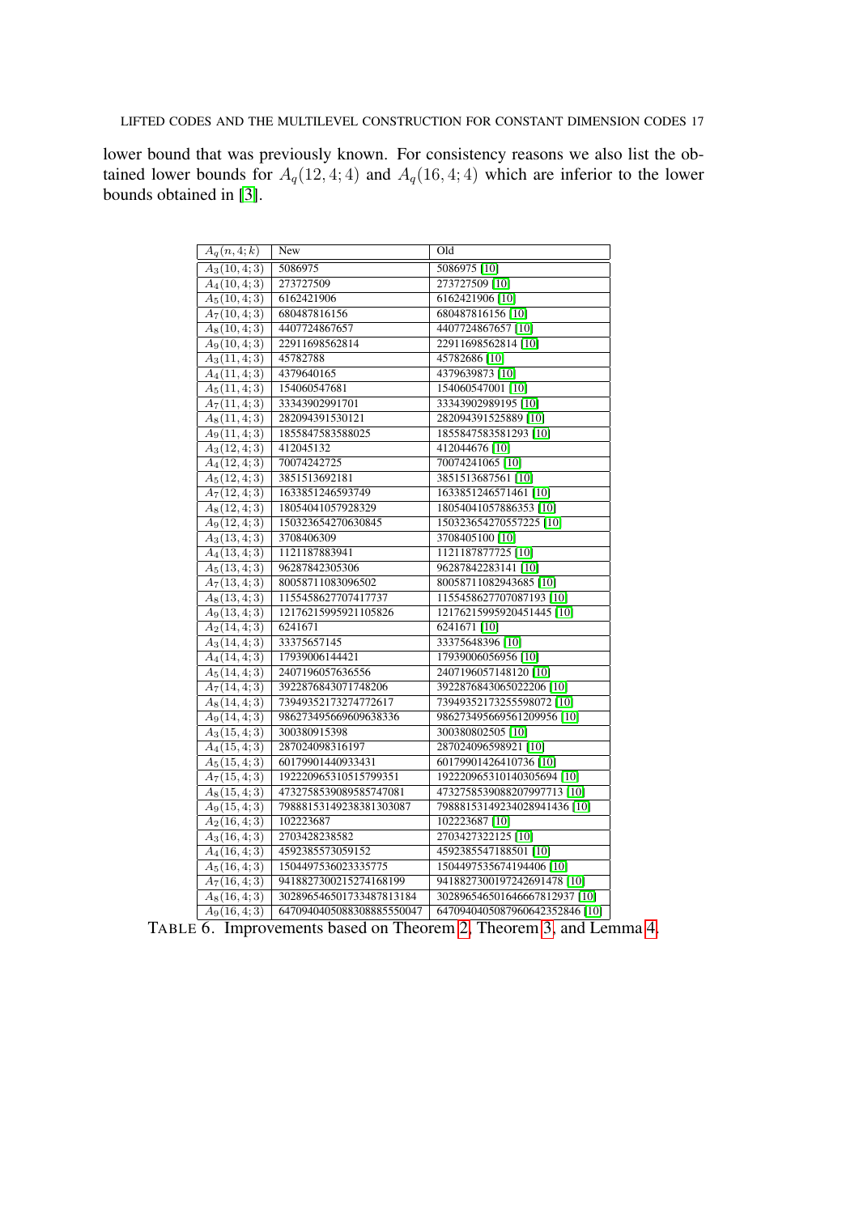lower bound that was previously known. For consistency reasons we also list the obtained lower bounds for $A_q(12, 4; 4)$ and $A_q(16, 4; 4)$ which are inferior to the lower bounds obtained in [3].

| $A_q(n, 4; k)$ | New | Old |
|---|---|---|
| $A_3(10, 4; 3)$ | 5086975 | 5086975 [10] |
| $A_4(10, 4; 3)$ | 273727509 | 273727509 [10] |
| $A_5(10, 4; 3)$ | 6162421906 | 6162421906 [10] |
| $A_7(10, 4; 3)$ | 680487816156 | 680487816156 [10] |
| $A_8(10, 4; 3)$ | 4407724867657 | 4407724867657 [10] |
| $A_9(10, 4; 3)$ | 22911698562814 | 22911698562814 [10] |
| $A_3(11, 4; 3)$ | 45782788 | 45782686 [10] |
| $A_4(11, 4; 3)$ | 4379640165 | 4379639873 [10] |
| $A_5(11, 4; 3)$ | 154060547681 | 154060547001 [10] |
| $A_7(11, 4; 3)$ | 33343902991701 | 33343902989195 [10] |
| $A_8(11, 4; 3)$ | 282094391530121 | 282094391525889 [10] |
| $A_9(11, 4; 3)$ | 1855847583588025 | 1855847583581293 [10] |
| $A_3(12, 4; 3)$ | 412045132 | 412044676 [10] |
| $A_4(12, 4; 3)$ | 70074242725 | 70074241065 [10] |
| $A_5(12, 4; 3)$ | 3851513692181 | 3851513687561 [10] |
| $A_7(12, 4; 3)$ | 1633851246593749 | 1633851246571461 [10] |
| $A_8(12, 4; 3)$ | 18054041057928329 | 18054041057886353 [10] |
| $A_9(12, 4; 3)$ | 150323654270630845 | 150323654270557225 [10] |
| $A_3(13, 4; 3)$ | 3708406309 | 3708405100 [10] |
| $A_4(13, 4; 3)$ | 1121187883941 | 1121187877725 [10] |
| $A_5(13, 4; 3)$ | 96287842305306 | 96287842283141 [10] |
| $A_7(13, 4; 3)$ | 80058711083096502 | 80058711082943685 [10] |
| $A_8(13, 4; 3)$ | 1155458627707417737 | 1155458627707087193 [10] |
| $A_9(13, 4; 3)$ | 12176215995921105826 | 12176215995920451445 [10] |
| $A_2(14, 4; 3)$ | 6241671 | 6241671 [10] |
| $A_3(14, 4; 3)$ | 33375657145 | 33375648396 [10] |
| $A_4(14, 4; 3)$ | 17939006144421 | 17939006056956 [10] |
| $A_5(14, 4; 3)$ | 2407196057636556 | 2407196057148120 [10] |
| $A_7(14, 4; 3)$ | 3922876843071748206 | 3922876843065022206 [10] |
| $A_8(14, 4; 3)$ | 73949352173274772617 | 73949352173255598072 [10] |
| $A_9(14, 4; 3)$ | 986273495669609638336 | 986273495669561209956 [10] |
| $A_3(15, 4; 3)$ | 300380915398 | 300380802505 [10] |
| $A_4(15, 4; 3)$ | 287024098316197 | 287024096598921 [10] |
| $A_5(15, 4; 3)$ | 60179901440933431 | 60179901426410736 [10] |
| $A_7(15, 4; 3)$ | 192220965310515799351 | 192220965310140305694 [10] |
| $A_8(15, 4; 3)$ | 4732758539089585747081 | 4732758539088207997713 [10] |
| $A_9(15, 4; 3)$ | 79888153149238381303087 | 79888153149234028941436 [10] |
| $A_2(16, 4; 3)$ | 102223687 | 102223687 [10] |
| $A_3(16, 4; 3)$ | 2703428238582 | 2703427322125 [10] |
| $A_4(16, 4; 3)$ | 4592385573059152 | 4592385547188501 [10] |
| $A_5(16, 4; 3)$ | 1504497536023335775 | 1504497535674194406 [10] |
| $A_7(16, 4; 3)$ | 9418827300215274168199 | 9418827300197242691478 [10] |
| $A_8(16, 4; 3)$ | 302896546501733487813184 | 302896546501646667812937 [10] |
| $A_9(16, 4; 3)$ | 6470940405088308885550047 | 6470940405087960642352846 [10] |

TABLE 6. Improvements based on Theorem 2, Theorem 3, and Lemma 4.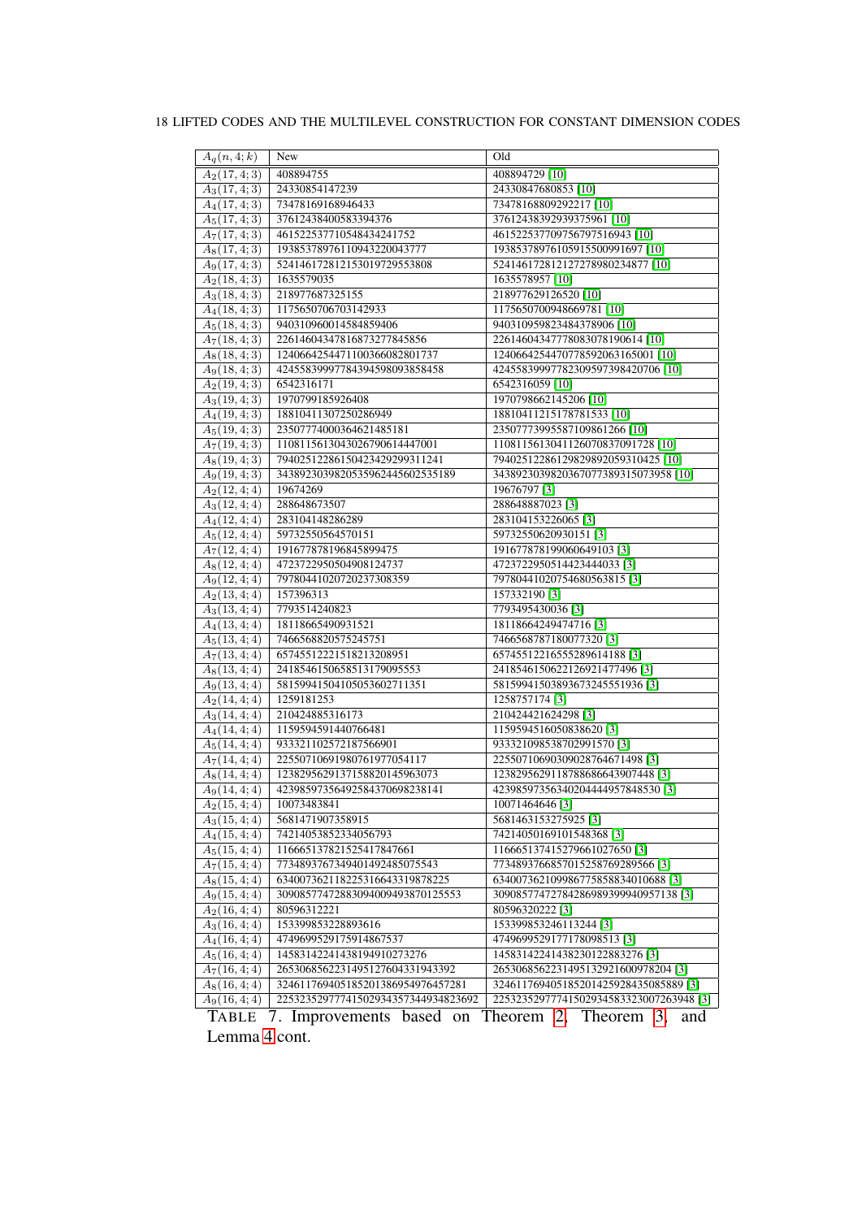| $A_q(n, 4; k)$ | New | Old |
|---|---|---|
| $A_2(17, 4; 3)$ | 408894755 | 408894729 [10] |
| $A_3(17, 4; 3)$ | 24330854147239 | 24330847680853 [10] |
| $A_4(17, 4; 3)$ | 73478169168946433 | 73478168809292217 [10] |
| $A_5(17, 4; 3)$ | 37612438400583394376 | 37612438392939375961 [10] |
| $A_7(17, 4; 3)$ | 4615225377105484342417​52 | 461522537709756797516943 [10] |
| $A_8(17, 4; 3)$ | 19385378976110943220043777 | 19385378976105915500991697 [10] |
| $A_9(17, 4; 3)$ | 524146172812153019729553808 | 524146172812127278980234877 [10] |
| $A_2(18, 4; 3)$ | 1635579035 | 1635578957 [10] |
| $A_3(18, 4; 3)$ | 218977687325155 | 218977629126520 [10] |
| $A_4(18, 4; 3)$ | 1175650706703142933 | 1175650700948669781 [10] |
| $A_5(18, 4; 3)$ | 940310960014584859406 | 940310959823484378906 [10] |
| $A_7(18, 4; 3)$ | 22614604347816873277845856 | 22614604347778083078190614 [10] |
| $A_8(18, 4; 3)$ | 1240664254471100366082801737 | 1240664254470778592063165001 [10] |
| $A_9(18, 4; 3)$ | 42455839997784394598093858458 | 42455839997782309597398420706 [10] |
| $A_2(19, 4; 3)$ | 6542316171 | 6542316059 [10] |
| $A_3(19, 4; 3)$ | 1970799185926408 | 1970798662145206 [10] |
| $A_4(19, 4; 3)$ | 18810411307250286949 | 18810411215178781533 [10] |
| $A_5(19, 4; 3)$ | 23507774000364621485181 | 23507773995587109861266 [10] |
| $A_7(19, 4; 3)$ | 1108115613043026790614447001 | 1108115613041126070837091728 [10] |
| $A_8(19, 4; 3)$ | 79402512286150423429299311241 | 79402512286129829892059310425 [10] |
| $A_9(19, 4; 3)$ | 3438923039820535962445602535189 | 3438923039820367077389315073958 [10] |
| $A_2(12, 4; 4)$ | 19674269 | 19676797 [3] |
| $A_3(12, 4; 4)$ | 288648673507 | 288648887023 [3] |
| $A_4(12, 4; 4)$ | 283104148286289 | 283104153226065 [3] |
| $A_5(12, 4; 4)$ | 59732550564570151 | 59732550620930151 [3] |
| $A_7(12, 4; 4)$ | 191677878196845899475 | 191677878199060649103 [3] |
| $A_8(12, 4; 4)$ | 4723722950504908124737 | 4723722950514423444033 [3] |
| $A_9(12, 4; 4)$ | 79780441020720237308359 | 79780441020754680563815 [3] |
| $A_2(13, 4; 4)$ | 157396313 | 157332190 [3] |
| $A_3(13, 4; 4)$ | 7793514240823 | 7793495430036 [3] |
| $A_4(13, 4; 4)$ | 18118665490931521 | 18118664249474716 [3] |
| $A_5(13, 4; 4)$ | 7466568820575245751 | 7466568787180077320 [3] |
| $A_7(13, 4; 4)$ | 65745512221581213208951 | 65745512216555289614188 [3] |
| $A_8(13, 4; 4)$ | 2418546150658513179095553 | 2418546150622126921477496 [3] |
| $A_9(13, 4; 4)$ | 58159941504105053602711351 | 58159941503893673245551936 [3] |
| $A_2(14, 4; 4)$ | 1259181253 | 1258757174 [3] |
| $A_3(14, 4; 4)$ | 210424885316173 | 210424421624298 [3] |
| $A_4(14, 4; 4)$ | 1159594591440766481 | 1159594516050838620 [3] |
| $A_5(14, 4; 4)$ | 933321102572187566901 | 933321098538702991570 [3] |
| $A_7(14, 4; 4)$ | 22550710691980761977054117 | 22550710690309028764671498 [3] |
| $A_8(14, 4; 4)$ | 1238295629137158820145963073 | 1238295629118788686643907448 [3] |
| $A_9(14, 4; 4)$ | 42398597356492584370698238141 | 42398597356340204444957848530 [3] |
| $A_2(15, 4; 4)$ | 10073483841 | 10071464646 [3] |
| $A_3(15, 4; 4)$ | 5681471907358915 | 5681463153275925 [3] |
| $A_4(15, 4; 4)$ | 742140538523340567​93 | 74214050169101548368 [3] |
| $A_5(15, 4; 4)$ | 116665137821525417847661 | 116665137415279661027650 [3] |
| $A_7(15, 4; 4)$ | 7734893767349401492485075543 | 7734893766857015258769289566 [3] |
| $A_8(15, 4; 4)$ | 634007362118225316643319878225 | 634007362109986775858834010688 [3] |
| $A_9(15, 4; 4)$ | 30908577472883094009493870125553 | 30908577472784286989399940957138 [3] |
| $A_2(16, 4; 4)$ | 80596312221 | 80596320222 [3] |
| $A_3(16, 4; 4)$ | 153399853228893616 | 153399853246113244 [3] |
| $A_4(16, 4; 4)$ | 4749699529175914867537 | 4749699529177178098513 [3] |
| $A_5(16, 4; 4)$ | 1458314224143819491027​3276 | 1458314224143823012288​3276 [3] |
| $A_7(16, 4; 4)$ | 26530685622314951276043319433​92 | 2653068562231495132921600978204 [3] |
| $A_8(16, 4; 4)$ | 324611769405185201386954976457281 | 324611769405185201425928435085889 [3] |
| $A_9(16, 4; 4)$ | 22532352977741502934357344934823692 | 22532352977741502934583323007263948 [3] |

TABLE 7. Improvements based on Theorem 2, Theorem 3, and Lemma 4 cont.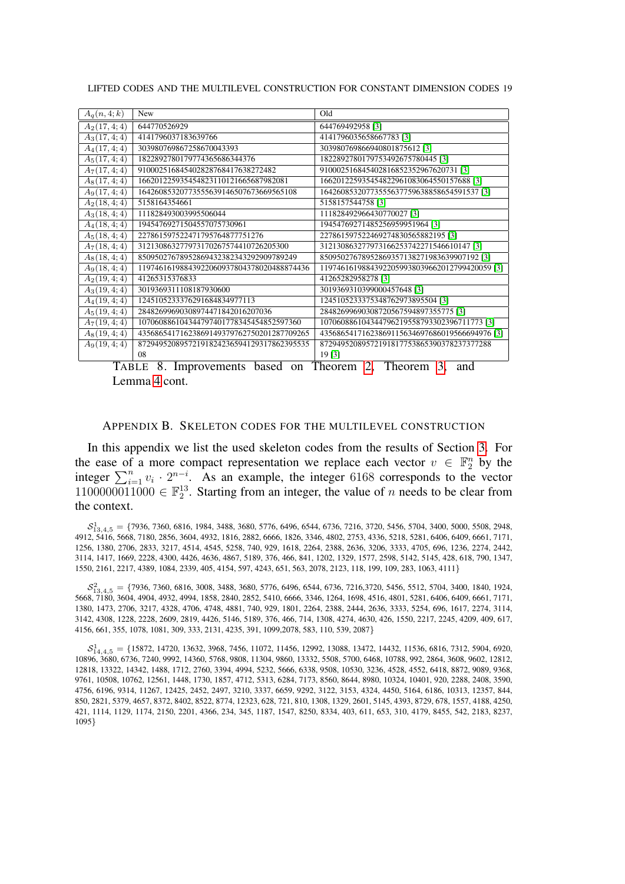| $A_q(n,4;k)$ | New | Old |
|---|---|---|
| $A_2(17,4;4)$ | 644770526929 | 644769492958 [3] |
| $A_3(17,4;4)$ | 4141796037183639766 | 4141796035658667783 [3] |
| $A_4(17,4;4)$ | 30398076986725867004393​3 | 30398076986694080187561​2 [3] |
| $A_5(17,4;4)$ | 18228927801797743656863443​76 | 18228927801797534926757804​45 [3] |
| $A_7(17,4;4)$ | 91000251684540282876841763827248​2 | 91000251684540281685235296762073​1 [3] |
| $A_8(17,4;4)$ | 16620122593545482311012166568798208​1 | 16620122593545482296108306455015768​8 [3] |
| $A_9(17,4;4)$ | 16426085320773555639146507673669565108 | 16426085320773555637759638858654591537 [3] |
| $A_2(18,4;4)$ | 5158164354661 | 5158157544758 [3] |
| $A_3(18,4;4)$ | 111828493003995506044 | 111828492966430770027 [3] |
| $A_4(18,4;4)$ | 19454769271504557075730961 | 19454769271485256959951964 [3] |
| $A_5(18,4;4)$ | 227861597522471795764877751276 | 227861597522469274830565882195 [3] |
| $A_7(18,4;4)$ | 31213086327797317026757441072620530​0 | 31213086327797316625374227154661014​7 [3] |
| $A_8(18,4;4)$ | 85095027678952869432382343292909789249 | 85095027678952869357138271983639907192 [3] |
| $A_9(18,4;4)$ | 11974616198843922060937804378020488874436 | 11974616198843922059938039662012799420059 [3] |
| $A_2(19,4;4)$ | 41265315376833 | 41265282958278 [3] |
| $A_3(19,4;4)$ | 3019369311108187930600 | 3019369310399000457648 [3] |
| $A_4(19,4;4)$ | 1245105233376291684834977113 | 1245105233375348762973895504 [3] |
| $A_5(19,4;4)$ | 28482699690308974471842016207036 | 28482699690308720567594897355775 [3] |
| $A_7(19,4;4)$ | 1070608861043447974017783454548525973​60 | 1070608861043447962195587933023967117​73 [3] |
| $A_8(19,4;4)$ | 4356865417162386914937976275020128770926​5 | 4356865417162386911563469768601956669497​6 [3] |
| $A_9(19,4;4)$ | 8729495208957219182423659412931786239553508 | 8729495208957219181775386539037823737728819 [3] |

TABLE 8. Improvements based on Theorem 2, Theorem 3, and Lemma 4 cont.

## APPENDIX B. SKELETON CODES FOR THE MULTILEVEL CONSTRUCTION

In this appendix we list the used skeleton codes from the results of Section 3. For the ease of a more compact representation we replace each vector $v \in \mathbb{F}_2^n$ by the integer $\sum_{i=1}^{n} v_i \cdot 2^{n-i}$. As an example, the integer 6168 corresponds to the vector $1100000011000 \in \mathbb{F}_2^{13}$. Starting from an integer, the value of $n$ needs to be clear from the context.

$\mathcal{S}^1_{13,4,5}$ = {7936, 7360, 6816, 1984, 3488, 3680, 5776, 6496, 6544, 6736, 7216, 3720, 5456, 5704, 3400, 5000, 5508, 2948, 4912, 5416, 5668, 7180, 2856, 3604, 4932, 1816, 2882, 6666, 1826, 3346, 4802, 2753, 4336, 5218, 5281, 6406, 6409, 6661, 7171, 1256, 1380, 2706, 2833, 3217, 4514, 4545, 5258, 740, 929, 1618, 2264, 2388, 2636, 3206, 3333, 4705, 696, 1236, 2274, 2442, 3114, 1417, 1669, 2228, 4300, 4426, 4636, 4867, 5189, 376, 466, 841, 1202, 1329, 1577, 2598, 5142, 5145, 428, 618, 790, 1347, 1550, 2161, 2217, 4389, 1084, 2339, 405, 4154, 597, 4243, 651, 563, 2078, 2123, 118, 199, 109, 283, 1063, 4111}

$\mathcal{S}^2_{13,4,5}$ = {7936, 7360, 6816, 3008, 3488, 3680, 5776, 6496, 6544, 6736, 7216,3720, 5456, 5512, 5704, 3400, 1840, 1924, 5668, 7180, 3604, 4904, 4932, 4994, 1858, 2840, 2852, 5410, 6666, 3346, 1264, 1698, 4516, 4801, 5281, 6406, 6409, 6661, 7171, 1380, 1473, 2706, 3217, 4328, 4706, 4748, 4881, 740, 929, 1801, 2264, 2388, 2444, 2636, 3333, 5254, 696, 1617, 2274, 3114, 3142, 4308, 1228, 2228, 2609, 2819, 4426, 5146, 5189, 376, 466, 714, 1308, 4274, 4630, 426, 1550, 2217, 2245, 4209, 409, 617, 4156, 661, 355, 1078, 1081, 309, 333, 2131, 4235, 391, 1099,2078, 583, 110, 539, 2087}

$\mathcal{S}^1_{14,4,5}$ = {15872, 14720, 13632, 3968, 7456, 11072, 11456, 12992, 13088, 13472, 14432, 11536, 6816, 7312, 5904, 6920, 10896, 3680, 6736, 7240, 9992, 14360, 5768, 9808, 11304, 9860, 13332, 5508, 5700, 6468, 10788, 992, 2864, 3608, 9602, 12812, 12818, 13322, 14342, 1488, 1712, 2760, 3394, 4994, 5232, 5666, 6338, 9508, 10530, 3236, 4528, 4552, 6418, 8872, 9089, 9368, 9761, 10508, 10762, 12561, 1448, 1730, 1857, 4712, 5313, 6284, 7173, 8560, 8644, 8980, 10324, 10401, 920, 2288, 2408, 3590, 4756, 6196, 9314, 11267, 12425, 2452, 2497, 3210, 3337, 6659, 9292, 3122, 3153, 4324, 4450, 5164, 6186, 10313, 12357, 844, 850, 2821, 5379, 4657, 8372, 8402, 8522, 8774, 12323, 628, 721, 810, 1308, 1329, 2601, 5145, 4393, 8729, 678, 1557, 4188, 4250, 421, 1114, 1129, 1174, 2150, 2201, 4366, 234, 345, 1187, 1547, 8250, 8334, 403, 611, 653, 310, 4179, 8455, 542, 2183, 8237, 1095}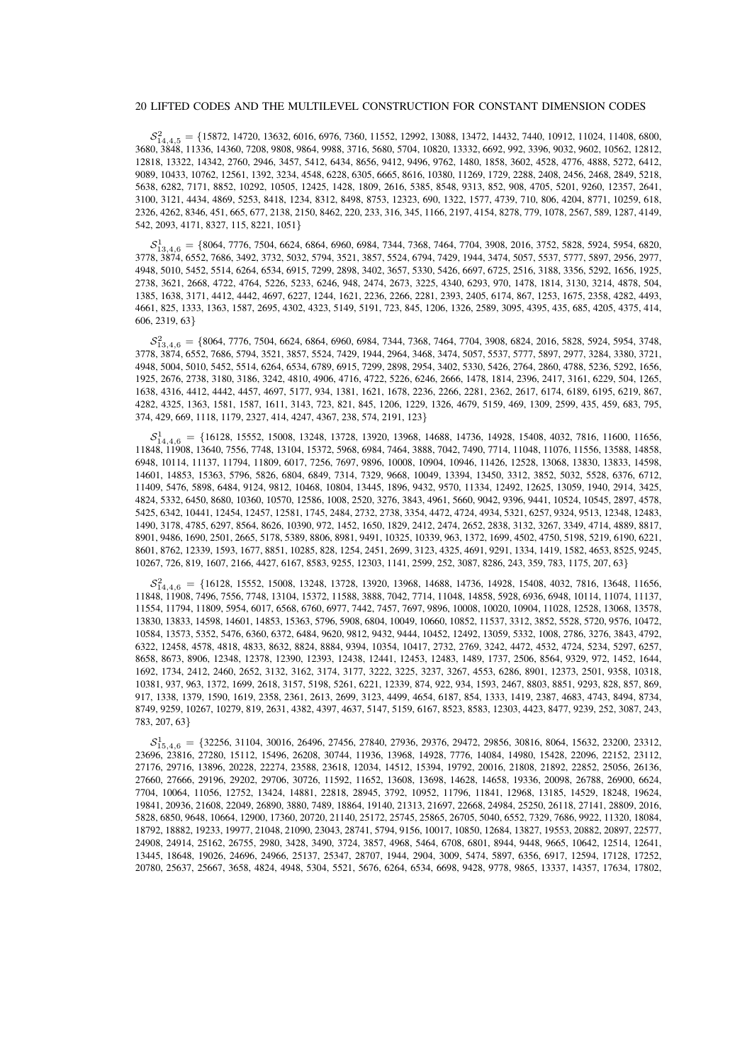$\mathcal{S}^2_{14,4,5}$ = {15872, 14720, 13632, 6016, 6976, 7360, 11552, 12992, 13088, 13472, 14432, 7440, 10912, 11024, 11408, 6800, 3680, 3848, 11336, 14360, 7208, 9808, 9864, 9988, 3716, 5680, 5704, 10820, 13332, 6692, 992, 3396, 9032, 9602, 10562, 12812, 12818, 13322, 14342, 2760, 2946, 3457, 5412, 6434, 8656, 9412, 9496, 9762, 1480, 1858, 3602, 4528, 4776, 4888, 5272, 6412, 9089, 10433, 10762, 12561, 1392, 3234, 4548, 6228, 6305, 6665, 8616, 10380, 11269, 1729, 2288, 2408, 2456, 2468, 2849, 5218, 5638, 6282, 7171, 8852, 10292, 10505, 12425, 1428, 1809, 2616, 5385, 8548, 9313, 852, 908, 4705, 5201, 9260, 12357, 2641, 3100, 3121, 4434, 4869, 5253, 8418, 1234, 8312, 8498, 8753, 12323, 690, 1322, 1577, 4739, 710, 806, 4204, 8771, 10259, 618, 2326, 4262, 8346, 451, 665, 677, 2138, 2150, 8462, 220, 233, 316, 345, 1166, 2197, 4154, 8278, 779, 1078, 2567, 589, 1287, 4149, 542, 2093, 4171, 8327, 115, 8221, 1051}

$\mathcal{S}^1_{13,4,6}$ = {8064, 7776, 7504, 6624, 6864, 6960, 6984, 7344, 7368, 7464, 7704, 3908, 2016, 3752, 5828, 5924, 5954, 6820, 3778, 3874, 6552, 7686, 3492, 3732, 5032, 5794, 3521, 3857, 5524, 6794, 7429, 1944, 3474, 5057, 5537, 5777, 5897, 2956, 2977, 4948, 5010, 5452, 5514, 6264, 6534, 6915, 7299, 2898, 3402, 3657, 5330, 5426, 6697, 6725, 2516, 3188, 3356, 5292, 1656, 1925, 2738, 3621, 2668, 4722, 4764, 5226, 5233, 6246, 948, 2474, 2673, 3225, 4340, 6293, 970, 1478, 1814, 3130, 3214, 4878, 504, 1385, 1638, 3171, 4412, 4442, 4697, 6227, 1244, 1621, 2236, 2266, 2281, 2393, 2405, 6174, 867, 1253, 1675, 2358, 4282, 4493, 4661, 825, 1333, 1363, 1587, 2695, 4302, 4323, 5149, 5191, 723, 845, 1206, 1326, 2589, 3095, 4395, 435, 685, 4205, 4375, 414, 606, 2319, 63}

$\mathcal{S}^2_{13,4,6}$ = {8064, 7776, 7504, 6624, 6864, 6960, 6984, 7344, 7368, 7464, 7704, 3908, 6824, 2016, 5828, 5924, 5954, 3748, 3778, 3874, 6552, 7686, 5794, 3521, 3857, 5524, 7429, 1944, 2964, 3468, 3474, 5057, 5537, 5777, 5897, 2977, 3284, 3380, 3721, 4948, 5004, 5010, 5452, 5514, 6264, 6534, 6789, 6915, 7299, 2898, 2954, 3402, 5330, 5426, 2764, 2860, 4788, 5236, 5292, 1656, 1925, 2676, 2738, 3180, 3186, 3242, 4810, 4906, 4716, 4722, 5226, 6246, 2666, 1478, 1814, 2396, 2417, 3161, 6229, 504, 1265, 1638, 4316, 4412, 4442, 4457, 4697, 5177, 934, 1381, 1621, 1678, 2236, 2266, 2281, 2362, 2617, 6174, 6189, 6195, 6219, 867, 4282, 4325, 1363, 1581, 1587, 1611, 3143, 723, 821, 845, 1206, 1229, 1326, 4679, 5159, 469, 1309, 2599, 435, 459, 683, 795, 374, 429, 669, 1118, 1179, 2327, 414, 4247, 4367, 238, 574, 2191, 123}

$\mathcal{S}^1_{14,4,6}$ = {16128, 15552, 15008, 13248, 13728, 13920, 13968, 14688, 14736, 14928, 15408, 4032, 7816, 11600, 11656, 11848, 11908, 13640, 7556, 7748, 13104, 15372, 5968, 6984, 7464, 3888, 7042, 7490, 7714, 11048, 11076, 11556, 13588, 14858, 6948, 10114, 11137, 11794, 11809, 6017, 7256, 7697, 9896, 10008, 10904, 10946, 11426, 12528, 13068, 13830, 13833, 14598, 14601, 14853, 15363, 5796, 5826, 6804, 6849, 7314, 7329, 9668, 10049, 13394, 13450, 3312, 3852, 5032, 5528, 6376, 6712, 11409, 5476, 5898, 6484, 9124, 9812, 10468, 10804, 13445, 1896, 9432, 9570, 11334, 12492, 12625, 13059, 1940, 2914, 3425, 4824, 5332, 6450, 8680, 10360, 10570, 12586, 1008, 2520, 3276, 3843, 4961, 5660, 9042, 9396, 9441, 10524, 10545, 2897, 4578, 5425, 6342, 10441, 12454, 12457, 12581, 1745, 2484, 2732, 2738, 3354, 4472, 4724, 4934, 5321, 6257, 9324, 9513, 12348, 12483, 1490, 3178, 4785, 6297, 8564, 8626, 10390, 972, 1452, 1650, 1829, 2412, 2474, 2652, 2838, 3132, 3267, 3349, 4714, 4889, 8817, 8901, 9486, 1690, 2501, 2665, 5178, 5389, 8806, 8981, 9491, 10325, 10339, 963, 1372, 1699, 4502, 4750, 5198, 5219, 6190, 6221, 8601, 8762, 12339, 1593, 1677, 8851, 10285, 828, 1254, 2451, 2699, 3123, 4325, 4691, 9291, 1334, 1419, 1582, 4653, 8525, 9245, 10267, 726, 819, 1607, 2166, 4427, 6167, 8583, 9255, 12303, 1141, 2599, 252, 3087, 8286, 243, 359, 783, 1175, 207, 63}

$\mathcal{S}^2_{14,4,6}$ = {16128, 15552, 15008, 13248, 13728, 13920, 13968, 14688, 14736, 14928, 15408, 4032, 7816, 13648, 11656, 11848, 11908, 7496, 7556, 7748, 13104, 15372, 11588, 3888, 7042, 7714, 11048, 14858, 5928, 6936, 6948, 10114, 11074, 11137, 11554, 11794, 11809, 5954, 6017, 6568, 6760, 6977, 7442, 7457, 7697, 9896, 10008, 10020, 10904, 11028, 12528, 13068, 13578, 13830, 13833, 14598, 14601, 14853, 15363, 5796, 5908, 6804, 10049, 10660, 10852, 11537, 3312, 3852, 5528, 5720, 9576, 10472, 10584, 13573, 5352, 5476, 6360, 6372, 6484, 9620, 9812, 9432, 9444, 10452, 12492, 13059, 5332, 1008, 2786, 3276, 3843, 4792, 6322, 12458, 4578, 4818, 4833, 8632, 8824, 8884, 9394, 10354, 10417, 2732, 2769, 3242, 4472, 4532, 4724, 5234, 5297, 6257, 8658, 8673, 8906, 12348, 12378, 12390, 12393, 12438, 12441, 12453, 12483, 1489, 1737, 2506, 8564, 9329, 972, 1452, 1644, 1692, 1734, 2412, 2460, 2652, 3132, 3162, 3174, 3177, 3222, 3225, 3237, 3267, 4553, 6286, 8901, 12373, 2501, 9358, 10318, 10381, 937, 963, 1372, 1699, 2618, 3157, 5198, 5261, 6221, 12339, 874, 922, 934, 1593, 2467, 8803, 8851, 9293, 828, 857, 869, 917, 1338, 1379, 1590, 1619, 2358, 2361, 2613, 2699, 3123, 4499, 4654, 6187, 854, 1333, 1419, 2387, 4683, 4743, 8494, 8734, 8749, 9259, 10267, 10279, 819, 2631, 4382, 4397, 4637, 5147, 5159, 6167, 8523, 8583, 12303, 4423, 8477, 9239, 252, 3087, 243, 783, 207, 63}

$\mathcal{S}^1_{15,4,6}$ = {32256, 31104, 30016, 26496, 27456, 27840, 27936, 29376, 29472, 29856, 30816, 8064, 15632, 23200, 23312, 23696, 23816, 27280, 15112, 15496, 26208, 30744, 11936, 13968, 14928, 7776, 14084, 14980, 15428, 22096, 22152, 23112, 27176, 29716, 13896, 20228, 22274, 23588, 23618, 12034, 14512, 15394, 19792, 20016, 21808, 21892, 22852, 25056, 26136, 27660, 27666, 29196, 29202, 29706, 30726, 11592, 11652, 13608, 13698, 14628, 14658, 19336, 20098, 26788, 26900, 6624, 7704, 10064, 11056, 12752, 13424, 14881, 22818, 28945, 3792, 10952, 11796, 11841, 12968, 13185, 14529, 18248, 19624, 19841, 20936, 21608, 22049, 26890, 3880, 7489, 18864, 19140, 21313, 21697, 22668, 24984, 25250, 26118, 27141, 28809, 2016, 5828, 6850, 9648, 10664, 12900, 17360, 20720, 21140, 25172, 25745, 25865, 26705, 5040, 6552, 7329, 7686, 9922, 11320, 18084, 18792, 18882, 19233, 19977, 21048, 21090, 23043, 28741, 5794, 9156, 10017, 10850, 12684, 13827, 19553, 20882, 20897, 22577, 24908, 24914, 25162, 26755, 2980, 3428, 3490, 3724, 3857, 4968, 5464, 6708, 6801, 8944, 9448, 9665, 10642, 12514, 12641, 13445, 18648, 19026, 24696, 24966, 25137, 25347, 28707, 1944, 2904, 3009, 5474, 5897, 6356, 6917, 12594, 17128, 17252, 20780, 25637, 25667, 3658, 4824, 4948, 5304, 5521, 5676, 6264, 6534, 6698, 9428, 9778, 9865, 13337, 14357, 17634, 17802,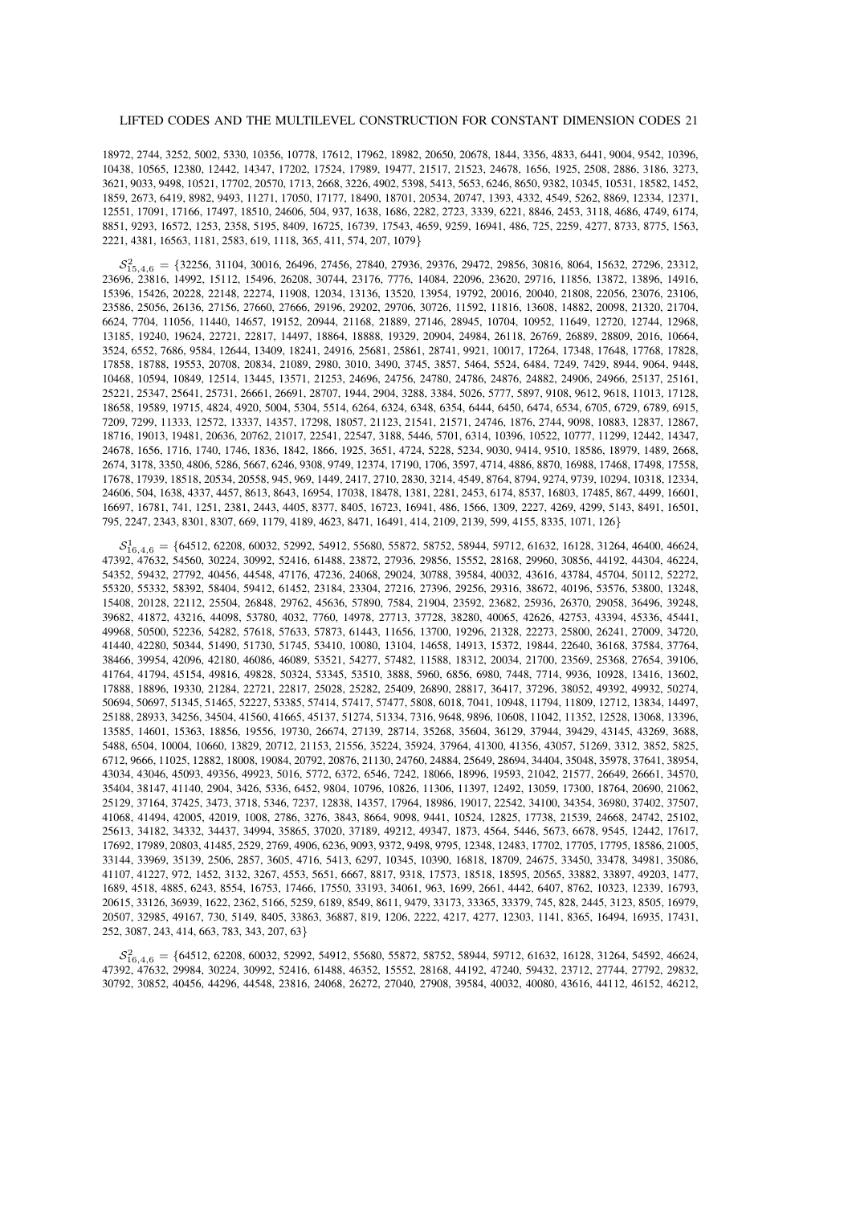18972, 2744, 3252, 5002, 5330, 10356, 10778, 17612, 17962, 18982, 20650, 20678, 1844, 3356, 4833, 6441, 9004, 9542, 10396, 10438, 10565, 12380, 12442, 14347, 17202, 17524, 17989, 19477, 21517, 21523, 24678, 1656, 1925, 2508, 2886, 3186, 3273, 3621, 9033, 9498, 10521, 17702, 20570, 1713, 2668, 3226, 4902, 5398, 5413, 5653, 6246, 8650, 9382, 10345, 10531, 18582, 1452, 1859, 2673, 6419, 8982, 9493, 11271, 17050, 17177, 18490, 18701, 20534, 20747, 1393, 4332, 4549, 5262, 8869, 12334, 12371, 12551, 17091, 17166, 17497, 18510, 24606, 504, 937, 1638, 1686, 2282, 2723, 3339, 6221, 8846, 2453, 3118, 4686, 4749, 6174, 8851, 9293, 16572, 1253, 2358, 5195, 8409, 16725, 16739, 17543, 4659, 9259, 16941, 486, 725, 2259, 4277, 8733, 8775, 1563, 2221, 4381, 16563, 1181, 2583, 619, 1118, 365, 411, 574, 207, 1079}

$\mathcal{S}^2_{15,4,6}$ = {32256, 31104, 30016, 26496, 27456, 27840, 27936, 29376, 29472, 29856, 30816, 8064, 15632, 27296, 23312, 23696, 23816, 14992, 15112, 15496, 26208, 30744, 23176, 7776, 14084, 22096, 23620, 29716, 11856, 13872, 13896, 14916, 15396, 15426, 20228, 22148, 22274, 11908, 12034, 13136, 13520, 13954, 19792, 20016, 20040, 21808, 22056, 23076, 23106, 23586, 25056, 26136, 27156, 27660, 27666, 29196, 29202, 29706, 30726, 11592, 11816, 13608, 14882, 20098, 21320, 21704, 6624, 7704, 11056, 11440, 14657, 19152, 20944, 21168, 21889, 27146, 28945, 10704, 10952, 11649, 12720, 12744, 12968, 13185, 19240, 19624, 22721, 22817, 14497, 18864, 18888, 19329, 20904, 24984, 26118, 26769, 26889, 28809, 2016, 10664, 3524, 6552, 7686, 9584, 12644, 13409, 18241, 24916, 25681, 25861, 28741, 9921, 10017, 17264, 17348, 17648, 17768, 17828, 17858, 18788, 19553, 20708, 20834, 21089, 2980, 3010, 3490, 3745, 3857, 5464, 5524, 6484, 7249, 7429, 8944, 9064, 9448, 10468, 10594, 10849, 12514, 13445, 13571, 21253, 24696, 24756, 24780, 24786, 24876, 24882, 24906, 24966, 25137, 25161, 25221, 25347, 25641, 25731, 26661, 26691, 28707, 1944, 2904, 3288, 3384, 5026, 5777, 5897, 9108, 9612, 9618, 11013, 17128, 18658, 19589, 19715, 4824, 4920, 5004, 5304, 5514, 6264, 6324, 6348, 6354, 6444, 6450, 6474, 6534, 6705, 6729, 6789, 6915, 7209, 7299, 11333, 12572, 13337, 14357, 17298, 18057, 21123, 21541, 21571, 24746, 1876, 2744, 9098, 10883, 12837, 12867, 18716, 19013, 19481, 20636, 20762, 21017, 22541, 22547, 3188, 5446, 5701, 6314, 10396, 10522, 10777, 11299, 12442, 14347, 24678, 1656, 1716, 1740, 1746, 1836, 1842, 1866, 1925, 3651, 4724, 5228, 5234, 9030, 9414, 9510, 18586, 18979, 1489, 2668, 2674, 3178, 3350, 4806, 5286, 5667, 6246, 9308, 9749, 12374, 17190, 1706, 3597, 4714, 4886, 8870, 16988, 17468, 17498, 17558, 17678, 17939, 18518, 20534, 20558, 945, 969, 1449, 2417, 2710, 2830, 3214, 4549, 8764, 8794, 9274, 9739, 10294, 10318, 12334, 24606, 504, 1638, 4337, 4457, 8613, 8643, 16954, 17038, 18478, 1381, 2281, 2453, 6174, 8537, 16803, 17485, 867, 4499, 16601, 16697, 16781, 741, 1251, 2381, 2443, 4405, 8377, 8405, 16723, 16941, 486, 1566, 1309, 2227, 4269, 4299, 5143, 8491, 16501, 795, 2247, 2343, 8301, 8307, 669, 1179, 4189, 4623, 8471, 16491, 414, 2109, 2139, 599, 4155, 8335, 1071, 126}

$\mathcal{S}^1_{16,4,6}$ = {64512, 62208, 60032, 52992, 54912, 55680, 55872, 58752, 58944, 59712, 61632, 16128, 31264, 46400, 46624, 47392, 47632, 54560, 30224, 30992, 52416, 61488, 23872, 27936, 29856, 15552, 28168, 29960, 30856, 44192, 44304, 46224, 54352, 59432, 27792, 40456, 44548, 47176, 47236, 24068, 29024, 30788, 39584, 40032, 43616, 43784, 45704, 50112, 52272, 55320, 55332, 58392, 58404, 59412, 61452, 23184, 23304, 27216, 27396, 29256, 29316, 38672, 40196, 53576, 53800, 13248, 15408, 20128, 22112, 25504, 26848, 29762, 45636, 57890, 7584, 21904, 23592, 23682, 25936, 26370, 29058, 36496, 39248, 39682, 41872, 43216, 44098, 53780, 4032, 7760, 14978, 27713, 37728, 38280, 40065, 42626, 42753, 43394, 45336, 45441, 49968, 50500, 52236, 54282, 57618, 57633, 57873, 61443, 11656, 13700, 19296, 21328, 22273, 25800, 26241, 27009, 34720, 41440, 42280, 50344, 51490, 51730, 51745, 53410, 10080, 13104, 14658, 14913, 15372, 19844, 22640, 36168, 37584, 37764, 38466, 39954, 42096, 42180, 46086, 46089, 53521, 54277, 57482, 11588, 18312, 20034, 21700, 23569, 25368, 27654, 39106, 41764, 41794, 45154, 49816, 49828, 50324, 53345, 53510, 3888, 5960, 6856, 6980, 7448, 7714, 9936, 10928, 13416, 13602, 17888, 18896, 19330, 21284, 22721, 22817, 25028, 25282, 25409, 26890, 28817, 36417, 37296, 38052, 49392, 49932, 50274, 50694, 50697, 51345, 51465, 52227, 53385, 57414, 57417, 57477, 5808, 6018, 7041, 10948, 11794, 11809, 12712, 13834, 14497, 25188, 28933, 34256, 34504, 41560, 41665, 45137, 51274, 51334, 7316, 9648, 9896, 10608, 11042, 11352, 12528, 13068, 13396, 13585, 14601, 15363, 18856, 19556, 19730, 26674, 27139, 28714, 35268, 35604, 36129, 37944, 39429, 43145, 43269, 3688, 5488, 6504, 10004, 10660, 13829, 20712, 21153, 21556, 35224, 35924, 37964, 41300, 41356, 43057, 51269, 3312, 3852, 5825, 6712, 9666, 11025, 12882, 18008, 19084, 20792, 20876, 21130, 24760, 24884, 25649, 28694, 34404, 35048, 35978, 37641, 38954, 43034, 43046, 45093, 49356, 49923, 5016, 5772, 6372, 6546, 7242, 18066, 18996, 19593, 21042, 21577, 26649, 26661, 34570, 35404, 38147, 41140, 2904, 3426, 5336, 6452, 9804, 10796, 10826, 11306, 11397, 12492, 13059, 17300, 18764, 20690, 21062, 25129, 37164, 37425, 3473, 3718, 5346, 7237, 12838, 14357, 17964, 18986, 19017, 22542, 34100, 34354, 36980, 37402, 37507, 41068, 41494, 42005, 42019, 1008, 2786, 3276, 3843, 8664, 9098, 9441, 10524, 12825, 17738, 21539, 24668, 24742, 25102, 25613, 34182, 34332, 34437, 34994, 35865, 37020, 37189, 49212, 49347, 1873, 4564, 5446, 5673, 6678, 9545, 12442, 17617, 17692, 17989, 20803, 41485, 2529, 2769, 4906, 6236, 9093, 9372, 9498, 9795, 12348, 12483, 17702, 17705, 17795, 18586, 21005, 33144, 33969, 35139, 2506, 2857, 3605, 4716, 5413, 6297, 10345, 10390, 16818, 18709, 24675, 33450, 33478, 34981, 35086, 41107, 41227, 972, 1452, 3132, 3267, 4553, 5651, 6667, 8817, 9318, 17573, 18518, 18595, 20565, 33882, 33897, 49203, 1477, 1689, 4518, 4885, 6243, 8554, 16753, 17466, 17550, 33193, 34061, 963, 1699, 2661, 4442, 6407, 8762, 10323, 12339, 16793, 20615, 33126, 36939, 1622, 2362, 5166, 5259, 6189, 8549, 8611, 9479, 33173, 33365, 33379, 745, 828, 2445, 3123, 8505, 16979, 20507, 32985, 49167, 730, 5149, 8405, 33863, 36887, 819, 1206, 2222, 4217, 4277, 12303, 1141, 8365, 16494, 16935, 17431, 252, 3087, 243, 414, 663, 783, 343, 207, 63}

$\mathcal{S}^2_{16,4,6}$ = {64512, 62208, 60032, 52992, 54912, 55680, 55872, 58752, 58944, 59712, 61632, 16128, 31264, 54592, 46624, 47392, 47632, 29984, 30224, 30992, 52416, 61488, 46352, 15552, 28168, 44192, 47240, 59432, 23712, 27744, 27792, 29832, 30792, 30852, 40456, 44296, 44548, 23816, 24068, 26272, 27040, 27908, 39584, 40032, 40080, 43616, 44112, 46152, 46212,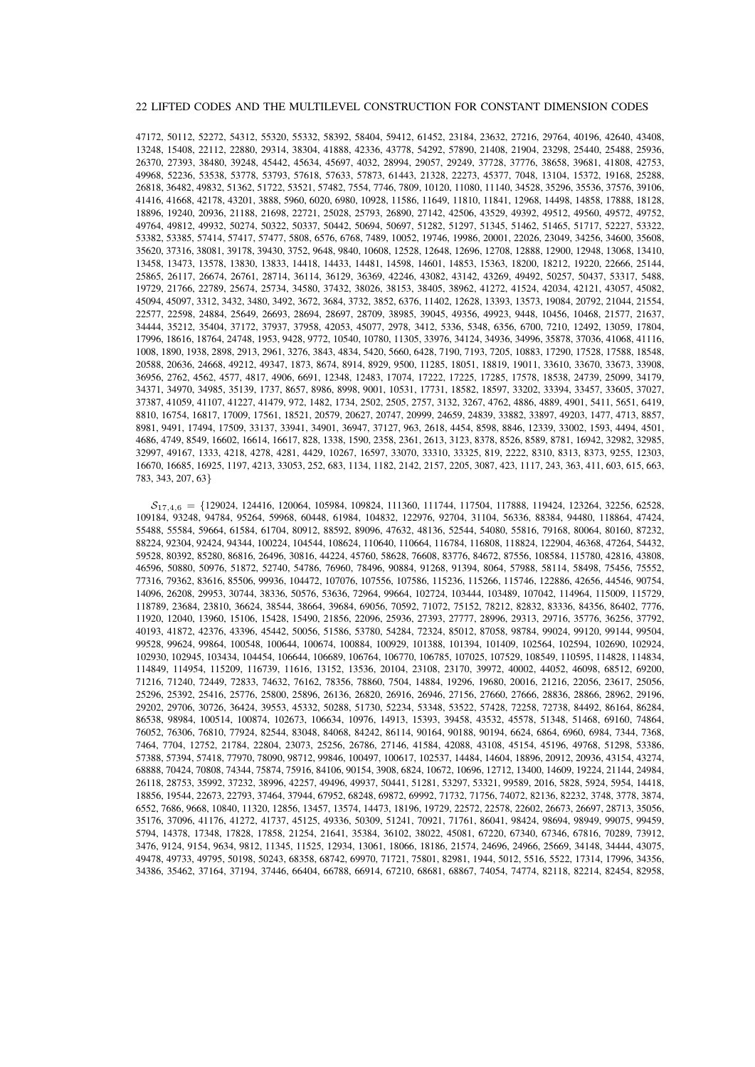47172, 50112, 52272, 54312, 55320, 55332, 58392, 58404, 59412, 61452, 23184, 23632, 27216, 29764, 40196, 42640, 43408, 13248, 15408, 22112, 22880, 29314, 38304, 41888, 42336, 43778, 54292, 57890, 21408, 21904, 23298, 25440, 25488, 25936, 26370, 27393, 38480, 39248, 45442, 45634, 45697, 4032, 28994, 29057, 29249, 37728, 37776, 38658, 39681, 41808, 42753, 49968, 52236, 53538, 53778, 53793, 57618, 57633, 57873, 61443, 21328, 22273, 45377, 7048, 13104, 15372, 19168, 25288, 26818, 36482, 49832, 51362, 51722, 53521, 57482, 7554, 7746, 7809, 10120, 11080, 11140, 34528, 35296, 35536, 37576, 39106, 41416, 41668, 42178, 43201, 3888, 5960, 6020, 6980, 10928, 11586, 11649, 11810, 11841, 12968, 14498, 14858, 17888, 18128, 18896, 19240, 20936, 21188, 21698, 22721, 25028, 25793, 26890, 27142, 42506, 43529, 49392, 49512, 49560, 49572, 49752, 49764, 49812, 49932, 50274, 50322, 50337, 50442, 50694, 50697, 51282, 51297, 51345, 51462, 51465, 51717, 52227, 53322, 53382, 53385, 57414, 57417, 57477, 5808, 6576, 6768, 7489, 10052, 19746, 19986, 20001, 22026, 23049, 34256, 34600, 35608, 35620, 37316, 38081, 39178, 39430, 3752, 9648, 9840, 10608, 12528, 12648, 12696, 12708, 12888, 12900, 12948, 13068, 13410, 13458, 13473, 13578, 13830, 13833, 14418, 14433, 14481, 14598, 14601, 14853, 15363, 18200, 18212, 19220, 22666, 25144, 25865, 26117, 26674, 26761, 28714, 36114, 36129, 36369, 42246, 43082, 43142, 43269, 49492, 50257, 50437, 53317, 5488, 19729, 21766, 22789, 25674, 25734, 34580, 37432, 38026, 38153, 38405, 38962, 41272, 41524, 42034, 42121, 43057, 45082, 45094, 45097, 3312, 3432, 3480, 3492, 3672, 3684, 3732, 3852, 6376, 11402, 12628, 13393, 13573, 19084, 20792, 21044, 21554, 22577, 22598, 24884, 25649, 26693, 28694, 28697, 28709, 38985, 39045, 49356, 49923, 9448, 10456, 10468, 21577, 21637, 34444, 35212, 35404, 37172, 37937, 37958, 42053, 45077, 2978, 3412, 5336, 5348, 6356, 6700, 7210, 12492, 13059, 17804, 17996, 18616, 18764, 24748, 1953, 9428, 9772, 10540, 10780, 11305, 33976, 34124, 34936, 34996, 35878, 37036, 41068, 41116, 1008, 1890, 1938, 2898, 2913, 2961, 3276, 3843, 4834, 5420, 5660, 6428, 7190, 7193, 7205, 10883, 17290, 17528, 17588, 18548, 20588, 20636, 24668, 49212, 49347, 1873, 8674, 8914, 8929, 9500, 11285, 18051, 18819, 19011, 33610, 33670, 33673, 33908, 36956, 2762, 4562, 4577, 4817, 4906, 6691, 12348, 12483, 17074, 17222, 17225, 17285, 17578, 18538, 24739, 25099, 34179, 34371, 34970, 34985, 35139, 1737, 8657, 8986, 8998, 9001, 10531, 17731, 18582, 18597, 33202, 33394, 33457, 33605, 37027, 37387, 41059, 41107, 41227, 41479, 972, 1482, 1734, 2502, 2505, 2757, 3132, 3267, 4762, 4886, 4889, 4901, 5411, 5651, 6419, 8810, 16754, 16817, 17009, 17561, 18521, 20579, 20627, 20747, 20999, 24659, 24839, 33882, 33897, 49203, 1477, 4713, 8857, 8981, 9491, 17494, 17509, 33137, 33941, 34901, 36947, 37127, 963, 2618, 4454, 8598, 8846, 12339, 33002, 1593, 4494, 4501, 4686, 4749, 8549, 16602, 16614, 16617, 828, 1338, 1590, 2358, 2361, 2613, 3123, 8378, 8526, 8589, 8781, 16942, 32982, 32985, 32997, 49167, 1333, 4218, 4278, 4281, 4429, 10267, 16597, 33070, 33310, 33325, 819, 2222, 8310, 8313, 8373, 9255, 12303, 16670, 16685, 16925, 1197, 4213, 33053, 252, 683, 1134, 1182, 2142, 2157, 2205, 3087, 423, 1117, 243, 363, 411, 603, 615, 663, 783, 343, 207, 63}

$\mathcal{S}_{17,4,6}$ = {129024, 124416, 120064, 105984, 109824, 111360, 111744, 117504, 117888, 119424, 123264, 32256, 62528, 109184, 93248, 94784, 95264, 59968, 60448, 61984, 104832, 122976, 92704, 31104, 56336, 88384, 94480, 118864, 47424, 55488, 55584, 59664, 61584, 61704, 80912, 88592, 89096, 47632, 48136, 52544, 54080, 55816, 79168, 80064, 80160, 87232, 88224, 92304, 92424, 94344, 100224, 104544, 108624, 110640, 110664, 116784, 116808, 118824, 122904, 46368, 47264, 54432, 59528, 80392, 85280, 86816, 26496, 30816, 44224, 45760, 58628, 76608, 83776, 84672, 87556, 108584, 115780, 42816, 43808, 46596, 50880, 50976, 51872, 52740, 54786, 76960, 78496, 90884, 91268, 91394, 8064, 57988, 58114, 58498, 75456, 75552, 77316, 79362, 83616, 85506, 99936, 104472, 107076, 107556, 107586, 115236, 115266, 115746, 122886, 42656, 44546, 90754, 14096, 26208, 29953, 30744, 38336, 50576, 53636, 72964, 99664, 102724, 103444, 103489, 107042, 114964, 115009, 115729, 118789, 23684, 23810, 36624, 38544, 38664, 39684, 69056, 70592, 71072, 75152, 78212, 82832, 83336, 84356, 86402, 7776, 11920, 12040, 13960, 15106, 15428, 15490, 21856, 22096, 25936, 27393, 27777, 28996, 29313, 29716, 35776, 36256, 37792, 40193, 41872, 42376, 43396, 45442, 50056, 51586, 53780, 54284, 72324, 85012, 87058, 98784, 99024, 99120, 99144, 99504, 99528, 99624, 99864, 100548, 100644, 100674, 100884, 100929, 101388, 101394, 101409, 102564, 102594, 102690, 102924, 102930, 102945, 103434, 104454, 106644, 106689, 106764, 106770, 106785, 107025, 107529, 108549, 110595, 114828, 114834, 114849, 114954, 115209, 116739, 11616, 13152, 13536, 20104, 23108, 23170, 39972, 40002, 44052, 46098, 68512, 69200, 71216, 71240, 72449, 72833, 74632, 76162, 78356, 78860, 7504, 14884, 19296, 19680, 20016, 21216, 22056, 23617, 25056, 25296, 25392, 25416, 25776, 25800, 25896, 26136, 26820, 26916, 26946, 27156, 27660, 27666, 28836, 28866, 28962, 29196, 29202, 29706, 30726, 36424, 39553, 45332, 50288, 51730, 52234, 53348, 53522, 57428, 72258, 72738, 84492, 86164, 86284, 86538, 98984, 100514, 100874, 102673, 106634, 10976, 14913, 15393, 39458, 43532, 45578, 51348, 51468, 69160, 74864, 76052, 76306, 76810, 77924, 82544, 83048, 84068, 84242, 86114, 90164, 90188, 90194, 6624, 6864, 6960, 6984, 7344, 7368, 7464, 7704, 12752, 21784, 22804, 23073, 25256, 26786, 27146, 41584, 42088, 43108, 45154, 45196, 49768, 51298, 53386, 57388, 57394, 57418, 77970, 78090, 98712, 99846, 100497, 100617, 102537, 14484, 14604, 18896, 20912, 20936, 43154, 43274, 68888, 70424, 70808, 74344, 75874, 75916, 84106, 90154, 3908, 6824, 10672, 10696, 12712, 13400, 14609, 19224, 21144, 24984, 26118, 28753, 35992, 37232, 38996, 42257, 49496, 49937, 50441, 51281, 53297, 53321, 99589, 2016, 5828, 5924, 5954, 14418, 18856, 19544, 22673, 22793, 37464, 37944, 67952, 68248, 69872, 69992, 71732, 71756, 74072, 82136, 82232, 3748, 3778, 3874, 6552, 7686, 9668, 10840, 11320, 12856, 13457, 13574, 14473, 18196, 19729, 22572, 22578, 22602, 26673, 26697, 28713, 35056, 35176, 37096, 41176, 41272, 41737, 45125, 49336, 50309, 51241, 70921, 71761, 86041, 98424, 98694, 98949, 99075, 99459, 5794, 14378, 17348, 17828, 17858, 21254, 21641, 35384, 36102, 38022, 45081, 67220, 67340, 67346, 67816, 70289, 73912, 3476, 9124, 9154, 9634, 9812, 11345, 11525, 12934, 13061, 18066, 18186, 21574, 24696, 24966, 25669, 34148, 34444, 43075, 49478, 49733, 49795, 50198, 50243, 68358, 68742, 69970, 71721, 75801, 82981, 1944, 5012, 5516, 5522, 17314, 17996, 34356, 34386, 35462, 37164, 37194, 37446, 66404, 66788, 66914, 67210, 68681, 68867, 74054, 74774, 82118, 82214, 82454, 82958,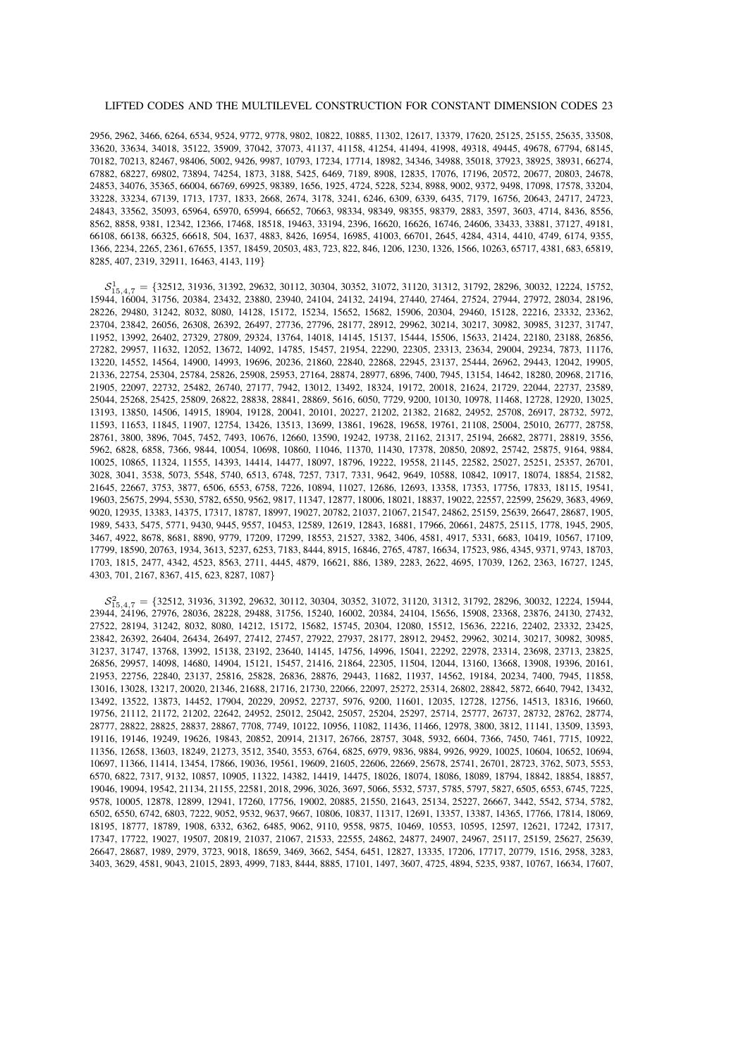2956, 2962, 3466, 6264, 6534, 9524, 9772, 9778, 9802, 10822, 10885, 11302, 12617, 13379, 17620, 25125, 25155, 25635, 33508, 33620, 33634, 34018, 35122, 35909, 37042, 37073, 41137, 41158, 41254, 41494, 41998, 49318, 49445, 49678, 67794, 68145, 70182, 70213, 82467, 98406, 5002, 9426, 9987, 10793, 17234, 17714, 18982, 34346, 34988, 35018, 37923, 38925, 38931, 66274, 67882, 68227, 69802, 73894, 74254, 1873, 3188, 5425, 6469, 7189, 8908, 12835, 17076, 17196, 20572, 20677, 20803, 24678, 24853, 34076, 35365, 66004, 66769, 69925, 98389, 1656, 1925, 4724, 5228, 5234, 8988, 9002, 9372, 9498, 17098, 17578, 33204, 33228, 33234, 67139, 1713, 1737, 1833, 2668, 2674, 3178, 3241, 6246, 6309, 6339, 6435, 7179, 16756, 20643, 24717, 24723, 24843, 33562, 35093, 65964, 65970, 65994, 66652, 70663, 98334, 98349, 98355, 98379, 2883, 3597, 3603, 4714, 8436, 8556, 8562, 8858, 9381, 12342, 12366, 17468, 18518, 19463, 33194, 2396, 16620, 16626, 16746, 24606, 33433, 33881, 37127, 49181, 66108, 66138, 66325, 66618, 504, 1637, 4883, 8426, 16954, 16985, 41003, 66701, 2645, 4284, 4314, 4410, 4749, 6174, 9355, 1366, 2234, 2265, 2361, 67655, 1357, 18459, 20503, 483, 723, 822, 846, 1206, 1230, 1326, 1566, 10263, 65717, 4381, 683, 65819, 8285, 407, 2319, 32911, 16463, 4143, 119}

$\mathcal{S}^1_{15,4,7}$ = {32512, 31936, 31392, 29632, 30112, 30304, 30352, 31072, 31120, 31312, 31792, 28296, 30032, 12224, 15752, 15944, 16004, 31756, 20384, 23432, 23880, 23940, 24104, 24132, 24194, 27440, 27464, 27524, 27944, 27972, 28034, 28196, 28226, 29480, 31242, 8032, 8080, 14128, 15172, 15234, 15652, 15682, 15906, 20304, 29460, 15128, 22216, 23332, 23362, 23704, 23842, 26056, 26308, 26392, 26497, 27736, 27796, 28177, 28912, 29962, 30214, 30217, 30982, 30985, 31237, 31747, 11952, 13992, 26402, 27329, 27809, 29324, 13764, 14018, 14145, 15137, 15444, 15506, 15633, 21424, 22180, 23188, 26856, 27282, 29957, 11632, 12052, 13672, 14092, 14785, 15457, 21954, 22290, 22305, 23313, 23634, 29004, 29234, 7873, 11176, 13220, 14552, 14564, 14900, 14993, 19696, 20236, 21860, 22840, 22868, 22945, 23137, 25444, 26962, 29443, 12042, 19905, 21336, 22754, 25304, 25784, 25826, 25908, 25953, 27164, 28874, 28977, 6896, 7400, 7945, 13154, 14642, 18280, 20968, 21716, 21905, 22097, 22732, 25482, 26740, 27177, 7942, 13012, 13492, 18324, 19172, 20018, 21624, 21729, 22044, 22737, 23589, 25044, 25268, 25425, 25809, 26822, 28838, 28841, 28869, 5616, 6050, 7729, 9200, 10130, 10978, 11468, 12728, 12920, 13025, 13193, 13850, 14506, 14915, 18904, 19128, 20041, 20101, 20227, 21202, 21382, 21682, 24952, 25708, 26917, 28732, 5972, 11593, 11653, 11845, 11907, 12754, 13426, 13513, 13699, 13861, 19628, 19658, 19761, 21108, 25004, 25010, 26777, 28758, 28761, 3800, 3896, 7045, 7452, 7493, 10676, 12660, 13590, 19242, 19738, 21162, 21317, 25194, 26682, 28771, 28819, 3556, 5962, 6828, 6858, 7366, 9844, 10054, 10698, 10860, 11046, 11370, 11430, 17378, 20850, 20892, 25742, 25875, 9164, 9884, 10025, 10865, 11324, 11555, 14393, 14414, 14477, 18097, 18796, 19222, 19558, 21145, 22582, 25027, 25251, 25357, 26701, 3028, 3041, 3538, 5073, 5548, 5740, 6513, 6748, 7257, 7317, 7331, 9642, 9649, 10588, 10842, 10917, 18074, 18854, 21582, 21645, 22667, 3753, 3877, 6506, 6553, 6758, 7226, 10894, 11027, 12686, 12693, 13358, 17353, 17756, 17833, 18115, 19541, 19603, 25675, 2994, 5530, 5782, 6550, 9562, 9817, 11347, 12877, 18006, 18021, 18837, 19022, 22557, 22599, 25629, 3683, 4969, 9020, 12935, 13383, 14375, 17317, 18787, 18997, 19027, 20782, 21037, 21067, 21547, 24862, 25159, 25639, 26647, 28687, 1905, 1989, 5433, 5475, 5771, 9430, 9445, 9557, 10453, 12589, 12619, 12843, 16881, 17966, 20661, 24875, 25115, 1778, 1945, 2905, 3467, 4922, 8678, 8681, 8890, 9779, 17209, 17299, 18553, 21527, 3382, 3406, 4581, 4917, 5331, 6683, 10419, 10567, 17109, 17799, 18590, 20763, 1934, 3613, 5237, 6253, 7183, 8444, 8915, 16846, 2765, 4787, 16634, 17523, 986, 4345, 9371, 9743, 18703, 1703, 1815, 2477, 4342, 4523, 8563, 2711, 4445, 4879, 16621, 886, 1389, 2283, 2622, 4695, 17039, 1262, 2363, 16727, 1245, 4303, 701, 2167, 8367, 415, 623, 8287, 1087}

$\mathcal{S}^2_{15,4,7}$ = {32512, 31936, 31392, 29632, 30112, 30304, 30352, 31072, 31120, 31312, 31792, 28296, 30032, 12224, 15944, 23944, 24196, 27976, 28036, 28228, 29488, 31756, 15240, 16002, 20384, 24104, 15656, 15908, 23368, 23876, 24130, 27432, 27522, 28194, 31242, 8032, 8080, 14212, 15172, 15682, 15745, 20304, 12080, 15512, 15636, 22216, 22402, 23332, 23425, 23842, 26392, 26404, 26434, 26497, 27412, 27457, 27922, 27937, 28177, 28912, 29452, 29962, 30214, 30217, 30982, 30985, 31237, 31747, 13768, 13992, 15138, 23192, 23640, 14145, 14756, 14996, 15041, 22292, 22978, 23314, 23698, 23713, 23825, 26856, 29957, 14098, 14680, 14904, 15121, 15457, 21416, 21864, 22305, 11504, 12044, 13160, 13668, 13908, 19396, 20161, 21953, 22756, 22840, 23137, 25816, 25828, 26836, 28876, 29443, 11682, 11937, 14562, 19184, 20234, 7400, 7945, 11858, 13016, 13028, 13217, 20020, 21346, 21688, 21716, 21730, 22066, 22097, 25272, 25314, 26802, 28842, 5872, 6640, 7942, 13432, 13492, 13522, 13873, 14452, 17904, 20229, 20952, 22737, 5976, 9200, 11601, 12035, 12728, 12756, 14513, 18316, 19660, 19756, 21112, 21172, 21202, 22642, 24952, 25012, 25042, 25057, 25204, 25297, 25714, 25777, 26737, 28732, 28762, 28774, 28777, 28822, 28825, 28837, 28867, 7708, 7749, 10122, 10956, 11082, 11436, 11466, 12978, 3800, 3812, 11141, 13509, 13593, 19116, 19146, 19249, 19626, 19843, 20852, 20914, 21317, 26766, 28757, 3048, 5932, 6604, 7366, 7450, 7461, 7715, 10922, 11356, 12658, 13603, 18249, 21273, 3512, 3540, 3553, 6764, 6825, 6979, 9836, 9884, 9926, 9929, 10025, 10604, 10652, 10694, 10697, 11366, 11414, 13454, 17866, 19036, 19561, 19609, 21605, 22606, 22669, 25678, 25741, 26701, 28723, 3762, 5073, 5553, 6570, 6822, 7317, 9132, 10857, 10905, 11322, 14382, 14419, 14475, 18026, 18074, 18086, 18089, 18794, 18842, 18854, 18857, 19046, 19094, 19542, 21134, 21155, 22581, 2018, 2996, 3026, 3697, 5066, 5532, 5737, 5785, 5797, 5827, 6505, 6553, 6745, 7225, 9578, 10005, 12878, 12899, 12941, 17260, 17756, 19002, 20885, 21550, 21643, 25134, 25227, 26667, 3442, 5542, 5734, 5782, 6502, 6550, 6742, 6803, 7222, 9052, 9532, 9637, 9667, 10806, 10837, 11317, 12691, 13357, 13387, 14365, 17766, 17814, 18069, 18195, 18777, 18789, 1908, 6332, 6362, 6485, 9062, 9110, 9558, 9875, 10469, 10553, 10595, 12597, 12621, 17242, 17317, 17347, 17722, 19027, 19507, 20819, 21037, 21067, 21533, 22555, 24862, 24877, 24907, 24967, 25117, 25159, 25627, 25639, 26647, 28687, 1989, 2979, 3723, 9018, 18659, 3469, 3662, 5454, 6451, 12827, 13335, 17206, 17717, 20779, 1516, 2958, 3283, 3403, 3629, 4581, 9043, 21015, 2893, 4999, 7183, 8444, 8885, 17101, 1497, 3607, 4725, 4894, 5235, 9387, 10767, 16634, 17607,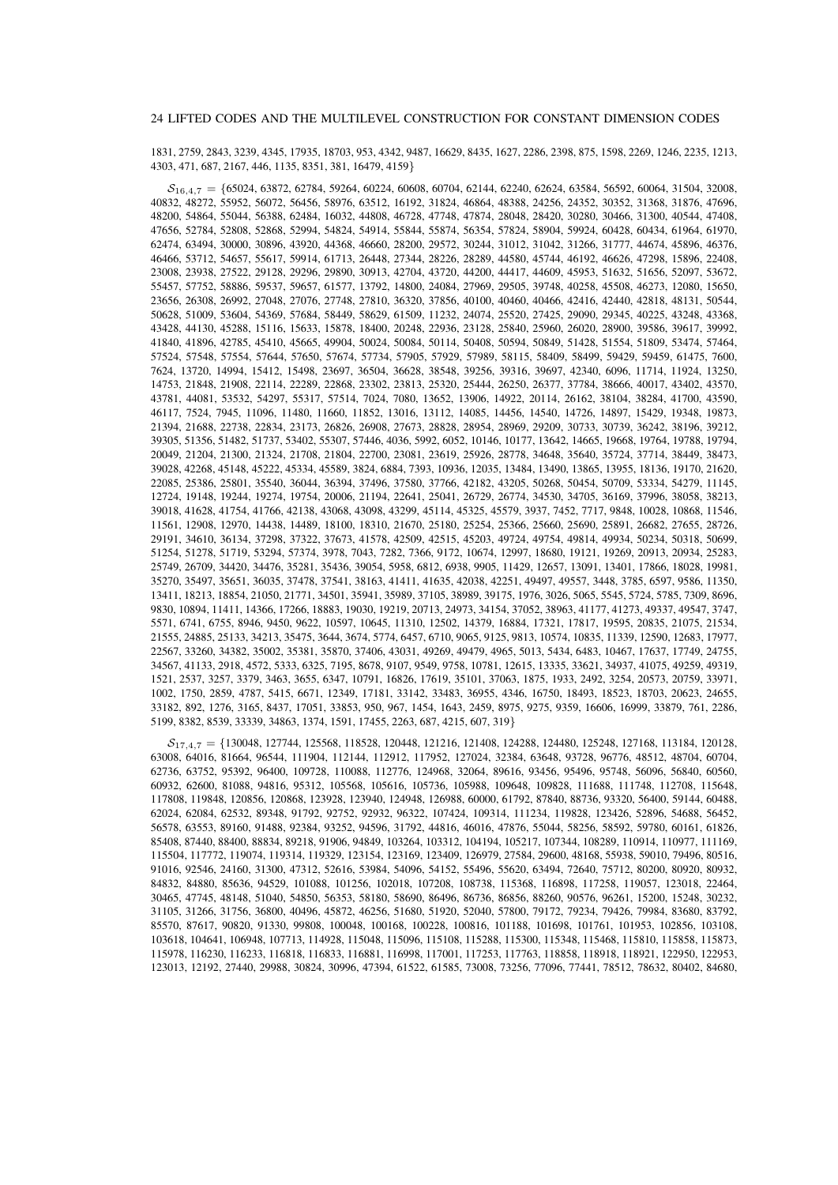1831, 2759, 2843, 3239, 4345, 17935, 18703, 953, 4342, 9487, 16629, 8435, 1627, 2286, 2398, 875, 1598, 2269, 1246, 2235, 1213, 4303, 471, 687, 2167, 446, 1135, 8351, 381, 16479, 4159}

$\mathcal{S}_{16,4,7}$ = {65024, 63872, 62784, 59264, 60224, 60608, 60704, 62144, 62240, 62624, 63584, 56592, 60064, 31504, 32008, 40832, 48272, 55952, 56072, 56456, 58976, 63512, 16192, 31824, 46864, 48388, 24256, 24352, 30352, 31368, 31876, 47696, 48200, 54864, 55044, 56388, 62484, 16032, 44808, 46728, 47748, 47874, 28048, 28420, 30280, 30466, 31300, 40544, 47408, 47656, 52784, 52808, 52868, 52994, 54824, 54914, 55844, 55874, 56354, 57824, 58904, 59924, 60428, 60434, 61964, 61970, 62474, 63494, 30000, 30896, 43920, 44368, 46660, 28200, 29572, 30244, 31012, 31042, 31266, 31777, 44674, 45896, 46376, 46466, 53712, 54657, 55617, 59914, 61713, 26448, 27344, 28226, 28289, 44580, 45744, 46192, 46626, 47298, 15896, 22408, 23008, 23938, 27522, 29128, 29296, 29890, 30913, 42704, 43720, 44200, 44417, 44609, 45953, 51632, 51656, 52097, 53672, 55457, 57752, 58886, 59537, 59657, 61577, 13792, 14800, 24084, 27969, 29505, 39748, 40258, 45508, 46273, 12080, 15650, 23656, 26308, 26992, 27048, 27076, 27748, 27810, 36320, 37856, 40100, 40460, 40466, 42416, 42440, 42818, 48131, 50544, 50628, 51009, 53604, 54369, 57684, 58449, 58629, 61509, 11232, 24074, 25520, 27425, 29090, 29345, 40225, 43248, 43368, 43428, 44130, 45288, 15116, 15633, 15878, 18400, 20248, 22936, 23128, 25840, 25960, 26020, 28900, 39586, 39617, 39992, 41840, 41896, 42785, 45410, 45665, 49904, 50024, 50084, 50114, 50408, 50594, 50849, 51428, 51554, 51809, 53474, 57464, 57524, 57548, 57554, 57644, 57650, 57674, 57734, 57905, 57929, 57989, 58115, 58409, 58499, 59429, 59549, 61475, 7600, 7624, 13720, 14994, 15412, 15498, 23697, 36504, 36628, 38548, 39256, 39316, 39697, 42340, 6096, 11714, 11924, 13250, 14753, 21848, 21908, 22114, 22289, 22868, 23302, 23813, 25320, 25444, 26250, 26377, 37784, 38666, 40017, 43402, 43570, 43781, 44081, 53532, 54297, 55317, 57514, 7024, 7080, 13652, 13906, 14922, 20114, 26162, 38104, 38284, 41700, 43590, 46117, 7524, 7945, 11096, 11480, 11660, 11852, 13016, 13112, 14085, 14456, 14540, 14726, 14897, 15429, 19348, 19873, 21394, 21688, 22738, 22834, 23173, 26826, 26908, 27673, 28828, 28954, 28969, 29209, 30733, 30739, 36242, 38196, 39212, 39305, 51356, 51482, 51737, 53402, 55307, 57446, 4036, 5992, 6052, 10146, 10177, 13642, 14665, 19668, 19764, 19788, 19794, 20049, 21204, 21300, 21324, 21708, 21804, 22700, 23081, 23619, 25926, 28778, 34648, 35640, 35724, 37714, 38449, 38473, 39028, 42268, 45148, 45222, 45334, 45589, 3824, 6884, 7393, 10936, 12035, 13484, 13490, 13865, 13955, 18136, 19170, 21620, 22085, 25386, 25801, 35540, 36044, 36394, 37496, 37580, 37766, 42182, 43205, 50268, 50454, 50709, 53334, 54279, 11145, 12724, 19148, 19244, 19274, 19754, 20006, 21194, 22641, 25041, 26729, 26774, 34530, 34705, 36169, 37996, 38058, 38213, 39018, 41628, 41754, 41766, 42138, 43068, 43098, 43299, 45114, 45325, 45579, 3937, 7452, 7717, 9848, 10028, 10868, 11546, 11561, 12908, 12970, 14438, 14489, 18100, 18310, 21670, 25180, 25254, 25366, 25660, 25690, 25891, 26682, 27655, 28726, 29191, 34610, 36134, 37298, 37322, 37673, 41578, 42509, 42515, 45203, 49724, 49754, 49814, 49934, 50234, 50318, 50699, 51254, 51278, 51719, 53294, 57374, 3978, 7043, 7282, 7366, 9172, 10674, 12997, 18680, 19121, 19269, 20913, 20934, 25283, 25749, 26709, 34420, 34476, 35281, 35436, 39054, 5958, 6812, 6938, 9905, 11429, 12657, 13091, 13401, 17866, 18028, 19981, 35270, 35497, 35651, 36035, 37478, 37541, 38163, 41411, 41635, 42038, 42251, 49497, 49557, 3448, 3785, 6597, 9586, 11350, 13411, 18213, 18854, 21050, 21771, 34501, 35941, 35989, 37105, 38989, 39175, 1976, 3026, 5065, 5545, 5724, 5785, 7309, 8696, 9830, 10894, 11411, 14366, 17266, 18883, 19030, 19219, 20713, 24973, 34154, 37052, 38963, 41177, 41273, 49337, 49547, 3747, 5571, 6741, 6755, 8946, 9450, 9622, 10597, 10645, 11310, 12502, 14379, 16884, 17321, 17817, 19595, 20835, 21075, 21534, 21555, 24885, 25133, 34213, 35475, 3644, 3674, 5774, 6457, 6710, 9065, 9125, 9813, 10574, 10835, 11339, 12590, 12683, 17977, 22567, 33260, 34382, 35002, 35381, 35870, 37406, 43031, 49269, 49479, 4965, 5013, 5434, 6483, 10467, 17637, 17749, 24755, 34567, 41133, 2918, 4572, 5333, 6325, 7195, 8678, 9107, 9549, 9758, 10781, 12615, 13335, 33621, 34937, 41075, 49259, 49319, 1521, 2537, 3257, 3379, 3463, 3655, 6347, 10791, 16826, 17619, 35101, 37063, 1875, 1933, 2492, 3254, 20573, 20759, 33971, 1002, 1750, 2859, 4787, 5415, 6671, 12349, 17181, 33142, 33483, 36955, 4346, 16750, 18493, 18523, 18703, 20623, 24655, 33182, 892, 1276, 3165, 8437, 17051, 33853, 950, 967, 1454, 1643, 2459, 8975, 9275, 9359, 16606, 16999, 33879, 761, 2286, 5199, 8382, 8539, 33339, 34863, 1374, 1591, 17455, 2263, 687, 4215, 607, 319}

$\mathcal{S}_{17,4,7}$ = {130048, 127744, 125568, 118528, 120448, 121216, 121408, 124288, 124480, 125248, 127168, 113184, 120128, 63008, 64016, 81664, 96544, 111904, 112144, 112912, 117952, 127024, 32384, 63648, 93728, 96776, 48512, 48704, 60704, 62736, 63752, 95392, 96400, 109728, 110088, 112776, 124968, 32064, 89616, 93456, 95496, 95748, 56096, 56840, 60560, 60932, 62600, 81088, 94816, 95312, 105568, 105616, 105736, 105988, 109648, 109828, 111688, 111748, 112708, 115648, 117808, 119848, 120856, 120868, 123928, 123940, 124948, 126988, 60000, 61792, 87840, 88736, 93320, 56400, 59144, 60488, 62024, 62084, 62532, 89348, 91792, 92752, 92932, 96322, 107424, 109314, 111234, 119828, 123426, 52896, 54688, 56452, 56578, 63553, 89160, 91488, 92384, 93252, 94596, 31792, 44816, 46016, 47876, 55044, 58256, 58592, 59780, 60161, 61826, 85408, 87440, 88400, 88834, 89218, 91906, 94849, 103264, 103312, 104194, 105217, 107344, 108289, 110914, 110977, 111169, 115504, 117772, 119074, 119314, 119329, 123154, 123169, 123409, 126979, 27584, 29600, 48168, 55938, 59010, 79496, 80516, 91016, 92546, 24160, 31300, 47312, 52616, 53984, 54096, 54152, 55496, 55620, 63494, 72640, 75712, 80200, 80920, 80932, 84832, 84880, 85636, 94529, 101088, 101256, 102018, 107208, 108738, 115368, 116898, 117258, 119057, 123018, 22464, 30465, 47745, 48148, 51040, 54850, 56353, 58180, 58690, 86496, 86736, 86856, 88260, 90576, 96261, 15200, 15248, 30232, 31105, 31266, 31756, 36800, 40496, 45872, 46256, 51680, 51920, 52040, 57800, 79172, 79234, 79426, 79984, 83680, 83792, 85570, 87617, 90820, 91330, 99808, 100048, 100168, 100228, 100816, 101188, 101698, 101761, 101953, 102856, 103108, 103618, 104641, 106948, 107713, 114928, 115048, 115096, 115108, 115288, 115300, 115348, 115468, 115810, 115858, 115873, 115978, 116230, 116233, 116818, 116833, 116881, 116998, 117001, 117253, 117763, 118858, 118918, 118921, 122950, 122953, 123013, 12192, 27440, 29988, 30824, 30996, 47394, 61522, 61585, 73008, 73256, 77096, 77441, 78512, 78632, 80402, 84680,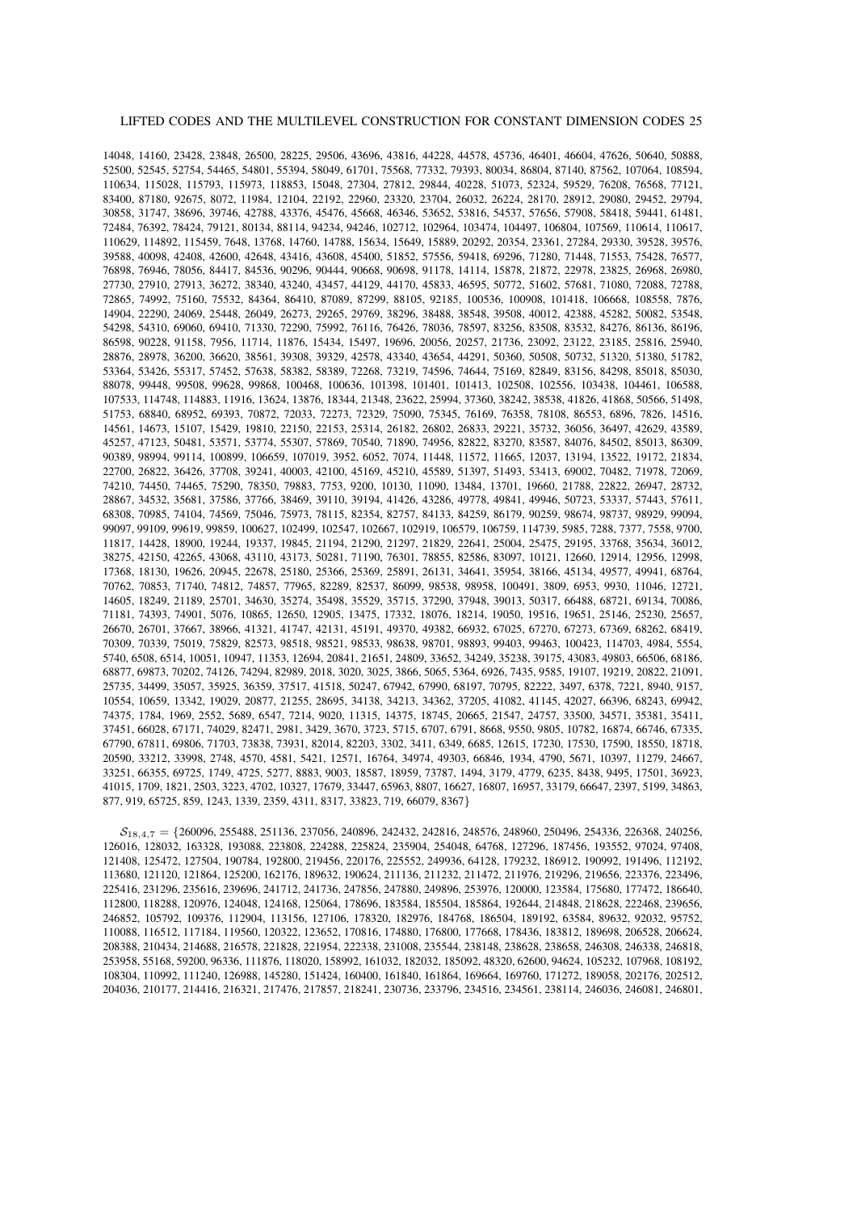14048, 14160, 23428, 23848, 26500, 28225, 29506, 43696, 43816, 44228, 44578, 45736, 46401, 46604, 47626, 50640, 50888, 52500, 52545, 52754, 54465, 54801, 55394, 58049, 61701, 75568, 77332, 79393, 80034, 86804, 87140, 87562, 107064, 108594, 110634, 115028, 115793, 115973, 118853, 15048, 27304, 27812, 29844, 40228, 51073, 52324, 59529, 76208, 76568, 77121, 83400, 87180, 92675, 8072, 11984, 12104, 22192, 22960, 23320, 23704, 26032, 26224, 28170, 28912, 29080, 29452, 29794, 30858, 31747, 38696, 39746, 42788, 43376, 45476, 45668, 46346, 53652, 53816, 54537, 57656, 57908, 58418, 59441, 61481, 72484, 76392, 78424, 79121, 80134, 88114, 94234, 94246, 102712, 102964, 103474, 104497, 106804, 107569, 110614, 110617, 110629, 114892, 115459, 7648, 13768, 14760, 14788, 15634, 15649, 15889, 20292, 20354, 23361, 27284, 29330, 39528, 39576, 39588, 40098, 42408, 42600, 42648, 43416, 43608, 45400, 51852, 57556, 59418, 69296, 71280, 71448, 71553, 75428, 76577, 76898, 76946, 78056, 84417, 84536, 90296, 90444, 90668, 90698, 91178, 14114, 15878, 21872, 22978, 23825, 26968, 26980, 27730, 27910, 27913, 36272, 38340, 43240, 43457, 44129, 44170, 45833, 46595, 50772, 51602, 57681, 71080, 72088, 72788, 72865, 74992, 75160, 75532, 84364, 86410, 87089, 87299, 88105, 92185, 100536, 100908, 101418, 106668, 108558, 7876, 14904, 22290, 24069, 25448, 26049, 26273, 29265, 29769, 38296, 38488, 38548, 39508, 40012, 42388, 45282, 50082, 53548, 54298, 54310, 69060, 69410, 71330, 72290, 75992, 76116, 76426, 78036, 78597, 83256, 83508, 83532, 84276, 86136, 86196, 86598, 90228, 91158, 7956, 11714, 11876, 15434, 15497, 19696, 20056, 20257, 21736, 23092, 23122, 23185, 25816, 25940, 28876, 28978, 36200, 36620, 38561, 39308, 39329, 42578, 43340, 43654, 44291, 50360, 50508, 50732, 51320, 51380, 51782, 53364, 53426, 55317, 57452, 57638, 58382, 58389, 72268, 73219, 74596, 74644, 75169, 82849, 83156, 84298, 85018, 85030, 88078, 99448, 99508, 99628, 99868, 100468, 100636, 101398, 101401, 101413, 102508, 102556, 103438, 104461, 106588, 107533, 114748, 114883, 11916, 13624, 13876, 18344, 21348, 23622, 25994, 37360, 38242, 38538, 41826, 41868, 50566, 51498, 51753, 68840, 68952, 69393, 70872, 72033, 72273, 72329, 75090, 75345, 76169, 76358, 78108, 86553, 6896, 7826, 14516, 14561, 14673, 15107, 15429, 19810, 22150, 22153, 25314, 26182, 26802, 26833, 29221, 35732, 36056, 36497, 42629, 43589, 45257, 47123, 50481, 53571, 53774, 55307, 57869, 70540, 71890, 74956, 82822, 83270, 83587, 84076, 84502, 85013, 86309, 90389, 98994, 99114, 100899, 106659, 107019, 3952, 6052, 7074, 11448, 11572, 11665, 12037, 13194, 13522, 19172, 21834, 22700, 26822, 36426, 37708, 39241, 40003, 42100, 45169, 45210, 45589, 51397, 51493, 53413, 69002, 70482, 71978, 72069, 74210, 74450, 74465, 75290, 78350, 79883, 7753, 9200, 10130, 11090, 13484, 13701, 19660, 21788, 22822, 26947, 28732, 28867, 34532, 35681, 37586, 37766, 38469, 39110, 39194, 41426, 43286, 49778, 49841, 49946, 50723, 53337, 57443, 57611, 68308, 70985, 74104, 74569, 75046, 75973, 78115, 82354, 82757, 84133, 84259, 86179, 90259, 98674, 98737, 98929, 99094, 99097, 99109, 99619, 99859, 100627, 102499, 102547, 102667, 102919, 106579, 106759, 114739, 5985, 7288, 7377, 7558, 9700, 11817, 14428, 18900, 19244, 19337, 19845, 21194, 21290, 21297, 21829, 22641, 25004, 25475, 29195, 33768, 35634, 36012, 38275, 42150, 42265, 43068, 43110, 43173, 50281, 71190, 76301, 78855, 82586, 83097, 10121, 12660, 12914, 12956, 12998, 17368, 18130, 19626, 20945, 22678, 25180, 25366, 25369, 25891, 26131, 34641, 35954, 38166, 45134, 49577, 49941, 68764, 70762, 70853, 71740, 74812, 74857, 77965, 82289, 82537, 86099, 98538, 98958, 100491, 3809, 6953, 9930, 11046, 12721, 14605, 18249, 21189, 25701, 34630, 35274, 35498, 35529, 35715, 37290, 37948, 39013, 50317, 66488, 68721, 69134, 70086, 71181, 74393, 74901, 5076, 10865, 12650, 12905, 13475, 17332, 18076, 18214, 19050, 19516, 19651, 25146, 25230, 25657, 26670, 26701, 37667, 38966, 41321, 41747, 42131, 45191, 49370, 49382, 66932, 67025, 67270, 67273, 67369, 68262, 68419, 70309, 70339, 75019, 75829, 82573, 98518, 98521, 98533, 98638, 98701, 98893, 99403, 99463, 100423, 114703, 4984, 5554, 5740, 6508, 6514, 10051, 10947, 11353, 12694, 20841, 21651, 24809, 33652, 34249, 35238, 39175, 43083, 49803, 66506, 68186, 68877, 69873, 70202, 74126, 74294, 82989, 2018, 3020, 3025, 3866, 5065, 5364, 6926, 7435, 9585, 19107, 19219, 20822, 21091, 25735, 34499, 35057, 35925, 36359, 37517, 41518, 50247, 67942, 67990, 68197, 70795, 82222, 3497, 6378, 7221, 8940, 9157, 10554, 10659, 13342, 19029, 20877, 21255, 28695, 34138, 34213, 34362, 37205, 41082, 41145, 42027, 66396, 68243, 69942, 74375, 1784, 1969, 2552, 5689, 6547, 7214, 9020, 11315, 14375, 18745, 20665, 21547, 24757, 33500, 34571, 35381, 35411, 37451, 66028, 67171, 74029, 82471, 2981, 3429, 3670, 3723, 5715, 6707, 6791, 8668, 9550, 9805, 10782, 16874, 66746, 67335, 67790, 67811, 69806, 71703, 73838, 73931, 82014, 82203, 3302, 3411, 6349, 6685, 12615, 17230, 17530, 17590, 18550, 18718, 20590, 33212, 33998, 2748, 4570, 4581, 5421, 12571, 16764, 34974, 49303, 66846, 1934, 4790, 5671, 10397, 11279, 24667, 33251, 66355, 69725, 1749, 4725, 5277, 8883, 9003, 18587, 18959, 73787, 1494, 3179, 4779, 6235, 8438, 9495, 17501, 36923, 41015, 1709, 1821, 2503, 3223, 4702, 10327, 17679, 33447, 65963, 8807, 16627, 16807, 16957, 33179, 66647, 2397, 5199, 34863, 877, 919, 65725, 859, 1243, 1339, 2359, 4311, 8317, 33823, 719, 66079, 8367}

$\mathcal{S}_{18,4,7}$ = {260096, 255488, 251136, 237056, 240896, 242432, 242816, 248576, 248960, 250496, 254336, 226368, 240256, 126016, 128032, 163328, 193088, 223808, 224288, 225824, 235904, 254048, 64768, 127296, 187456, 193552, 97024, 97408, 121408, 125472, 127504, 190784, 192800, 219456, 220176, 225552, 249936, 64128, 179232, 186912, 190992, 191496, 112192, 113680, 121120, 121864, 125200, 162176, 189632, 190624, 211136, 211232, 211472, 211976, 219296, 219656, 223376, 223496, 225416, 231296, 235616, 239696, 241712, 241736, 247856, 247880, 249896, 253976, 120000, 123584, 175680, 177472, 186640, 112800, 118288, 120976, 124048, 124168, 125064, 178696, 183584, 185504, 185864, 192644, 214848, 218628, 222468, 239656, 246852, 105792, 109376, 112904, 113156, 127106, 178320, 182976, 184768, 186504, 189192, 63584, 89632, 92032, 95752, 110088, 116512, 117184, 119560, 120322, 123652, 170816, 174880, 176800, 177668, 178436, 183812, 189698, 206528, 206624, 208388, 210434, 214688, 216578, 221828, 221954, 222338, 231008, 235544, 238148, 238628, 238658, 246308, 246338, 246818, 253958, 55168, 59200, 96336, 111876, 118020, 158992, 161032, 182032, 185092, 48320, 62600, 94624, 105232, 107968, 108192, 108304, 110992, 111240, 126988, 145280, 151424, 160400, 161840, 161864, 169664, 169760, 171272, 189058, 202176, 202512, 204036, 210177, 214416, 216321, 217476, 217857, 218241, 230736, 233796, 234516, 234561, 238114, 246036, 246081, 246801,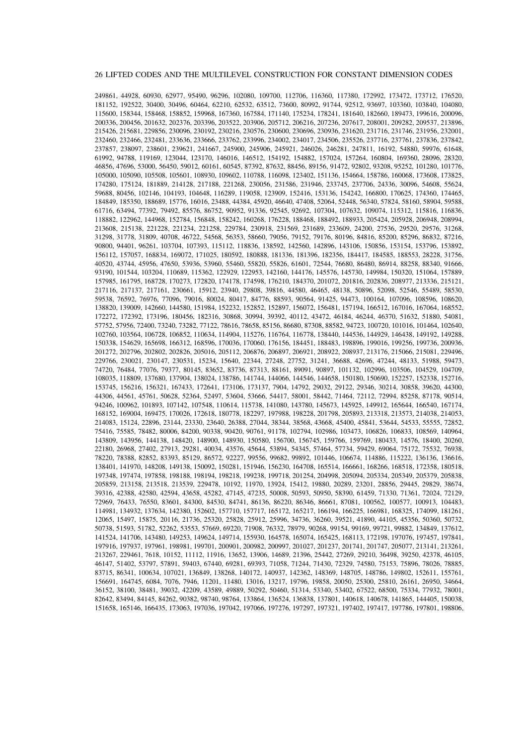249861, 44928, 60930, 62977, 95490, 96296, 102080, 109700, 112706, 116360, 117380, 172992, 173472, 173712, 176520, 181152, 192522, 30400, 30496, 60464, 62210, 62532, 63512, 73600, 80992, 91744, 92512, 93697, 103360, 103840, 104080, 115600, 158344, 158468, 158852, 159968, 167360, 167584, 171140, 175234, 178241, 181640, 182660, 189473, 199616, 200096, 200336, 200456, 201632, 202376, 203396, 203522, 203906, 205712, 206216, 207236, 207617, 208001, 209282, 209537, 213896, 215426, 215681, 229856, 230096, 230192, 230216, 230576, 230600, 230696, 230936, 231620, 231716, 231746, 231956, 232001, 232460, 232466, 232481, 233636, 233666, 233762, 233996, 234002, 234017, 234506, 235526, 237716, 237761, 237836, 237842, 237857, 238097, 238601, 239621, 241667, 245900, 245906, 245921, 246026, 246281, 247811, 16192, 54880, 59976, 61648, 61992, 94788, 119169, 123044, 123170, 146016, 146512, 154192, 154882, 157024, 157264, 160804, 169360, 28096, 28320, 46856, 47696, 53000, 56450, 59012, 60161, 60545, 87392, 87632, 88456, 89156, 91472, 92802, 93208, 95252, 101280, 101776, 105000, 105090, 105508, 105601, 108930, 109602, 110788, 116098, 123402, 151136, 154664, 158786, 160068, 173608, 173825, 174280, 175124, 181889, 214128, 217188, 221268, 230056, 231586, 231946, 233745, 237706, 24336, 30096, 54608, 55624, 59688, 80456, 102146, 104193, 104648, 116289, 119058, 123909, 152416, 153136, 154242, 166800, 170625, 174360, 174465, 184849, 185350, 188689, 15776, 16016, 23488, 44384, 45920, 46640, 47408, 52064, 52448, 56340, 57824, 58160, 58904, 59588, 61716, 63494, 77392, 79492, 85576, 86752, 90952, 91336, 92545, 92692, 107304, 107632, 109074, 115312, 115816, 116836, 118882, 122962, 144968, 152784, 156848, 158242, 160268, 176228, 188468, 188492, 188933, 205424, 205928, 206948, 208994, 213608, 215138, 221228, 221234, 221258, 229784, 230918, 231569, 231689, 233609, 24200, 27536, 29520, 29576, 31268, 31298, 31778, 31809, 40708, 46722, 54568, 56353, 58660, 79056, 79152, 79176, 80196, 84816, 85200, 85296, 86832, 87216, 90800, 94401, 96261, 103704, 107393, 115112, 118836, 138592, 142560, 142896, 143106, 150856, 153154, 153796, 153892, 156112, 157057, 168834, 169072, 171025, 180592, 180888, 181336, 181396, 182356, 184417, 184585, 188553, 28228, 31756, 40520, 43744, 45956, 47650, 53936, 53960, 55460, 55820, 55826, 61601, 72544, 76680, 86480, 86914, 88258, 88340, 91666, 93190, 101544, 103204, 110689, 115362, 122929, 122953, 142160, 144176, 145576, 145730, 149984, 150320, 151064, 157889, 157985, 161795, 168728, 170273, 172820, 174178, 174598, 176210, 184370, 201072, 201816, 202836, 208977, 213336, 215121, 217116, 217137, 217161, 230661, 15912, 23940, 29808, 39816, 44580, 46465, 48138, 50896, 52098, 52546, 55489, 58530, 59538, 76592, 76976, 77096, 79016, 80024, 80417, 84776, 88593, 90564, 91425, 94473, 100164, 107096, 108596, 108620, 138820, 139009, 142660, 144580, 151984, 152232, 152852, 152897, 156072, 156481, 157194, 166512, 167016, 167064, 168552, 172272, 172392, 173196, 180456, 182316, 30868, 30994, 39392, 40112, 43472, 46184, 46244, 46370, 51632, 51880, 54081, 57752, 57956, 72400, 73240, 73282, 77122, 78616, 78658, 85156, 86680, 87308, 88582, 94723, 100720, 101016, 101464, 102640, 102760, 103564, 106728, 106852, 110634, 114904, 115276, 116764, 116778, 138440, 144536, 144929, 146438, 149192, 149288, 150338, 154629, 165698, 166312, 168596, 170036, 170060, 176156, 184451, 188483, 198896, 199016, 199256, 199736, 200936, 201272, 202796, 202802, 202826, 205016, 205112, 206876, 206897, 206921, 208922, 208937, 213176, 215066, 215081, 229496, 229766, 230021, 230147, 230531, 15234, 15640, 22344, 27248, 27752, 31241, 36688, 42696, 47244, 48133, 51988, 59473, 74720, 76484, 77076, 79377, 80145, 83652, 83736, 87313, 88161, 89091, 90897, 101132, 102996, 103506, 104529, 104709, 108035, 118809, 137680, 137904, 138024, 138786, 141744, 144066, 144546, 144658, 150180, 150690, 152257, 152338, 152716, 153745, 156216, 156321, 167433, 172641, 173106, 173137, 7904, 14792, 29032, 29122, 29346, 30214, 30858, 39620, 44300, 44306, 44561, 45761, 50628, 52364, 52497, 53604, 53666, 54417, 58001, 58442, 71464, 72112, 72994, 85258, 87178, 90514, 94246, 100962, 101893, 107142, 107548, 110614, 115738, 141080, 143780, 145673, 145925, 149912, 165644, 166540, 167174, 168152, 169004, 169475, 170026, 172618, 180778, 182297, 197988, 198228, 201798, 205893, 213318, 213573, 214038, 214053, 214083, 15124, 22896, 23144, 23330, 23640, 26388, 27044, 38344, 38568, 43668, 45400, 45841, 53644, 54533, 55555, 72852, 75416, 75585, 78482, 80006, 84200, 90338, 90420, 90761, 91178, 102794, 102986, 103473, 106826, 106833, 108569, 140964, 143809, 143956, 144138, 148420, 148900, 148930, 150580, 156700, 156745, 159766, 159769, 180433, 14576, 18400, 20260, 22180, 26968, 27402, 27913, 29281, 40034, 43576, 45644, 53894, 54345, 57464, 57734, 59429, 69064, 75172, 75532, 76938, 78220, 78388, 82852, 83393, 85129, 86572, 92227, 99556, 99682, 99892, 101446, 106674, 114886, 115222, 136136, 136616, 138401, 141970, 148208, 149138, 150092, 150281, 151946, 156230, 164708, 165514, 166661, 168266, 168518, 172358, 180518, 197348, 197474, 197858, 198188, 198194, 198218, 199238, 199718, 201254, 204998, 205094, 205334, 205349, 205379, 205838, 205859, 213158, 213518, 213539, 229478, 10192, 11970, 13924, 15412, 19880, 20289, 23201, 28856, 29445, 29829, 38674, 39316, 42388, 42580, 42594, 43658, 45282, 47145, 47235, 50008, 50593, 50950, 58390, 61459, 71330, 71361, 72024, 72129, 72969, 76433, 76550, 83601, 84300, 84530, 84741, 86136, 86220, 86346, 86661, 87081, 100562, 100577, 100913, 104483, 114981, 134932, 137634, 142380, 152602, 157710, 157717, 165172, 165217, 166194, 166225, 166981, 168325, 174099, 181261, 12065, 15497, 15875, 20116, 21736, 25320, 25828, 25912, 25996, 34736, 36260, 39521, 41890, 44105, 45356, 50360, 50732, 50738, 51593, 51782, 52262, 53553, 57669, 69220, 71908, 76332, 78979, 90268, 99154, 99169, 99721, 99882, 134849, 137612, 141524, 141706, 143480, 149253, 149624, 149714, 155930, 164578, 165074, 165425, 168113, 172198, 197076, 197457, 197841, 197916, 197937, 197961, 198981, 199701, 200901, 200982, 200997, 201027, 201237, 201741, 201747, 205077, 213141, 213261, 213267, 229461, 7618, 10152, 11112, 11916, 13652, 13906, 14689, 21396, 25442, 27269, 29210, 36498, 39250, 42378, 46105, 46147, 51402, 53797, 57891, 59403, 67440, 69281, 69393, 71058, 71244, 71430, 72329, 74580, 75153, 75896, 78026, 78885, 83715, 86341, 100634, 107021, 136849, 138268, 140172, 140937, 142362, 148369, 148705, 148786, 149802, 152611, 155761, 156691, 164745, 6084, 7076, 7946, 11201, 11480, 13016, 13217, 19796, 19858, 20050, 25300, 25810, 26161, 26950, 34664, 36152, 38100, 38481, 39032, 42209, 43589, 49889, 50292, 50460, 51314, 53340, 53402, 67522, 68500, 75334, 77932, 78001, 82642, 83494, 84145, 84262, 90382, 98740, 98764, 133864, 136524, 136838, 137801, 140618, 140678, 141865, 144405, 150038, 151658, 165146, 166435, 173063, 197036, 197042, 197066, 197276, 197297, 197321, 197402, 197417, 197786, 197801, 198806,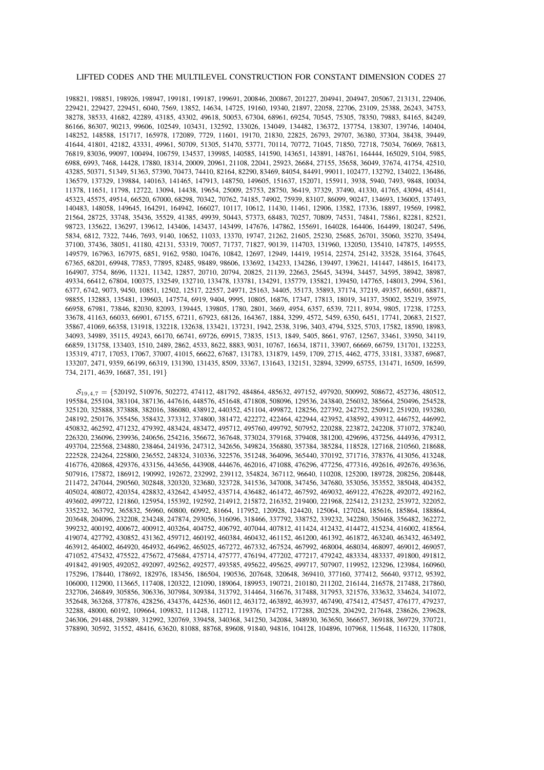198821, 198851, 198926, 198947, 199181, 199187, 199691, 200846, 200867, 201227, 204941, 204947, 205067, 213131, 229406, 229421, 229427, 229451, 6040, 7569, 13852, 14634, 14725, 19160, 19340, 21897, 22058, 22706, 23109, 25388, 26243, 34753, 38278, 38533, 41682, 42289, 43185, 43302, 49618, 50053, 67304, 68961, 69254, 70545, 75305, 78350, 79883, 84165, 84249, 86166, 86307, 90213, 99606, 102549, 103431, 132592, 133026, 134049, 134482, 136372, 137754, 138307, 139746, 140404, 148252, 148588, 151717, 165978, 172089, 7729, 11601, 19170, 21830, 22825, 26793, 29707, 36380, 37304, 38438, 39449, 41644, 41801, 42182, 43331, 49961, 50709, 51305, 51470, 53771, 70114, 70772, 71045, 71850, 72718, 75034, 76069, 76813, 76819, 83036, 99097, 100494, 106759, 134537, 139985, 140585, 141590, 143651, 143891, 148761, 164444, 165029, 5104, 5985, 6988, 6993, 7468, 14428, 17880, 18314, 20009, 20961, 21108, 22041, 25923, 26684, 27155, 35658, 36049, 37674, 41754, 42510, 43285, 50371, 51349, 51363, 57390, 70473, 74410, 82164, 82290, 83469, 84054, 84491, 99011, 102477, 132792, 134022, 136486, 136579, 137329, 139884, 140163, 141465, 147913, 148750, 149605, 151637, 152071, 155911, 3938, 5940, 7493, 9848, 10034, 11378, 11651, 11798, 12722, 13094, 14438, 19654, 25009, 25753, 28750, 36419, 37329, 37490, 41330, 41765, 43094, 45141, 45323, 45575, 49514, 66520, 67000, 68298, 70342, 70762, 74185, 74902, 75939, 83107, 86099, 90247, 134693, 136005, 137493, 140483, 148058, 149645, 164291, 164942, 166027, 10117, 10612, 11430, 11461, 12906, 13582, 17336, 18897, 19569, 19982, 21564, 28725, 33748, 35436, 35529, 41385, 49939, 50443, 57373, 68483, 70257, 70809, 74531, 74841, 75861, 82281, 82521, 98723, 135622, 136297, 139612, 143406, 143437, 143499, 147676, 147862, 155691, 164028, 164406, 164499, 180247, 5496, 5834, 6812, 7322, 7446, 7693, 9140, 10652, 11033, 13370, 19747, 21262, 21605, 25230, 25685, 26701, 35060, 35270, 35494, 37100, 37436, 38051, 41180, 42131, 53319, 70057, 71737, 71827, 90139, 114703, 131960, 132050, 135410, 147875, 149555, 149579, 167963, 167975, 6851, 9162, 9580, 10476, 10842, 12697, 12949, 14419, 19514, 22574, 25142, 33528, 35164, 37645, 67365, 68201, 69948, 77853, 77895, 82485, 98489, 98606, 133692, 134233, 134286, 139497, 139621, 141447, 148615, 164173, 164907, 3754, 8696, 11321, 11342, 12857, 20710, 20794, 20825, 21139, 22663, 25645, 34394, 34457, 34595, 38942, 38987, 49334, 66412, 67804, 100375, 132549, 132710, 133478, 133781, 134291, 135779, 135821, 139450, 147765, 148013, 2994, 5361, 6377, 6742, 9073, 9450, 10851, 12502, 12517, 22557, 24971, 25163, 34405, 35173, 35893, 37174, 37219, 49357, 66501, 68871, 98855, 132883, 135481, 139603, 147574, 6919, 9404, 9995, 10805, 16876, 17347, 17813, 18019, 34137, 35002, 35219, 35975, 66958, 67981, 73846, 82030, 82093, 139445, 139805, 1780, 2801, 3669, 4954, 6357, 6539, 7211, 8934, 9805, 17238, 17253, 33678, 41163, 66033, 66901, 67155, 67211, 67923, 68126, 164367, 1884, 3299, 4572, 5459, 6350, 6451, 17741, 20683, 21527, 35867, 41069, 66358, 131918, 132218, 132638, 133421, 137231, 1942, 2538, 3196, 3403, 4794, 5325, 5703, 17582, 18590, 18983, 34093, 34989, 35115, 49243, 66170, 66741, 69726, 69915, 73835, 1513, 1849, 5405, 8661, 9767, 12567, 33461, 33950, 34119, 66859, 131758, 133403, 1510, 2489, 2862, 4533, 8622, 8883, 9031, 10767, 16634, 18711, 33907, 66669, 66759, 131701, 132253, 135319, 4717, 17053, 17067, 37007, 41015, 66622, 67687, 131783, 133879, 1459, 1709, 2715, 4462, 4775, 33181, 33387, 69687, 133207, 2471, 9359, 66199, 66319, 131390, 131435, 8509, 33367, 131643, 132151, 32894, 32999, 65755, 131471, 16509, 16599, 734, 2171, 4639, 16687, 351, 191}

$\mathcal{S}_{19,4,7}$ = {520192, 510976, 502272, 474112, 481792, 484864, 485632, 497152, 497920, 500992, 508672, 452736, 480512, 195584, 255104, 383104, 387136, 447616, 448576, 451648, 471808, 508096, 129536, 243840, 256032, 385664, 250496, 254528, 325120, 325888, 373888, 382016, 386080, 438912, 440352, 451104, 499872, 128256, 227392, 242752, 250912, 251920, 193280, 248192, 250176, 355456, 358432, 373312, 374800, 381472, 422272, 422464, 422944, 423952, 438592, 439312, 446752, 446992, 450832, 462592, 471232, 479392, 483424, 483472, 495712, 495760, 499792, 507952, 220288, 223872, 242208, 371072, 378240, 226320, 236096, 239936, 240656, 254216, 356672, 367648, 373024, 379168, 379408, 381200, 429696, 437256, 444936, 479312, 493704, 225568, 234880, 238464, 241936, 247312, 342656, 349824, 356880, 357384, 385284, 118528, 127168, 210560, 218688, 222528, 224264, 225800, 236552, 248324, 310336, 322576, 351248, 364096, 365440, 370192, 371716, 378376, 413056, 413248, 416776, 420868, 429376, 433156, 443656, 443908, 444676, 462016, 471088, 476296, 477256, 477316, 492616, 492676, 493636, 507916, 175872, 186912, 190992, 192672, 232992, 239112, 354824, 367112, 96640, 110208, 125200, 189728, 208256, 208448, 211472, 247044, 290560, 302848, 320320, 323680, 323728, 341536, 347008, 347456, 347680, 353056, 353552, 385048, 404352, 405024, 408072, 420354, 428832, 432642, 434952, 435714, 436482, 461472, 467592, 469032, 469122, 476228, 492072, 492162, 493602, 499722, 121860, 125954, 155392, 192592, 214912, 215872, 216352, 219400, 221968, 225412, 231232, 253972, 322052, 335232, 363792, 365832, 56960, 60800, 60992, 81664, 117952, 120928, 124420, 125064, 127024, 185616, 185864, 188864, 203648, 204096, 232208, 234248, 247874, 293056, 316096, 318466, 337792, 338752, 339232, 342280, 350468, 356482, 362272, 399232, 400192, 400672, 400912, 403264, 404752, 406792, 407044, 407812, 411424, 412432, 414472, 415234, 416002, 418564, 419074, 427792, 430852, 431362, 459712, 460192, 460384, 460432, 461152, 461200, 461392, 461872, 463240, 463432, 463492, 463912, 464002, 464920, 464932, 464962, 465025, 467272, 467332, 467524, 467992, 468004, 468034, 468097, 469012, 469057, 471052, 475432, 475522, 475672, 475684, 475714, 475777, 476194, 477202, 477217, 479242, 483334, 483337, 491800, 491812, 491842, 491905, 492052, 492097, 492562, 492577, 493585, 495622, 495625, 499717, 507907, 119952, 123296, 123984, 160960, 175296, 178440, 178692, 182976, 183456, 186504, 190536, 207648, 320628, 369410, 377160, 377412, 56640, 93712, 95392, 106000, 112900, 113665, 117408, 120322, 121090, 189064, 189953, 190721, 210180, 211202, 216144, 216578, 217488, 217860, 232706, 246849, 305856, 306336, 307984, 309384, 313792, 314464, 316676, 317488, 317953, 321576, 333632, 334624, 341072, 352648, 363268, 377876, 428256, 434376, 442536, 460112, 463172, 463892, 463937, 467490, 475412, 475457, 476177, 479237, 32288, 48000, 60192, 109664, 109832, 111248, 112712, 119376, 174752, 177288, 202528, 204292, 217648, 238626, 239628, 246306, 291488, 293889, 312992, 320769, 339458, 340368, 341250, 342084, 348930, 363650, 366657, 369188, 369729, 370721, 378890, 30592, 31552, 48416, 63620, 81088, 88768, 89608, 91840, 94816, 104128, 104896, 107968, 115648, 116320, 117808,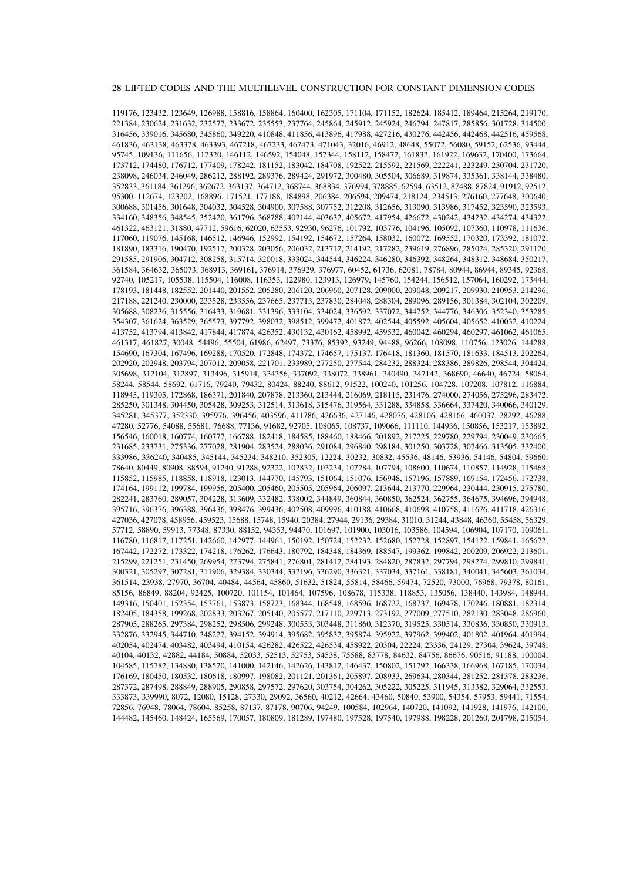119176, 123432, 123649, 126988, 158816, 158864, 160400, 162305, 171104, 171152, 182624, 185412, 189464, 215264, 219170, 221384, 230624, 231632, 232577, 233672, 235553, 237764, 245864, 245912, 245924, 246794, 247817, 285856, 301728, 314500, 316456, 339016, 345680, 345860, 349220, 410848, 411856, 413896, 417988, 427216, 430276, 442456, 442468, 442516, 459568, 461836, 463138, 463378, 463393, 467218, 467233, 467473, 471043, 32016, 46912, 48648, 55072, 56080, 59152, 62536, 93444, 95745, 109136, 111656, 117320, 146112, 146592, 154048, 157344, 158112, 158472, 161832, 161922, 169632, 170400, 173664, 173712, 174480, 176712, 177409, 178242, 181152, 183042, 184708, 192522, 215592, 221569, 222241, 223249, 230704, 231720, 238098, 246034, 246049, 286212, 288192, 289376, 289424, 291972, 300480, 305504, 306689, 319874, 335361, 338144, 338480, 352833, 361184, 361296, 362672, 363137, 364712, 368744, 368834, 376994, 378885, 62594, 63512, 87488, 87824, 91912, 92512, 95300, 112674, 123202, 168896, 171521, 177188, 184898, 206384, 206594, 209474, 218124, 234513, 276160, 277648, 300640, 300688, 301456, 301648, 304032, 304528, 304900, 307588, 307752, 312208, 312656, 313090, 313986, 317452, 323590, 323593, 334160, 348356, 348545, 352420, 361796, 368788, 402144, 403632, 405672, 417954, 426672, 430242, 434232, 434274, 434322, 461322, 463121, 31880, 47712, 59616, 62020, 63553, 92930, 96276, 101792, 103776, 104196, 105092, 107360, 110978, 111636, 117060, 119076, 145168, 146512, 146946, 152992, 154192, 154672, 157264, 158032, 160072, 169552, 170320, 173392, 181072, 181890, 183316, 190470, 192517, 200328, 203056, 206032, 213712, 214192, 217282, 239619, 276896, 285024, 285320, 291120, 291585, 291906, 304712, 308258, 315714, 320018, 333024, 344544, 346224, 346280, 346392, 348264, 348312, 348684, 350217, 361584, 364632, 365073, 368913, 369161, 376914, 376929, 376977, 60452, 61736, 62081, 78784, 80944, 86944, 89345, 92368, 92740, 105217, 105538, 115504, 116008, 116353, 122980, 123913, 126979, 145760, 154244, 156512, 157064, 160292, 173444, 178193, 181448, 182552, 201440, 201552, 205280, 206120, 206960, 207128, 209000, 209048, 209217, 209930, 210953, 214296, 217188, 221240, 230000, 233528, 233556, 237665, 237713, 237830, 284048, 288304, 289096, 289156, 301384, 302104, 302209, 305688, 308236, 315556, 316433, 319681, 331396, 333104, 334024, 336592, 337072, 344752, 344776, 346306, 352340, 353285, 354307, 361624, 363529, 365573, 397792, 398032, 398512, 399472, 401872, 402544, 405592, 405604, 405652, 410032, 410224, 413752, 413794, 413842, 417844, 417874, 426352, 430132, 430162, 458992, 459532, 460042, 460294, 460297, 461062, 461065, 461317, 461827, 30048, 54496, 55504, 61986, 62497, 73376, 85392, 93249, 94488, 96266, 108098, 110756, 123026, 144288, 154690, 167304, 167496, 169288, 170520, 172848, 174372, 174657, 175137, 176418, 181360, 181570, 181633, 184513, 202264, 202920, 202948, 203794, 207012, 209058, 221701, 233989, 277250, 277544, 284232, 288324, 288386, 289826, 298544, 304424, 305698, 312104, 312897, 313496, 315914, 334356, 337092, 338072, 338961, 340490, 347142, 368690, 46640, 46724, 58064, 58244, 58544, 58692, 61716, 79240, 79432, 80424, 88240, 88612, 91522, 100240, 101256, 104728, 107208, 107812, 116884, 118945, 119305, 172868, 186371, 201840, 207878, 213360, 213444, 216069, 218115, 231476, 274000, 274056, 275296, 283472, 285250, 301348, 304450, 305428, 309253, 312514, 313618, 315476, 319564, 331288, 334858, 336664, 337420, 340066, 340129, 345281, 345377, 352330, 395976, 396456, 403596, 411786, 426636, 427146, 428076, 428106, 428166, 460037, 28292, 46288, 47280, 52776, 54088, 55681, 76688, 77136, 91682, 92705, 108065, 108737, 109066, 111110, 144936, 150856, 153217, 153892, 156546, 160018, 160774, 160777, 166788, 182418, 184585, 188460, 188466, 201892, 217225, 229780, 229794, 230049, 230665, 231685, 233731, 275336, 277028, 281904, 283524, 288036, 291084, 296840, 298184, 301250, 303728, 307466, 313505, 332400, 333986, 336240, 340485, 345144, 345234, 348210, 352305, 12224, 30232, 30832, 45536, 48146, 53936, 54146, 54804, 59660, 78640, 80449, 80908, 88594, 91240, 91288, 92322, 102832, 103234, 107284, 107794, 108600, 110674, 110857, 114928, 115468, 115852, 115985, 118858, 118918, 123013, 144770, 145793, 151064, 151076, 156948, 157196, 157889, 169154, 172456, 172738, 174164, 199112, 199784, 199956, 205400, 205460, 205505, 205964, 206097, 213644, 213770, 229964, 230444, 230915, 275780, 282241, 283760, 289057, 304228, 313609, 332482, 338002, 344849, 360844, 360850, 362524, 362755, 364675, 394696, 394948, 395716, 396376, 396388, 396436, 398476, 399436, 402508, 409996, 410188, 410668, 410698, 410758, 411676, 411718, 426316, 427036, 427078, 458956, 459523, 15688, 15748, 15940, 20384, 27944, 29136, 29384, 31010, 31244, 43848, 46360, 55458, 56329, 57712, 58890, 59913, 77348, 87330, 88152, 94353, 94470, 101697, 101900, 103016, 103586, 104594, 106904, 107170, 109061, 116780, 116817, 117251, 142660, 142977, 144961, 150192, 150724, 152232, 152680, 152728, 152897, 154122, 159841, 165672, 167442, 172272, 173322, 174218, 176262, 176643, 180792, 184348, 184369, 188547, 199362, 199842, 200209, 206922, 213601, 215299, 221251, 231450, 269954, 273794, 275841, 276801, 281412, 284193, 284820, 287832, 297794, 298274, 299810, 299841, 300321, 305297, 307281, 311906, 329384, 330344, 332196, 336290, 336321, 337034, 337161, 338181, 340041, 345603, 361034, 361514, 23938, 27970, 36704, 40484, 44564, 45860, 51632, 51824, 55814, 58466, 59474, 72520, 73000, 76968, 79378, 80161, 85156, 86849, 88204, 92425, 100720, 101154, 101464, 107596, 108678, 115338, 118853, 135056, 138440, 143984, 148944, 149316, 150401, 152354, 153761, 153873, 158723, 168344, 168548, 168596, 168722, 168737, 169478, 170246, 180881, 182314, 182405, 184358, 199268, 202833, 203267, 205140, 205577, 217110, 229713, 273192, 277009, 277510, 282130, 283048, 286960, 287905, 288265, 297384, 298252, 298506, 299248, 300553, 303448, 311860, 312370, 319525, 330514, 330836, 330850, 330913, 332876, 332945, 344710, 348227, 394152, 394914, 395682, 395832, 395874, 395922, 397962, 399402, 401802, 401964, 401994, 402054, 402474, 403482, 403494, 410154, 426282, 426522, 426534, 458922, 20304, 22224, 23336, 24129, 27304, 39624, 39748, 40104, 40132, 42882, 44184, 50884, 52033, 52513, 52753, 54538, 75588, 83778, 84632, 84756, 86676, 90516, 91188, 100004, 104585, 115782, 134880, 138520, 141000, 142146, 142626, 143812, 146437, 150802, 151792, 166338, 166968, 167185, 170034, 176169, 180450, 180532, 180618, 180997, 198082, 201121, 201361, 205897, 208933, 269634, 280344, 281252, 281378, 283236, 287372, 287498, 288849, 288905, 290858, 297572, 297620, 303754, 304262, 305222, 305225, 311945, 313382, 329064, 332553, 333873, 339990, 8072, 12080, 15128, 27330, 29092, 36560, 40212, 42664, 43460, 50840, 53900, 54354, 57953, 59441, 71554, 72856, 76948, 78064, 78604, 85258, 87137, 87178, 90706, 94249, 100584, 102964, 140720, 141092, 141928, 141976, 142100, 144482, 145460, 148424, 165569, 170057, 180809, 181289, 197480, 197528, 197540, 197988, 198228, 201260, 201798, 215054,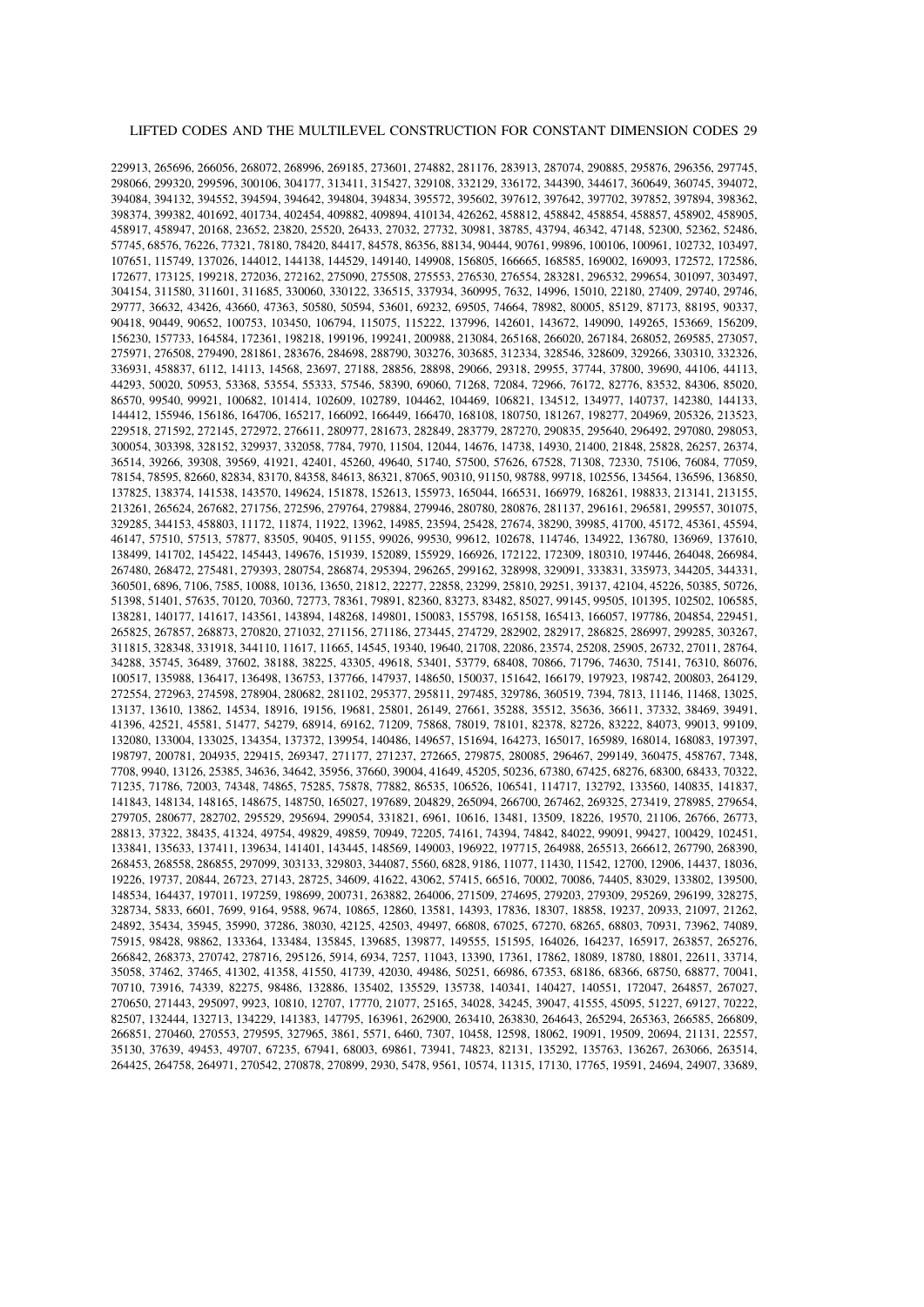229913, 265696, 266056, 268072, 268996, 269185, 273601, 274882, 281176, 283913, 287074, 290885, 295876, 296356, 297745, 298066, 299320, 299596, 300106, 304177, 313411, 315427, 329108, 332129, 336172, 344390, 344617, 360649, 360745, 394072, 394084, 394132, 394552, 394594, 394642, 394804, 394834, 395572, 395602, 397612, 397642, 397702, 397852, 397894, 398362, 398374, 399382, 401692, 401734, 402454, 409882, 409894, 410134, 426262, 458812, 458842, 458854, 458857, 458902, 458905, 458917, 458947, 20168, 23652, 23820, 25520, 26433, 27032, 27732, 30981, 38785, 43794, 46342, 47148, 52300, 52362, 52486, 57745, 68576, 76226, 77321, 78180, 78420, 84417, 84578, 86356, 88134, 90444, 90761, 99896, 100106, 100961, 102732, 103497, 107651, 115749, 137026, 144012, 144138, 144529, 149140, 149908, 156805, 166665, 168585, 169002, 169093, 172572, 172586, 172677, 173125, 199218, 272036, 272162, 275090, 275508, 275553, 276530, 276554, 283281, 296532, 299654, 301097, 303497, 304154, 311580, 311601, 311685, 330060, 330122, 336515, 337934, 360995, 7632, 14996, 15010, 22180, 27409, 29740, 29746, 29777, 36632, 43426, 43660, 47363, 50580, 50594, 53601, 69232, 69505, 74664, 78982, 80005, 85129, 87173, 88195, 90337, 90418, 90449, 90652, 100753, 103450, 106794, 115075, 115222, 137996, 142601, 143672, 149090, 149265, 153669, 156209, 156230, 157733, 164584, 172361, 198218, 199196, 199241, 200988, 213084, 265168, 266020, 267184, 268052, 269585, 273057, 275971, 276508, 279490, 281861, 283676, 284698, 288790, 303276, 303685, 312334, 328546, 328609, 329266, 330310, 332326, 336931, 458837, 6112, 14113, 14568, 23697, 27188, 28856, 28898, 29066, 29318, 29955, 37744, 37800, 39690, 44106, 44113, 44293, 50020, 50953, 53368, 53554, 55333, 57546, 58390, 69060, 71268, 72084, 72966, 76172, 82776, 83532, 84306, 85020, 86570, 99540, 99921, 100682, 101414, 102609, 102789, 104462, 104469, 106821, 134512, 134977, 140737, 142380, 144133, 144412, 155946, 156186, 164706, 165217, 166092, 166449, 166470, 168108, 180750, 181267, 198277, 204969, 205326, 213523, 229518, 271592, 272145, 272972, 276611, 280977, 281673, 282849, 283779, 287270, 290835, 295640, 296492, 297080, 298053, 300054, 303398, 328152, 329937, 332058, 7784, 7970, 11504, 12044, 14676, 14738, 14930, 21400, 21848, 25828, 26257, 26374, 36514, 39266, 39308, 39569, 41921, 42401, 45260, 49640, 51740, 57500, 57626, 67528, 71308, 72330, 75106, 76084, 77059, 78154, 78595, 82660, 82834, 83170, 84358, 84613, 86321, 87065, 90310, 91150, 98788, 99718, 102556, 134564, 136596, 136850, 137825, 138374, 141538, 143570, 149624, 151878, 152613, 155973, 165044, 166531, 166979, 168261, 198833, 213141, 213155, 213261, 265624, 267682, 271756, 272596, 279764, 279884, 279946, 280780, 280876, 281137, 296161, 296581, 299557, 301075, 329285, 344153, 458803, 11172, 11874, 11922, 13962, 14985, 23594, 25428, 27674, 38290, 39985, 41700, 45172, 45361, 45594, 46147, 57510, 57513, 57877, 83505, 90405, 91155, 99026, 99530, 99612, 102678, 114746, 134922, 136780, 136969, 137610, 138499, 141702, 145422, 145443, 149676, 151939, 152089, 155929, 166926, 172122, 172309, 180310, 197446, 264048, 266984, 267480, 268472, 275481, 279393, 280754, 286874, 295394, 296265, 299162, 328998, 329091, 333831, 335973, 344205, 344331, 360501, 6896, 7106, 7585, 10088, 10136, 13650, 21812, 22277, 22858, 23299, 25810, 29251, 39137, 42104, 45226, 50385, 50726, 51398, 51401, 57635, 70120, 70360, 72773, 78361, 79891, 82360, 83273, 83482, 85027, 99145, 99505, 101395, 102502, 106585, 138281, 140177, 141617, 143561, 143894, 148268, 149801, 150083, 155798, 165158, 165413, 166057, 197786, 204854, 229451, 265825, 267857, 268873, 270820, 271032, 271156, 271186, 273445, 274729, 282902, 282917, 286825, 286997, 299285, 303267, 311815, 328348, 331918, 344110, 11617, 11665, 14545, 19340, 19640, 21708, 22086, 23574, 25208, 25905, 26732, 27011, 28764, 34288, 35745, 36489, 37602, 38188, 38225, 43305, 49618, 53401, 53779, 68408, 70866, 71796, 74630, 75141, 76310, 86076, 100517, 135988, 136417, 136498, 136753, 137766, 147937, 148650, 150037, 151642, 166179, 197923, 198742, 200803, 264129, 272554, 272963, 274598, 278904, 280682, 281102, 295377, 295811, 297485, 329786, 360519, 7394, 7813, 11146, 11468, 13025, 13137, 13610, 13862, 14534, 18916, 19156, 19681, 25801, 26149, 27661, 35288, 35512, 35636, 36611, 37332, 38469, 39491, 41396, 42521, 45581, 51477, 54279, 68914, 69162, 71209, 75868, 78019, 78101, 82378, 82726, 83222, 84073, 99013, 99109, 132080, 133004, 133025, 134354, 137372, 139954, 140486, 149657, 151694, 164273, 165017, 165989, 168014, 168083, 197397, 198797, 200781, 204935, 229415, 269347, 271177, 271237, 272665, 279875, 280085, 296467, 299149, 360475, 458767, 7348, 7708, 9940, 13126, 25385, 34636, 34642, 35956, 37660, 39004, 41649, 45205, 50236, 67380, 67425, 68276, 68300, 68433, 70322, 71235, 71786, 72003, 74348, 74865, 75285, 75878, 77882, 86535, 106526, 106541, 114717, 132792, 133560, 140835, 141837, 141843, 148134, 148165, 148675, 148750, 165027, 197689, 204829, 265094, 266700, 267462, 269325, 273419, 278985, 279654, 279705, 280677, 282702, 295529, 295694, 299054, 331821, 6961, 10616, 13481, 13509, 18226, 19570, 21106, 26766, 26773, 28813, 37322, 38435, 41324, 49754, 49829, 49859, 70949, 72205, 74161, 74394, 74842, 84022, 99091, 99427, 100429, 102451, 133841, 135633, 137411, 139634, 141401, 143445, 148569, 149003, 196922, 197715, 264988, 265513, 266612, 267790, 268390, 268453, 268558, 286855, 297099, 303133, 329803, 344087, 5560, 6828, 9186, 11077, 11430, 11542, 12700, 12906, 14437, 18036, 19226, 19737, 20844, 26723, 27143, 28725, 34609, 41622, 43062, 57415, 66516, 70002, 70086, 74405, 83029, 133802, 139500, 148534, 164437, 197011, 197259, 198699, 200731, 263882, 264006, 271509, 274695, 279203, 279309, 295269, 296199, 328275, 328734, 5833, 6601, 7699, 9164, 9588, 9674, 10865, 12860, 13581, 14393, 17836, 18307, 18858, 19237, 20933, 21097, 21262, 24892, 35434, 35945, 35990, 37286, 38030, 42125, 42503, 49497, 66808, 67025, 67270, 68265, 68803, 70931, 73962, 74089, 75915, 98428, 98862, 133364, 133484, 135845, 139685, 139877, 149555, 151595, 164026, 164237, 165917, 263857, 265276, 266842, 268373, 270742, 278716, 295126, 5914, 6934, 7257, 11043, 13390, 17361, 17862, 18089, 18780, 18801, 22611, 33714, 35058, 37462, 37465, 41302, 41358, 41550, 41739, 42030, 49486, 50251, 66986, 67353, 68186, 68366, 68750, 68877, 70041, 70710, 73916, 74339, 82275, 98486, 132886, 135402, 135529, 135738, 140341, 140427, 140551, 172047, 264857, 267027, 270650, 271443, 295097, 9923, 10810, 12707, 17770, 21077, 25165, 34028, 34245, 39047, 41555, 45095, 51227, 69127, 70222, 82507, 132444, 132713, 134229, 141383, 147795, 163961, 262900, 263410, 263830, 264643, 265294, 265363, 266585, 266809, 266851, 270460, 270553, 279595, 327965, 3861, 5571, 6460, 7307, 10458, 12598, 18062, 19091, 19509, 20694, 21131, 22557, 35130, 37639, 49453, 49707, 67235, 67941, 68003, 69861, 73941, 74823, 82131, 135292, 135763, 136267, 263066, 263514, 264425, 264758, 264971, 270542, 270878, 270899, 2930, 5478, 9561, 10574, 11315, 17130, 17765, 19591, 24694, 24907, 33689,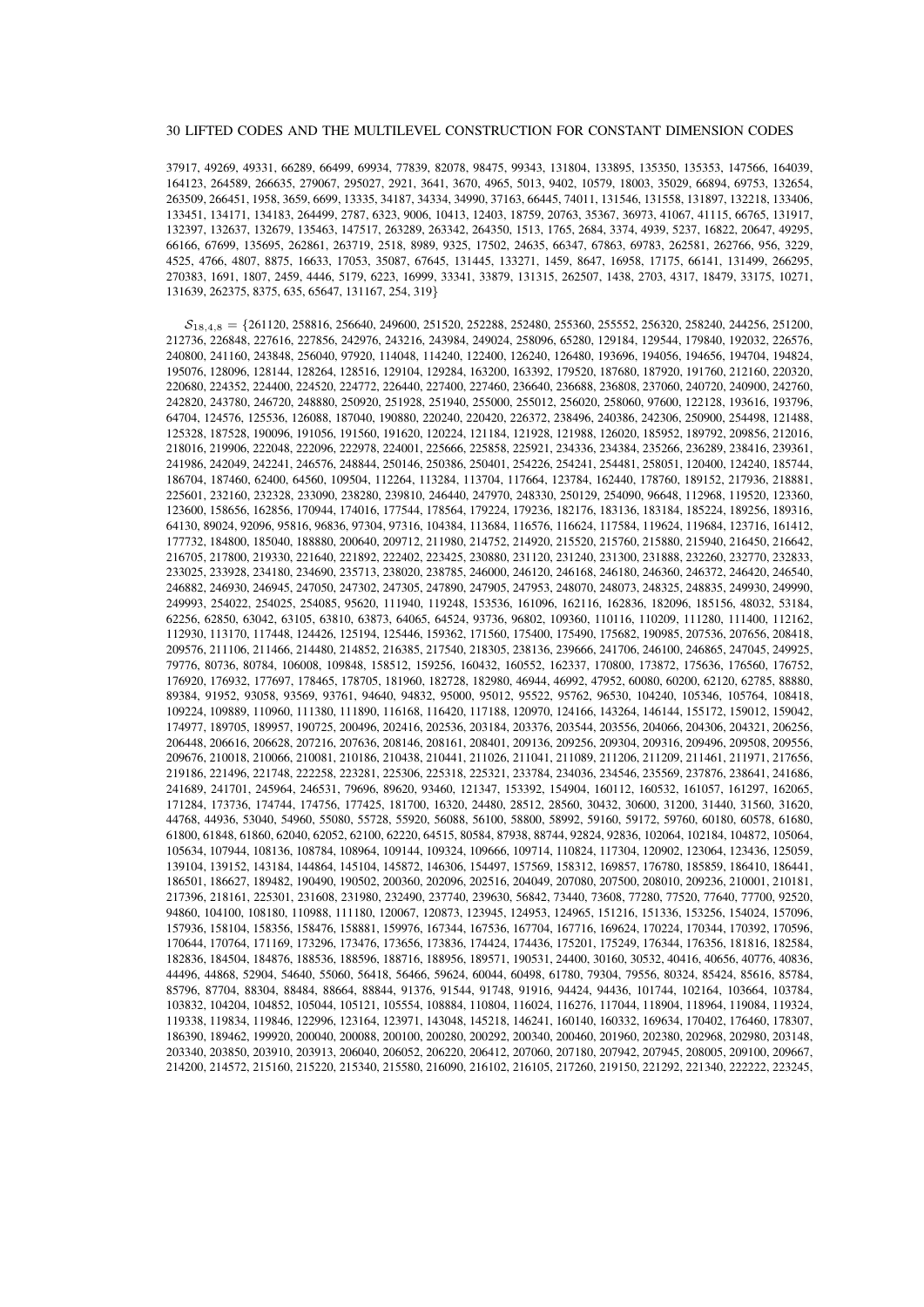37917, 49269, 49331, 66289, 66499, 69934, 77839, 82078, 98475, 99343, 131804, 133895, 135350, 135353, 147566, 164039, 164123, 264589, 266635, 279067, 295027, 2921, 3641, 3670, 4965, 5013, 9402, 10579, 18003, 35029, 66894, 69753, 132654, 263509, 266451, 1958, 3659, 6699, 13335, 34187, 34334, 34990, 37163, 66445, 74011, 131546, 131558, 131897, 132218, 133406, 133451, 134171, 134183, 264499, 2787, 6323, 9006, 10413, 12403, 18759, 20763, 35367, 36973, 41067, 41115, 66765, 131917, 132397, 132637, 132679, 135463, 147517, 263289, 263342, 264350, 1513, 1765, 2684, 3374, 4939, 5237, 16822, 20647, 49295, 66166, 67699, 135695, 262861, 263719, 2518, 8989, 9325, 17502, 24635, 66347, 67863, 69783, 262581, 262766, 956, 3229, 4525, 4766, 4807, 8875, 16633, 17053, 35087, 67645, 131445, 133271, 1459, 8647, 16958, 17175, 66141, 131499, 266295, 270383, 1691, 1807, 2459, 4446, 5179, 6223, 16999, 33341, 33879, 131315, 262507, 1438, 2703, 4317, 18479, 33175, 10271, 131639, 262375, 8375, 635, 65647, 131167, 254, 319}

$\mathcal{S}_{18,4,8}$ = {261120, 258816, 256640, 249600, 251520, 252288, 252480, 255360, 255552, 256320, 258240, 244256, 251200, 212736, 226848, 227616, 227856, 242976, 243216, 243984, 249024, 258096, 65280, 129184, 129544, 179840, 192032, 226576, 240800, 241160, 243848, 256040, 97920, 114048, 114240, 122400, 126240, 126480, 193696, 194056, 194656, 194704, 194824, 195076, 128096, 128144, 128264, 128516, 129104, 129284, 163200, 163392, 179520, 187680, 187920, 191760, 212160, 220320, 220680, 224352, 224400, 224520, 224772, 226440, 227400, 227460, 236640, 236688, 236808, 237060, 240720, 240900, 242760, 242820, 243780, 246720, 248880, 250920, 251928, 251940, 255000, 255012, 256020, 258060, 97600, 122128, 193616, 193796, 64704, 124576, 125536, 126088, 187040, 190880, 220240, 220420, 226372, 238496, 240386, 242306, 250900, 254498, 121488, 125328, 187528, 190096, 191056, 191560, 191620, 120224, 121184, 121928, 121988, 126020, 185952, 189792, 209856, 212016, 218016, 219906, 222048, 222096, 222978, 224001, 225666, 225858, 225921, 234336, 234384, 235266, 236289, 238416, 239361, 241986, 242049, 242241, 246576, 248844, 250146, 250386, 250401, 254226, 254241, 254481, 258051, 120400, 124240, 185744, 186704, 187460, 62400, 64560, 109504, 112264, 113284, 113704, 117664, 123784, 162440, 178760, 189152, 217936, 218881, 225601, 232160, 232328, 233090, 238280, 239810, 246440, 247970, 248330, 250129, 254090, 96648, 112968, 119520, 123360, 123600, 158656, 162856, 170944, 174016, 177544, 178564, 179224, 179236, 182176, 183136, 183184, 185224, 189256, 189316, 64130, 89024, 92096, 95816, 96836, 97304, 97316, 104384, 113684, 116576, 116624, 117584, 119624, 119684, 123716, 161412, 177732, 184800, 185040, 188880, 200640, 209712, 211980, 214752, 214920, 215520, 215760, 215880, 215940, 216450, 216642, 216705, 217800, 219330, 221640, 221892, 222402, 223425, 230880, 231120, 231240, 231300, 231888, 232260, 232770, 232833, 233025, 233928, 234180, 234690, 235713, 238020, 238785, 246000, 246120, 246168, 246180, 246360, 246372, 246420, 246540, 246882, 246930, 246945, 247050, 247302, 247305, 247890, 247905, 247953, 248070, 248073, 248325, 248835, 249930, 249990, 249993, 254022, 254025, 254085, 95620, 111940, 119248, 153536, 161096, 162116, 162836, 182096, 185156, 48032, 53184, 62256, 62850, 63042, 63105, 63810, 63873, 64065, 64524, 93736, 96802, 109360, 110116, 110209, 111280, 111400, 112162, 112930, 113170, 117448, 124426, 125194, 125446, 159362, 171560, 175400, 175490, 175682, 190985, 207536, 207656, 208418, 209576, 211106, 211466, 214480, 214852, 216385, 217540, 218305, 238136, 239666, 241706, 246100, 246865, 247045, 249925, 79776, 80736, 80784, 106008, 109848, 158512, 159256, 160432, 160552, 162337, 170800, 173872, 175636, 176560, 176752, 176920, 176932, 177697, 178465, 178705, 181960, 182728, 182980, 46944, 46992, 47952, 60080, 60200, 62120, 62785, 88880, 89384, 91952, 93058, 93569, 93761, 94640, 94832, 95000, 95012, 95522, 95762, 96530, 104240, 105346, 105764, 108418, 109224, 109889, 110960, 111380, 111890, 116168, 116420, 117188, 120970, 124166, 143264, 146144, 155172, 159012, 159042, 174977, 189705, 189957, 190725, 200496, 202416, 202536, 203184, 203376, 203544, 203556, 204066, 204306, 204321, 206256, 206448, 206616, 206628, 207216, 207636, 208146, 208161, 208401, 209136, 209256, 209304, 209316, 209496, 209508, 209556, 209676, 210018, 210066, 210081, 210186, 210438, 210441, 211026, 211041, 211089, 211206, 211209, 211461, 211971, 217656, 219186, 221496, 221748, 222258, 223281, 225306, 225318, 225321, 233784, 234036, 234546, 235569, 237876, 238641, 241686, 241689, 241701, 245964, 246531, 79640, 89620, 93460, 121347, 153392, 154904, 160112, 160532, 161057, 161297, 162065, 171284, 173736, 174744, 174756, 177425, 181700, 16320, 24480, 28512, 28560, 30432, 30600, 31200, 31440, 31560, 31620, 44768, 44936, 53040, 54960, 55080, 55728, 55920, 56088, 56100, 58800, 58992, 59160, 59172, 59760, 60180, 60578, 61680, 61800, 61848, 61860, 62040, 62052, 62100, 62220, 64515, 80584, 87938, 88744, 92824, 92836, 102064, 102184, 104872, 105064, 105634, 107944, 108136, 108784, 108964, 109144, 109324, 109666, 109714, 110824, 117304, 120902, 123064, 123436, 125059, 139104, 139152, 143184, 144864, 145104, 145872, 146306, 154497, 157569, 158312, 169857, 176780, 185859, 186410, 186441, 186501, 186627, 189482, 190490, 190502, 200360, 202096, 202516, 204049, 207080, 207500, 208010, 209236, 210001, 210181, 217396, 218161, 225301, 231608, 231980, 232490, 237740, 239630, 56842, 73440, 73608, 77280, 77520, 77640, 77700, 92520, 94860, 104100, 108180, 110988, 111180, 120067, 120873, 123945, 124953, 124965, 151216, 151336, 153256, 154024, 157096, 157936, 158104, 158356, 158476, 158881, 159976, 167344, 167536, 167704, 167716, 169624, 170224, 170344, 170392, 170596, 170644, 170764, 171169, 173296, 173476, 173656, 173836, 174424, 174436, 175201, 175249, 176344, 176356, 181816, 182584, 182836, 184504, 184876, 188536, 188596, 188716, 188956, 189571, 190531, 24400, 30160, 30532, 40416, 40656, 40776, 40836, 44496, 44868, 52904, 54640, 55060, 56418, 56466, 59624, 60044, 60498, 61780, 79304, 79556, 80324, 85424, 85616, 85784, 85796, 87704, 88304, 88484, 88664, 88844, 91376, 91544, 91748, 91916, 94424, 94436, 101744, 102164, 103664, 103784, 103832, 104204, 104852, 105044, 105121, 105554, 108884, 110804, 116024, 116276, 117044, 118904, 118964, 119084, 119324, 119338, 119834, 119846, 122996, 123164, 123971, 143048, 145218, 146241, 160140, 160332, 169634, 170402, 176460, 178307, 186390, 189462, 199920, 200040, 200088, 200100, 200280, 200292, 200340, 200460, 201960, 202380, 202968, 202980, 203148, 203340, 203850, 203910, 203913, 206040, 206052, 206220, 206412, 207060, 207180, 207942, 207945, 208005, 209100, 209667, 214200, 214572, 215160, 215220, 215340, 215580, 216090, 216102, 216105, 217260, 219150, 221292, 221340, 222222, 223245,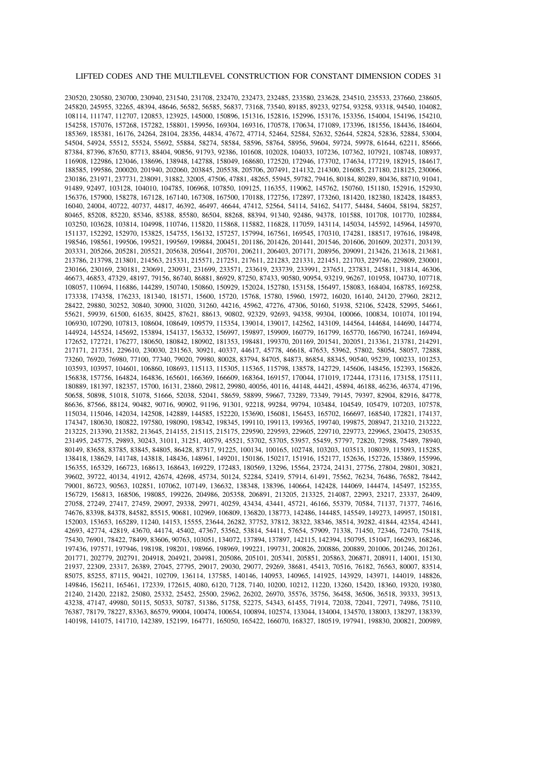230520, 230580, 230700, 230940, 231540, 231708, 232470, 232473, 232485, 233580, 233628, 234510, 235533, 237660, 238605, 245820, 245955, 32265, 48394, 48646, 56582, 56585, 56837, 73168, 73540, 89185, 89233, 92754, 93258, 93318, 94540, 104082, 108114, 111747, 112707, 120853, 123925, 145000, 150896, 151316, 152816, 152996, 153176, 153356, 154004, 154196, 154210, 154258, 157076, 157268, 157282, 158801, 159956, 169304, 169316, 170578, 170634, 171089, 173396, 181556, 184436, 184604, 185369, 185381, 16176, 24264, 28104, 28356, 44834, 47672, 47714, 52464, 52584, 52632, 52644, 52824, 52836, 52884, 53004, 54504, 54924, 55512, 55524, 55692, 55884, 58274, 58584, 58596, 58764, 58956, 59604, 59724, 59978, 61644, 62211, 85666, 87384, 87396, 87650, 87713, 88404, 90856, 91793, 92386, 101608, 102028, 104033, 107236, 107362, 107921, 108748, 108937, 116908, 122986, 123046, 138696, 138948, 142788, 158049, 168680, 172520, 172946, 173702, 174634, 177219, 182915, 184617, 188585, 199586, 200020, 201940, 202060, 203845, 205538, 205706, 207491, 214132, 214300, 216085, 217180, 218125, 230066, 230186, 231971, 237731, 238091, 31882, 32005, 47506, 47881, 48265, 55945, 59782, 79416, 80184, 80289, 80436, 88710, 91041, 91489, 92497, 103128, 104010, 104785, 106968, 107850, 109125, 116355, 119062, 145762, 150760, 151180, 152916, 152930, 156376, 157900, 158278, 167128, 167140, 167308, 167500, 170188, 172756, 172897, 173260, 181420, 182380, 182428, 184853, 16040, 24004, 40722, 40737, 44817, 46392, 46497, 46644, 47412, 52564, 54114, 54162, 54177, 54484, 54604, 58194, 58257, 80465, 85208, 85220, 85346, 85388, 85580, 86504, 88268, 88394, 91340, 92486, 94378, 101588, 101708, 101770, 102884, 103250, 103628, 103814, 104998, 110746, 115820, 115868, 115882, 116828, 117059, 143114, 145034, 145592, 145964, 145970, 151137, 152292, 152970, 153825, 154755, 156132, 157257, 157994, 167561, 169545, 170310, 174281, 188517, 197616, 198498, 198546, 198561, 199506, 199521, 199569, 199884, 200451, 201186, 201426, 201441, 201546, 201606, 201609, 202371, 203139, 203331, 205266, 205281, 205521, 205638, 205641, 205701, 206211, 206403, 207171, 208956, 209091, 213426, 213618, 213681, 213786, 213798, 213801, 214563, 215331, 215571, 217251, 217611, 221283, 221331, 221451, 221703, 229746, 229809, 230001, 230166, 230169, 230181, 230691, 230931, 231699, 233571, 233619, 233739, 233991, 237651, 237831, 245811, 31814, 46306, 46673, 46853, 47329, 48197, 79156, 86740, 86881, 86929, 87250, 87433, 90580, 90954, 93219, 96267, 101958, 104730, 107718, 108057, 110694, 116886, 144289, 150740, 150860, 150929, 152024, 152780, 153158, 156497, 158083, 168404, 168785, 169258, 173338, 174358, 176233, 181340, 181571, 15600, 15720, 15768, 15780, 15960, 15972, 16020, 16140, 24120, 27960, 28212, 28422, 29880, 30252, 30840, 30900, 31020, 31260, 44216, 45962, 47276, 47306, 50160, 51938, 52106, 52428, 52995, 54661, 55621, 59939, 61500, 61635, 80425, 87621, 88613, 90802, 92329, 92693, 94358, 99304, 100066, 100834, 101074, 101194, 106930, 107290, 107813, 108604, 108649, 109579, 115354, 139014, 139017, 142562, 143109, 144564, 144684, 144690, 144774, 144924, 145524, 145692, 153894, 154137, 156332, 156997, 159897, 159909, 160779, 161799, 165770, 166790, 167241, 169494, 172652, 172721, 176277, 180650, 180842, 180902, 181353, 198481, 199370, 201169, 201541, 202051, 213361, 213781, 214291, 217171, 217351, 229610, 230030, 231563, 30921, 40337, 44617, 45778, 46618, 47653, 53962, 57802, 58054, 58057, 72888, 73260, 76920, 76980, 77100, 77340, 79020, 79980, 80028, 83794, 84705, 84873, 86854, 88345, 90540, 95239, 100233, 101253, 103593, 103957, 104601, 106860, 108693, 115113, 115305, 115365, 115798, 138578, 142729, 145606, 148456, 152393, 156826, 156838, 157756, 164824, 164836, 165601, 166369, 166609, 168364, 169157, 170044, 171019, 172444, 173116, 173158, 175111, 180889, 181397, 182357, 15700, 16131, 23860, 29812, 29980, 40056, 40116, 44148, 44421, 45894, 46188, 46236, 46374, 47196, 50658, 50898, 51018, 51078, 51666, 52038, 52041, 58659, 58899, 59667, 73289, 73349, 79145, 79397, 82904, 82916, 84778, 86636, 87566, 88124, 90482, 90716, 90902, 91196, 91301, 92218, 99284, 99794, 103484, 104549, 105479, 107203, 107578, 115034, 115046, 142034, 142508, 142889, 144585, 152220, 153690, 156081, 156453, 165702, 166697, 168540, 172821, 174137, 174347, 180630, 180822, 197580, 198090, 198342, 198345, 199110, 199113, 199365, 199740, 199875, 208947, 213210, 213222, 213225, 213390, 213582, 213645, 214155, 215115, 215175, 229590, 229593, 229605, 229710, 229773, 229965, 230475, 230535, 231495, 245775, 29893, 30243, 31011, 31251, 40579, 45521, 53702, 53705, 53957, 55459, 57797, 72820, 72988, 75489, 78940, 80149, 83658, 83785, 83845, 84805, 86428, 87317, 91225, 100134, 100165, 102748, 103203, 103513, 108039, 115093, 115285, 138418, 138629, 141748, 143818, 148436, 148961, 149201, 150186, 150217, 151916, 152177, 152636, 152726, 153869, 155996, 156355, 165329, 166723, 168613, 168643, 169229, 172483, 180569, 13296, 15564, 23724, 24131, 27756, 27804, 29801, 30821, 39602, 39722, 40134, 41912, 42674, 42698, 45734, 50124, 52284, 52419, 57914, 61491, 75562, 76234, 76486, 76582, 78442, 79001, 86723, 90563, 102851, 107062, 107149, 136632, 138348, 138396, 140664, 142428, 144069, 144474, 145497, 152355, 156729, 156813, 168506, 198085, 199226, 204986, 205358, 206891, 213205, 213325, 214087, 22993, 23217, 23337, 26409, 27058, 27249, 27417, 27459, 29097, 29338, 29971, 40259, 43434, 43441, 45721, 46166, 55379, 70584, 71137, 71377, 74616, 74676, 83398, 84378, 84582, 85515, 90681, 102969, 106809, 136820, 138773, 142486, 144485, 145549, 149273, 149957, 150181, 152003, 153653, 165289, 11240, 14153, 15555, 23644, 26282, 37752, 37812, 38322, 38346, 38514, 39282, 41844, 42354, 42441, 42693, 42774, 42819, 43670, 44174, 45402, 47367, 53562, 53814, 54411, 57654, 57909, 71338, 71450, 72346, 72470, 75418, 75430, 76901, 78422, 78499, 83606, 90763, 103051, 134072, 137894, 137897, 142115, 142394, 150795, 151047, 166293, 168246, 197436, 197571, 197946, 198198, 198201, 198966, 198969, 199221, 199731, 200826, 200886, 200889, 201006, 201246, 201261, 201771, 202779, 202791, 204918, 204921, 204981, 205086, 205101, 205341, 205851, 205863, 206871, 208911, 14001, 15130, 21937, 22309, 23317, 26389, 27045, 27795, 29017, 29030, 29077, 29269, 38681, 45413, 70516, 76182, 76563, 80007, 83514, 85075, 85255, 87115, 90421, 102709, 136114, 137585, 140146, 140953, 140965, 141925, 143929, 143971, 144019, 148826, 149846, 156211, 165461, 172339, 172615, 4080, 6120, 7128, 7140, 10200, 10212, 11220, 13260, 15420, 18360, 19320, 19380, 21240, 21420, 22182, 25080, 25332, 25452, 25500, 25962, 26202, 26970, 35576, 35756, 36458, 36506, 36518, 39333, 39513, 43238, 47147, 49980, 50115, 50533, 50787, 51386, 51758, 52275, 54343, 61455, 71914, 72038, 72041, 72971, 74986, 75110, 76387, 78179, 78227, 83363, 86579, 99004, 100474, 100654, 100894, 102574, 133044, 134004, 134570, 138003, 138297, 138339, 140198, 141075, 141710, 142389, 152199, 164771, 165050, 165422, 166070, 168327, 180519, 197941, 198830, 200821, 200989,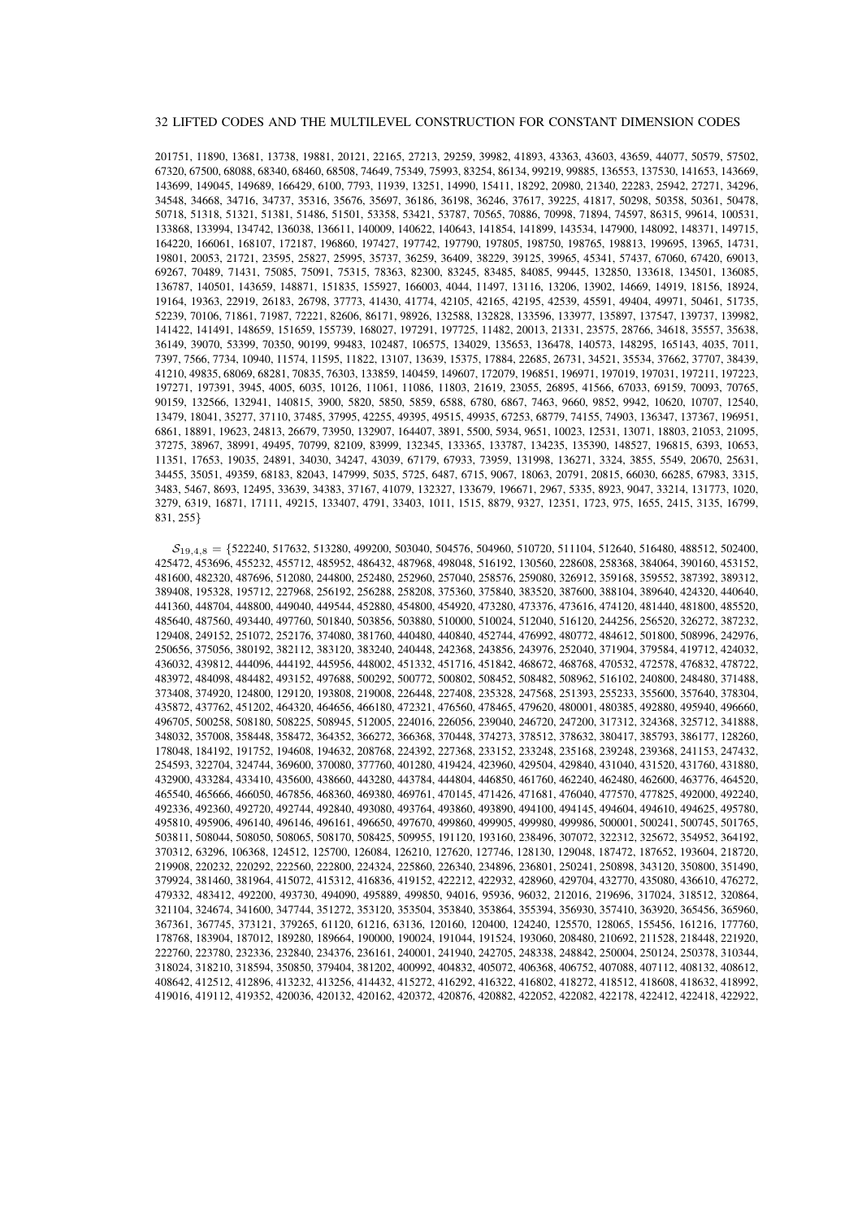201751, 11890, 13681, 13738, 19881, 20121, 22165, 27213, 29259, 39982, 41893, 43363, 43603, 43659, 44077, 50579, 57502, 67320, 67500, 68088, 68340, 68460, 68508, 74649, 75349, 75993, 83254, 86134, 99219, 99885, 136553, 137530, 141653, 143669, 143699, 149045, 149689, 166429, 6100, 7793, 11939, 13251, 14990, 15411, 18292, 20980, 21340, 22283, 25942, 27271, 34296, 34548, 34668, 34716, 34737, 35316, 35676, 35697, 36186, 36198, 36246, 37617, 39225, 41817, 50298, 50358, 50361, 50478, 50718, 51318, 51321, 51381, 51486, 51501, 53358, 53421, 53787, 70565, 70886, 70998, 71894, 74597, 86315, 99614, 100531, 133868, 133994, 134742, 136038, 136611, 140009, 140622, 140643, 141854, 141899, 143534, 147900, 148092, 148371, 149715, 164220, 166061, 168107, 172187, 196860, 197427, 197742, 197790, 197805, 198750, 198765, 198813, 199695, 13965, 14731, 19801, 20053, 21721, 23595, 25827, 25995, 35737, 36259, 36409, 38229, 39125, 39965, 45341, 57437, 67060, 67420, 69013, 69267, 70489, 71431, 75085, 75091, 75315, 78363, 82300, 83245, 83485, 84085, 99445, 132850, 133618, 134501, 136085, 136787, 140501, 143659, 148871, 151835, 155927, 166003, 4044, 11497, 13116, 13206, 13902, 14669, 14919, 18156, 18924, 19164, 19363, 22919, 26183, 26798, 37773, 41430, 41774, 42105, 42165, 42195, 42539, 45591, 49404, 49971, 50461, 51735, 52239, 70106, 71861, 71987, 72221, 82606, 86171, 98926, 132588, 132828, 133596, 133977, 135897, 137547, 139737, 139982, 141422, 141491, 148659, 151659, 155739, 168027, 197291, 197725, 11482, 20013, 21331, 23575, 28766, 34618, 35557, 35638, 36149, 39070, 53399, 70350, 90199, 99483, 102487, 106575, 134029, 135653, 136478, 140573, 148295, 165143, 4035, 7011, 7397, 7566, 7734, 10940, 11574, 11595, 11822, 13107, 13639, 15375, 17884, 22685, 26731, 34521, 35534, 37662, 37707, 38439, 41210, 49835, 68069, 68281, 70835, 76303, 133859, 140459, 149607, 172079, 196851, 196971, 197019, 197031, 197211, 197223, 197271, 197391, 3945, 4005, 6035, 10126, 11061, 11086, 11803, 21619, 23055, 26895, 41566, 67033, 69159, 70093, 70765, 90159, 132566, 132941, 140815, 3900, 5820, 5850, 5859, 6588, 6780, 6867, 7463, 9660, 9852, 9942, 10620, 10707, 12540, 13479, 18041, 35277, 37110, 37485, 37995, 42255, 49395, 49515, 49935, 67253, 68779, 74155, 74903, 136347, 137367, 196951, 6861, 18891, 19623, 24813, 26679, 73950, 132907, 164407, 3891, 5500, 5934, 9651, 10023, 12531, 13071, 18803, 21053, 21095, 37275, 38967, 38991, 49495, 70799, 82109, 83999, 132345, 133365, 133787, 134235, 135390, 148527, 196815, 6393, 10653, 11351, 17653, 19035, 24891, 34030, 34247, 43039, 67179, 67933, 73959, 131998, 136271, 3324, 3855, 5549, 20670, 25631, 34455, 35051, 49359, 68183, 82043, 147999, 5035, 5725, 6487, 6715, 9067, 18063, 20791, 20815, 66030, 66285, 67983, 3315, 3483, 5467, 8693, 12495, 33639, 34383, 37167, 41079, 132327, 133679, 196671, 2967, 5335, 8923, 9047, 33214, 131773, 1020, 3279, 6319, 16871, 17111, 49215, 133407, 4791, 33403, 1011, 1515, 8879, 9327, 12351, 1723, 975, 1655, 2415, 3135, 16799, 831, 255}

$\mathcal{S}_{19,4,8}$ = {522240, 517632, 513280, 499200, 503040, 504576, 504960, 510720, 511104, 512640, 516480, 488512, 502400, 425472, 453696, 455232, 455712, 485952, 486432, 487968, 498048, 516192, 130560, 228608, 258368, 384064, 390160, 453152, 481600, 482320, 487696, 512080, 244800, 252480, 252960, 257040, 258576, 259080, 326912, 359168, 359552, 387392, 389312, 389408, 195328, 195712, 227968, 256192, 256288, 258208, 375360, 375840, 383520, 387600, 388104, 389640, 424320, 440640, 441360, 448704, 448800, 449040, 449544, 452880, 454800, 454920, 473280, 473376, 473616, 474120, 481440, 481800, 485520, 485640, 487560, 493440, 497760, 501840, 503856, 503880, 510000, 510024, 512040, 516120, 244256, 256520, 326272, 387232, 129408, 249152, 251072, 252176, 374080, 381760, 440480, 440840, 452744, 476992, 480772, 484612, 501800, 508996, 242976, 250656, 375056, 380192, 382112, 383120, 383240, 240448, 242368, 243856, 243976, 252040, 371904, 379584, 419712, 424032, 436032, 439812, 444096, 444192, 445956, 448002, 451332, 451716, 451842, 468672, 468768, 470532, 472578, 476832, 478722, 483972, 484098, 484482, 493152, 497688, 500292, 500772, 500802, 508452, 508482, 508962, 516102, 240800, 248480, 371488, 373408, 374920, 124800, 129120, 193808, 219008, 226448, 227408, 235328, 247568, 251393, 255233, 355600, 357640, 378304, 435872, 437762, 451202, 464320, 464656, 466180, 472321, 476560, 478465, 479620, 480001, 480385, 492880, 495940, 496660, 496705, 500258, 508180, 508225, 508945, 512005, 224016, 226056, 239040, 246720, 247200, 317312, 324368, 325712, 341888, 348032, 357008, 358448, 358472, 364352, 366272, 366368, 370448, 374273, 378512, 378632, 380417, 385793, 386177, 128260, 178048, 184192, 191752, 194608, 194632, 208768, 224392, 227368, 233152, 233248, 235168, 239248, 239368, 241153, 247432, 254593, 322704, 324744, 369600, 370080, 377760, 401280, 419424, 423960, 429504, 429840, 431040, 431520, 431760, 431880, 432900, 433284, 433410, 435600, 438660, 443280, 443784, 444804, 446850, 461760, 462240, 462480, 462600, 463776, 464520, 465540, 465666, 466050, 467856, 468360, 469380, 469761, 470145, 471426, 471681, 476040, 477570, 477825, 492000, 492240, 492336, 492360, 492720, 492744, 492840, 493080, 493764, 493860, 493890, 494100, 494145, 494604, 494610, 494625, 495780, 495810, 495906, 496140, 496146, 496161, 496650, 497670, 499860, 499905, 499980, 499986, 500001, 500241, 500745, 501765, 503811, 508044, 508050, 508065, 508170, 508425, 509955, 191120, 193160, 238496, 307072, 322312, 325672, 354952, 364192, 370312, 63296, 106368, 124512, 125700, 126084, 126210, 127620, 127746, 128130, 129048, 187472, 187652, 193604, 218720, 219908, 220232, 220292, 222560, 222800, 224324, 225860, 226340, 234896, 236801, 250241, 250898, 343120, 350800, 351490, 379924, 381460, 381964, 415072, 415312, 416836, 419152, 422212, 422932, 428960, 429704, 432770, 435080, 436610, 476272, 479332, 483412, 492200, 493730, 494090, 495889, 499850, 94016, 95936, 96032, 212016, 219696, 317024, 318512, 320864, 321104, 324674, 341600, 347744, 351272, 353120, 353504, 353840, 353864, 355394, 356930, 357410, 363920, 365456, 365960, 367361, 367745, 373121, 379265, 61120, 61216, 63136, 120160, 120400, 124240, 125570, 128065, 155456, 161216, 177760, 178768, 183904, 187012, 189280, 189664, 190000, 190024, 191044, 191524, 193060, 208480, 210692, 211528, 218448, 221920, 222760, 223780, 232336, 232840, 234376, 236161, 240001, 241940, 242705, 248338, 248842, 250004, 250124, 250378, 310344, 318024, 318210, 318594, 350850, 379404, 381202, 400992, 404832, 405072, 406368, 406752, 407088, 407112, 408132, 408612, 408642, 412512, 412896, 413232, 413256, 414432, 415272, 416292, 416322, 416802, 418272, 418512, 418608, 418632, 418992, 419016, 419112, 419352, 420036, 420132, 420162, 420372, 420876, 420882, 422052, 422082, 422178, 422412, 422418, 422922,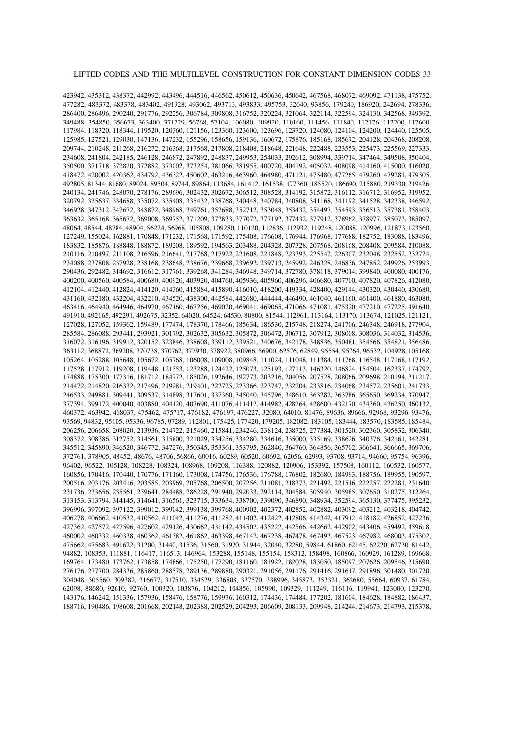423942, 435312, 438372, 442992, 443496, 444516, 446562, 450612, 450636, 450642, 467568, 468072, 469092, 471138, 475752, 477282, 483372, 483378, 483402, 491928, 493062, 493713, 493833, 495753, 32640, 93856, 179240, 186920, 242694, 278336, 286400, 286496, 290240, 291776, 292256, 306784, 309808, 316752, 320224, 321064, 322114, 322594, 324130, 342568, 349392, 349488, 354850, 356673, 363400, 371729, 56768, 57104, 106080, 109920, 110160, 111456, 111840, 112176, 112200, 117600, 117984, 118320, 118344, 119520, 120360, 121156, 123360, 123600, 123696, 123720, 124080, 124104, 124200, 124440, 125505, 125985, 127521, 129030, 147136, 147232, 155296, 158656, 159136, 160672, 175876, 185168, 185672, 204128, 204368, 208208, 209744, 210248, 211268, 216272, 216368, 217568, 217808, 218408, 218648, 221648, 222488, 223553, 225473, 225569, 227333, 234608, 241804, 242185, 246128, 246872, 247892, 248837, 249953, 254033, 292612, 308994, 339714, 347464, 349508, 350404, 350500, 371718, 372820, 372882, 373002, 373254, 381066, 381955, 400720, 404192, 405032, 408098, 414160, 415000, 416020, 418472, 420002, 420362, 434792, 436322, 450602, 463216, 463960, 464980, 471121, 475480, 477265, 479260, 479281, 479305, 492805, 81344, 81680, 89024, 89504, 89744, 89864, 113684, 161412, 161538, 177360, 185520, 186690, 215880, 219330, 219426, 240134, 241746, 248070, 278176, 289696, 302432, 302672, 306512, 308528, 314192, 315872, 316112, 316712, 316952, 319952, 320792, 325637, 334688, 335072, 335408, 335432, 338768, 340448, 340784, 340808, 341168, 341192, 341528, 342338, 346592, 346928, 347312, 347672, 348872, 348968, 349761, 352688, 352712, 353048, 353432, 354497, 354593, 356513, 357381, 358403, 363632, 365168, 365672, 369008, 369752, 371209, 372833, 377072, 377192, 377432, 377912, 378962, 378977, 385073, 385097, 48064, 48544, 48784, 48904, 56224, 56968, 105808, 109280, 110120, 112836, 112932, 119248, 120088, 120996, 121873, 123560, 127249, 155024, 162881, 170848, 171232, 171568, 171592, 175408, 176608, 176944, 176968, 177688, 182752, 183088, 183496, 183832, 185876, 188848, 188872, 189208, 189592, 194563, 203488, 204328, 207328, 207568, 208168, 208408, 209584, 210088, 210116, 210497, 211108, 216596, 216641, 217768, 217922, 221608, 221848, 223393, 225542, 226307, 232048, 232552, 232724, 234088, 237808, 237928, 238168, 238648, 238676, 239668, 239692, 239713, 245992, 246328, 246836, 247852, 249926, 253993, 290436, 292482, 314692, 316612, 317761, 339268, 341284, 346948, 349714, 372780, 378118, 379014, 399840, 400080, 400176, 400200, 400560, 400584, 400680, 400920, 403920, 404760, 405936, 405960, 406296, 406680, 407700, 407820, 407826, 412080, 412104, 412440, 412824, 414120, 414360, 415884, 415890, 416010, 418200, 419334, 428400, 429144, 430320, 430440, 430680, 431160, 432180, 432204, 432210, 434520, 438300, 442584, 442680, 444444, 446490, 461040, 461160, 461400, 461880, 463080, 463416, 464940, 464946, 464970, 467160, 467256, 469020, 469041, 469065, 471066, 471081, 475320, 477210, 477225, 491640, 491910, 492165, 492291, 492675, 32352, 64020, 64524, 64530, 80800, 81544, 112961, 113164, 113170, 113674, 121025, 121121, 127028, 127052, 159362, 159489, 177474, 178370, 178466, 185634, 186530, 215748, 218274, 241706, 246348, 246918, 277904, 285584, 286088, 293441, 293921, 301792, 302632, 305632, 305872, 306472, 306712, 307912, 308008, 308036, 314032, 314536, 316072, 316196, 319912, 320152, 323846, 338608, 339112, 339521, 340676, 342178, 348836, 350481, 354566, 354821, 356486, 363112, 368872, 369208, 370738, 370762, 377930, 378922, 380966, 56900, 62576, 62849, 95554, 95764, 96532, 104928, 105168, 105264, 105288, 105648, 105672, 105768, 106008, 109008, 109848, 111024, 111048, 111384, 111768, 116548, 117168, 117192, 117528, 117912, 119208, 119448, 121353, 123288, 124422, 125073, 125193, 127113, 146320, 146824, 154504, 162337, 174792, 174888, 175300, 177316, 181712, 184772, 185026, 192646, 192773, 203216, 204056, 207528, 208066, 209698, 210194, 211217, 214472, 214820, 216332, 217496, 219281, 219401, 222725, 223366, 223747, 232204, 233816, 234068, 234572, 235601, 241733, 246533, 249881, 309441, 309537, 314898, 317601, 337360, 345040, 345796, 348610, 363282, 363786, 365650, 369234, 370947, 377394, 399172, 400040, 403880, 404120, 407690, 411076, 411412, 414982, 428264, 428600, 432170, 434360, 436250, 460132, 460372, 463942, 468037, 475462, 475717, 476182, 476197, 476227, 32080, 64010, 81476, 89636, 89666, 92968, 93296, 93476, 93569, 94832, 95105, 95336, 96785, 97289, 112801, 175425, 177420, 179205, 182082, 183105, 183444, 183570, 183585, 185484, 206256, 206658, 208020, 213936, 214722, 215460, 215841, 234246, 238124, 238725, 277384, 301520, 302360, 305832, 306340, 308372, 308386, 312752, 314561, 315800, 321029, 334256, 334280, 334616, 335000, 335169, 338626, 340376, 342161, 342281, 345512, 345890, 346520, 346772, 347276, 350345, 353361, 353795, 362840, 364760, 364856, 365702, 366641, 366665, 369706, 372761, 378905, 48452, 48676, 48706, 56866, 60016, 60289, 60520, 60692, 62056, 62993, 93708, 93714, 94660, 95754, 96396, 96402, 96522, 105128, 108228, 108324, 108968, 109208, 116388, 120882, 120906, 153392, 157508, 160112, 160532, 160577, 160856, 170416, 170440, 170776, 171160, 173008, 174756, 176536, 176788, 176802, 182680, 184993, 188756, 189955, 190597, 200516, 203176, 203416, 203585, 203969, 205768, 206500, 207256, 211081, 218373, 221492, 221516, 222257, 222281, 231640, 231736, 233656, 235561, 239641, 284488, 286228, 291940, 292033, 292114, 304584, 305940, 305985, 307650, 310275, 312264, 313153, 313794, 314145, 314641, 316561, 323715, 333634, 338700, 339090, 346890, 348934, 352594, 365130, 377475, 395232, 396996, 397092, 397122, 399012, 399138, 399768, 400902, 402372, 402852, 402882, 403092, 403212, 403218, 404742, 406278, 406662, 410532, 410562, 411042, 411276, 411282, 411402, 412422, 412806, 414342, 417912, 418182, 426852, 427236, 427362, 427572, 427596, 427602, 429126, 430662, 431142, 434502, 435222, 442566, 442662, 442902, 443406, 459492, 459618, 460002, 460332, 460338, 460362, 461382, 461862, 463398, 467142, 467238, 467478, 467493, 467523, 467982, 468003, 475302, 475662, 475683, 491622, 31200, 31440, 31536, 31560, 31920, 31944, 32040, 32280, 59844, 61860, 62145, 62220, 62730, 81442, 94882, 108353, 111881, 116417, 116513, 146964, 153288, 155148, 155154, 158312, 158498, 160866, 160929, 161289, 169668, 169764, 173480, 173762, 173858, 174866, 175250, 177290, 181160, 181922, 182028, 183050, 185097, 207626, 209546, 215690, 276176, 277700, 284336, 285860, 288578, 289136, 289880, 290321, 291056, 291176, 291416, 291617, 291896, 301480, 301720, 304048, 305560, 309382, 316677, 317510, 334529, 336808, 337570, 338996, 345873, 353321, 362680, 55664, 60937, 61784, 62098, 88680, 92610, 92760, 100320, 103876, 104212, 104856, 105990, 109329, 111249, 116116, 119941, 123000, 123270, 143176, 146242, 151336, 157936, 158476, 158776, 159976, 160312, 174436, 174484, 177202, 181604, 184628, 184882, 186437, 188716, 190486, 198608, 201668, 202148, 202388, 202529, 204293, 206609, 208133, 209948, 214244, 214673, 214793, 215378,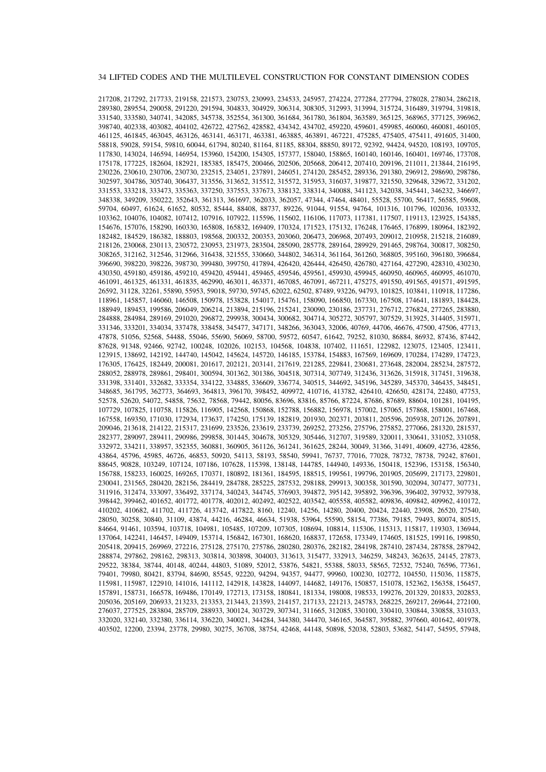217208, 217292, 217733, 219158, 221573, 230753, 230993, 234533, 245957, 274224, 277284, 277794, 278028, 278034, 286218, 289380, 289554, 290058, 291220, 291594, 304833, 304929, 306314, 308305, 312993, 313994, 315724, 316489, 319794, 319818, 331540, 333580, 340741, 342085, 345738, 352554, 361300, 361684, 361780, 361804, 363589, 365125, 368965, 377125, 396962, 398740, 402338, 403082, 404102, 426722, 427562, 428582, 434342, 434702, 459220, 459601, 459985, 460060, 460081, 460105, 461125, 461845, 463045, 463126, 463141, 463171, 463381, 463885, 463891, 467221, 475285, 475405, 475411, 491605, 31400, 58818, 59028, 59154, 59810, 60044, 61794, 80240, 81164, 81185, 88304, 88850, 89172, 92392, 94424, 94520, 108193, 109705, 117830, 143024, 146594, 146954, 153960, 154200, 154305, 157377, 158040, 158865, 160140, 160146, 160401, 169746, 173708, 175178, 177225, 182604, 182921, 185385, 185475, 200466, 202506, 205668, 206412, 207410, 209196, 211011, 213844, 216195, 230226, 230610, 230706, 230730, 232515, 234051, 237891, 246051, 274120, 285452, 289336, 291380, 296912, 298690, 298786, 302597, 304786, 305740, 306437, 313556, 313652, 315512, 315572, 315953, 316037, 319877, 321550, 329648, 329672, 331202, 331553, 333218, 333473, 335363, 337250, 337553, 337673, 338132, 338314, 340088, 341123, 342038, 345441, 346232, 346697, 348338, 349209, 350222, 352643, 361313, 361697, 362033, 362057, 47344, 47464, 48401, 55528, 55700, 56417, 56585, 59608, 59704, 60497, 61624, 61652, 80532, 85444, 88408, 88737, 89226, 91044, 91554, 94764, 101316, 101796, 102036, 103332, 103362, 104076, 104082, 107412, 107916, 107922, 115596, 115602, 116106, 117073, 117381, 117507, 119113, 123925, 154385, 154676, 157076, 158290, 160330, 165808, 165832, 169409, 170324, 171523, 175132, 176248, 176465, 176899, 180964, 182392, 182482, 184529, 186382, 188803, 198568, 200332, 200353, 203060, 206473, 206968, 207493, 209012, 210958, 215218, 216089, 218126, 230068, 230113, 230572, 230953, 231973, 283504, 285090, 285778, 289164, 289929, 291465, 298764, 300817, 308250, 308265, 312162, 312546, 312966, 316438, 321555, 330660, 344802, 346314, 361164, 361260, 368805, 395160, 396180, 396684, 396690, 398220, 398226, 398730, 399480, 399750, 417894, 426420, 426444, 426450, 426780, 427164, 427290, 428310, 430230, 430350, 459180, 459186, 459210, 459420, 459441, 459465, 459546, 459561, 459930, 459945, 460950, 460965, 460995, 461070, 461091, 461325, 461331, 461835, 462990, 463011, 463371, 467085, 467091, 467211, 475275, 491550, 491565, 491571, 491595, 26592, 31128, 32261, 55890, 55953, 59018, 59730, 59745, 62022, 62502, 87489, 93226, 94793, 101825, 103841, 110918, 117286, 118961, 145857, 146060, 146508, 150978, 153828, 154017, 154761, 158090, 166850, 167330, 167508, 174641, 181893, 184428, 188949, 189453, 199586, 206049, 206214, 213894, 215196, 215241, 230090, 230186, 237731, 276712, 276824, 277265, 283880, 284888, 284984, 289169, 291020, 296872, 299938, 300434, 300682, 304714, 305272, 305797, 307529, 313925, 314405, 315971, 331346, 333201, 334034, 337478, 338458, 345477, 347171, 348266, 363043, 32006, 40769, 44706, 46676, 47500, 47506, 47713, 47878, 51056, 52568, 54488, 55046, 55690, 56069, 58700, 59572, 60547, 61642, 79252, 81030, 86884, 86932, 87436, 87442, 87628, 91348, 92466, 92742, 100248, 102026, 102153, 104568, 104838, 107402, 111651, 122982, 123075, 123405, 123411, 123915, 138692, 142192, 144740, 145042, 145624, 145720, 146185, 153784, 154883, 167569, 169609, 170284, 174289, 174723, 176305, 176425, 182449, 200081, 201617, 202121, 203141, 217619, 221285, 229841, 230681, 273648, 282004, 285234, 287572, 288052, 288978, 289861, 298401, 300594, 301362, 301386, 304518, 307314, 307749, 312436, 313626, 315918, 317451, 319638, 331398, 331401, 332682, 333354, 334122, 334885, 336609, 336774, 340515, 344692, 345196, 345289, 345370, 346435, 348451, 348685, 361795, 362773, 364693, 364813, 396170, 398452, 409972, 410716, 413782, 426410, 426650, 428174, 22480, 47753, 52578, 52620, 54072, 54858, 75632, 78568, 79442, 80056, 83696, 83816, 85766, 87224, 87686, 87689, 88604, 101281, 104195, 107729, 107825, 110758, 115826, 116905, 142568, 150868, 152788, 156882, 156978, 157002, 157065, 157868, 158001, 167468, 167558, 169350, 171030, 172934, 173637, 174250, 175139, 182819, 201930, 202371, 203811, 205596, 205938, 207126, 207891, 209046, 213618, 214122, 215317, 231699, 233526, 233619, 233739, 269252, 273256, 275796, 275852, 277066, 281320, 281537, 282377, 289097, 289411, 299086, 299858, 301445, 304678, 305329, 305446, 312707, 319589, 320011, 330641, 331052, 331058, 332972, 334211, 338957, 352355, 360881, 360905, 361126, 361241, 361625, 28244, 30049, 31366, 31491, 40609, 42736, 42856, 43864, 45796, 45985, 46726, 46853, 50920, 54113, 58193, 58540, 59941, 76737, 77016, 77028, 78732, 78738, 79242, 87601, 88645, 90828, 103249, 107124, 107186, 107628, 115398, 138148, 144785, 144940, 149336, 150418, 152396, 153158, 156340, 156788, 158233, 160025, 169265, 170371, 180892, 181361, 184595, 188515, 199561, 199796, 201905, 205699, 217173, 229801, 230041, 231565, 280420, 282156, 284419, 284788, 285225, 287532, 298188, 299913, 300358, 301590, 302094, 307477, 307731, 311916, 312474, 333097, 336492, 337174, 340243, 344745, 376903, 394872, 395142, 395892, 396396, 396402, 397932, 397938, 398442, 399462, 401652, 401772, 401778, 402012, 402492, 402522, 403542, 405558, 405582, 409836, 409842, 409962, 410172, 410202, 410682, 411702, 411726, 413742, 417822, 8160, 12240, 14256, 14280, 20400, 20424, 22440, 23908, 26520, 27540, 28050, 30258, 30840, 31109, 43874, 44216, 46284, 46634, 51938, 53964, 55590, 58154, 77386, 79185, 79493, 80074, 80515, 84664, 91461, 103594, 103718, 104981, 105485, 107209, 107305, 108694, 108814, 115306, 115313, 115817, 119303, 136944, 137064, 142241, 146457, 149409, 153714, 156842, 167301, 168620, 168837, 172658, 173349, 174605, 181525, 199116, 199850, 205418, 209415, 269969, 272216, 275128, 275170, 275786, 280280, 280376, 282182, 284198, 287410, 287434, 287858, 287942, 288874, 297862, 298162, 298313, 303814, 303898, 304003, 313613, 315477, 332913, 346259, 348243, 362635, 24145, 27873, 29522, 38384, 38744, 40148, 40244, 44803, 51089, 52012, 53876, 54821, 55388, 58033, 58565, 72532, 75240, 76596, 77361, 79401, 79980, 80421, 83794, 84690, 85545, 92220, 94294, 94357, 94477, 99960, 100230, 102772, 104550, 115036, 115875, 115981, 115987, 122910, 141016, 141112, 142918, 143828, 144097, 144682, 149176, 150857, 151078, 152362, 156358, 156457, 157891, 158731, 166578, 169486, 170149, 172713, 173158, 180841, 181334, 198008, 198533, 199276, 201329, 201833, 202853, 205036, 205169, 206933, 213233, 213353, 213443, 213593, 214157, 217133, 221213, 245783, 268225, 269217, 269644, 272100, 276037, 277525, 283804, 285709, 288933, 300124, 303729, 307341, 311665, 312085, 330100, 330410, 330844, 330858, 331033, 332020, 332140, 332380, 336114, 336220, 340021, 344284, 344380, 344470, 346165, 364587, 395882, 397660, 401642, 401978, 403502, 12200, 23394, 23778, 29980, 30275, 36708, 38754, 42468, 44148, 50898, 52038, 52803, 53682, 54147, 54595, 57948,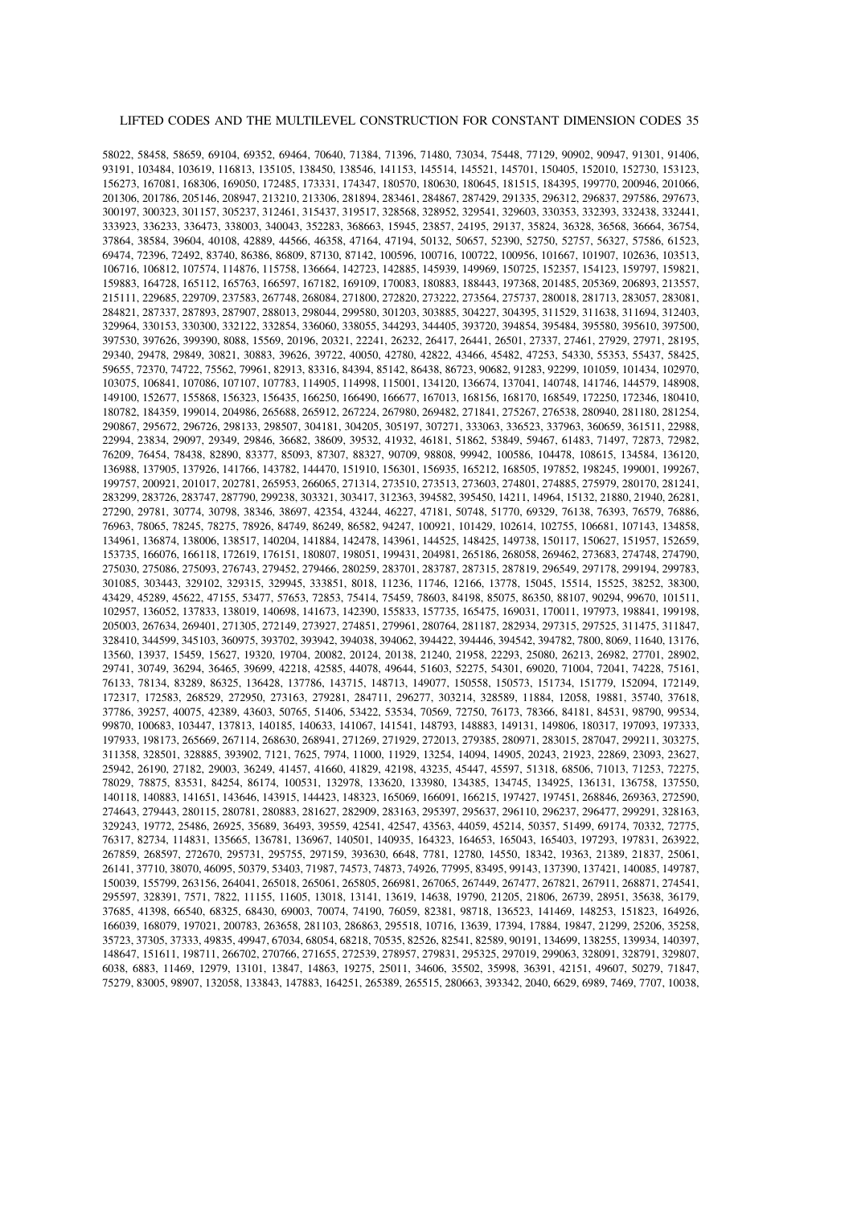58022, 58458, 58659, 69104, 69352, 69464, 70640, 71384, 71396, 71480, 73034, 75448, 77129, 90902, 90947, 91301, 91406, 93191, 103484, 103619, 116813, 135105, 138450, 138546, 141153, 145514, 145521, 145701, 150405, 152010, 152730, 153123, 156273, 167081, 168306, 169050, 172485, 173331, 174347, 180570, 180630, 180645, 181515, 184395, 199770, 200946, 201066, 201306, 201786, 205146, 208947, 213210, 213306, 281894, 283461, 284867, 287429, 291335, 296312, 296837, 297586, 297673, 300197, 300323, 301157, 305237, 312461, 315437, 319517, 328568, 328952, 329541, 329603, 330353, 332393, 332438, 332441, 333923, 336233, 336473, 338003, 340043, 352283, 368663, 15945, 23857, 24195, 29137, 35824, 36328, 36568, 36664, 36754, 37864, 38584, 39604, 40108, 42889, 44566, 46358, 47164, 47194, 50132, 50657, 52390, 52750, 52757, 56327, 57586, 61523, 69474, 72396, 72492, 83740, 86386, 86809, 87130, 87142, 100596, 100716, 100722, 100956, 101667, 101907, 102636, 103513, 106716, 106812, 107574, 114876, 115758, 136664, 142723, 142885, 145939, 149969, 150725, 152357, 154123, 159797, 159821, 159883, 164728, 165112, 165763, 166597, 167182, 169109, 170083, 180883, 188443, 197368, 201485, 205369, 206893, 213557, 215111, 229685, 229709, 237583, 267748, 268084, 271800, 272820, 273222, 273564, 275737, 280018, 281713, 283057, 283081, 284821, 287337, 287893, 287907, 288013, 298044, 299580, 301203, 303885, 304227, 304395, 311529, 311638, 311694, 312403, 329964, 330153, 330300, 332122, 332854, 336060, 338055, 344293, 344405, 393720, 394854, 395484, 395580, 395610, 397500, 397530, 397626, 399390, 8088, 15569, 20196, 20321, 22241, 26232, 26417, 26441, 26501, 27337, 27461, 27929, 27971, 28195, 29340, 29478, 29849, 30821, 30883, 39626, 39722, 40050, 42780, 42822, 43466, 45482, 47253, 54330, 55353, 55437, 58425, 59655, 72370, 74722, 75562, 79961, 82913, 83316, 84394, 85142, 86438, 86723, 90682, 91283, 92299, 101059, 101434, 102970, 103075, 106841, 107086, 107107, 107783, 114905, 114998, 115001, 134120, 136674, 137041, 140748, 141746, 144579, 148908, 149100, 152677, 155868, 156323, 156435, 166250, 166490, 166677, 167013, 168156, 168170, 168549, 172250, 172346, 180410, 180782, 182359, 199014, 204986, 265688, 265912, 267224, 267980, 269482, 271841, 275267, 276538, 280940, 281180, 281254, 290867, 295672, 296726, 298133, 298507, 304181, 304205, 305197, 307271, 333063, 336523, 337963, 360659, 361511, 22988, 22994, 23834, 29097, 29349, 29846, 36682, 38609, 39532, 41932, 46181, 51862, 53849, 59467, 61483, 71497, 72873, 72982, 76209, 76454, 78438, 82890, 83377, 85093, 87307, 88327, 90709, 98808, 99942, 100586, 104478, 108615, 134584, 136120, 136988, 137905, 137926, 141766, 143782, 144470, 151910, 156301, 156935, 165212, 168505, 197852, 198245, 199001, 199267, 199757, 200921, 201017, 202781, 265953, 266065, 271314, 273510, 273513, 273603, 274801, 274885, 275979, 280170, 281241, 283299, 283726, 283747, 287790, 299238, 303321, 303417, 312363, 394582, 395450, 14211, 14964, 15132, 21880, 21940, 26281, 27290, 29781, 30774, 30798, 38346, 38697, 42354, 43244, 46227, 47181, 50748, 51770, 69329, 76138, 76393, 76579, 76886, 76963, 78065, 78245, 78275, 78926, 84749, 86249, 86582, 94247, 100921, 101429, 102614, 102755, 106681, 107143, 134858, 134961, 136874, 138006, 138517, 140204, 141884, 142478, 143961, 144525, 148425, 149738, 150117, 150627, 151957, 152659, 153735, 166076, 166118, 172619, 176151, 180807, 198051, 199431, 204981, 265186, 268058, 269462, 273683, 274748, 274790, 275030, 275086, 275093, 276743, 279452, 279466, 280259, 283701, 283787, 287315, 287819, 296549, 297178, 299194, 299783, 301085, 303443, 329102, 329315, 329945, 333851, 8018, 11236, 11746, 12166, 13778, 15045, 15514, 15525, 38252, 38300, 43429, 45289, 45622, 47155, 53477, 57653, 72853, 75414, 75459, 78603, 84198, 85075, 86350, 88107, 90294, 99670, 101511, 102957, 136052, 137833, 138019, 140698, 141673, 142390, 155833, 157735, 165475, 169031, 170011, 197973, 198841, 199198, 205003, 267634, 269401, 271305, 272149, 273927, 274851, 279961, 280764, 281187, 282934, 297315, 297525, 311475, 311847, 328410, 344599, 345103, 360975, 393702, 393942, 394038, 394062, 394422, 394446, 394542, 394782, 7800, 8069, 11640, 13176, 13560, 13937, 15459, 15627, 19320, 19704, 20082, 20124, 20138, 21240, 21958, 22293, 25080, 26213, 26982, 27701, 28902, 29741, 30749, 36294, 36465, 39699, 42218, 42585, 44078, 49644, 51603, 52275, 54301, 69020, 71004, 72041, 74228, 75161, 76133, 78134, 83289, 86325, 136428, 137786, 143715, 148713, 149077, 150558, 150573, 151734, 151779, 152094, 172149, 172317, 172583, 268529, 272950, 273163, 279281, 284711, 296277, 303214, 328589, 11884, 12058, 19881, 35740, 37618, 37786, 39257, 40075, 42389, 43603, 50765, 51406, 53422, 53534, 70569, 72750, 76173, 78366, 84181, 84531, 98790, 99534, 99870, 100683, 103447, 137813, 140185, 140633, 141067, 141541, 148793, 148883, 149131, 149806, 180317, 197093, 197333, 197933, 198173, 265669, 267114, 268630, 268941, 271269, 271929, 272013, 279385, 280971, 283015, 287047, 299211, 303275, 311358, 328501, 328885, 393902, 7121, 7625, 7974, 11000, 11929, 13254, 14094, 14905, 20243, 21923, 22869, 23093, 23627, 25942, 26190, 27182, 29003, 36249, 41457, 41660, 41829, 42198, 43235, 45447, 45597, 51318, 68506, 71013, 71253, 72275, 78029, 78875, 83531, 84254, 86174, 100531, 132978, 133620, 133980, 134385, 134745, 134925, 136131, 136758, 137550, 140118, 140883, 141651, 143646, 143915, 144423, 148323, 165069, 166091, 166215, 197427, 197451, 268846, 269363, 272590, 274643, 279443, 280115, 280781, 280883, 281627, 282909, 283163, 295397, 295637, 296110, 296237, 296477, 299291, 328163, 329243, 19772, 25486, 26925, 35689, 36493, 39559, 42541, 42547, 43563, 44059, 45214, 50357, 51499, 69174, 70332, 72775, 76317, 82734, 114831, 135665, 136781, 136967, 140501, 140935, 164323, 164653, 165043, 165403, 197293, 197831, 263922, 267859, 268597, 272670, 295731, 295755, 297159, 393630, 6648, 7781, 12780, 14550, 18342, 19363, 21389, 21837, 25061, 26141, 37710, 38070, 46095, 50379, 53403, 71987, 74573, 74873, 74926, 77995, 83495, 99143, 137390, 137421, 140085, 149787, 150039, 155799, 263156, 264041, 265018, 265061, 265805, 266981, 267065, 267449, 267477, 267821, 267911, 268871, 274541, 295597, 328391, 7571, 7822, 11155, 11605, 13018, 13141, 13619, 14638, 19790, 21205, 21806, 26739, 28951, 35638, 36179, 37685, 41398, 66540, 68325, 68430, 69003, 70074, 74190, 76059, 82381, 98718, 136523, 141469, 148253, 151823, 164926, 166039, 168079, 197021, 200783, 263658, 281103, 286863, 295518, 10716, 13639, 17394, 17884, 19847, 21299, 25206, 35258, 35723, 37305, 37333, 49835, 49947, 67034, 68054, 68218, 70535, 82526, 82541, 82589, 90191, 134699, 138255, 139934, 140397, 148647, 151611, 198711, 266702, 270766, 271655, 272539, 278957, 279831, 295325, 297019, 299063, 328091, 328791, 329807, 6038, 6883, 11469, 12979, 13101, 13847, 14863, 19275, 25011, 34606, 35502, 35998, 36391, 42151, 49607, 50279, 71847, 75279, 83005, 98907, 132058, 133843, 147883, 164251, 265389, 265515, 280663, 393342, 2040, 6629, 6989, 7469, 7707, 10038,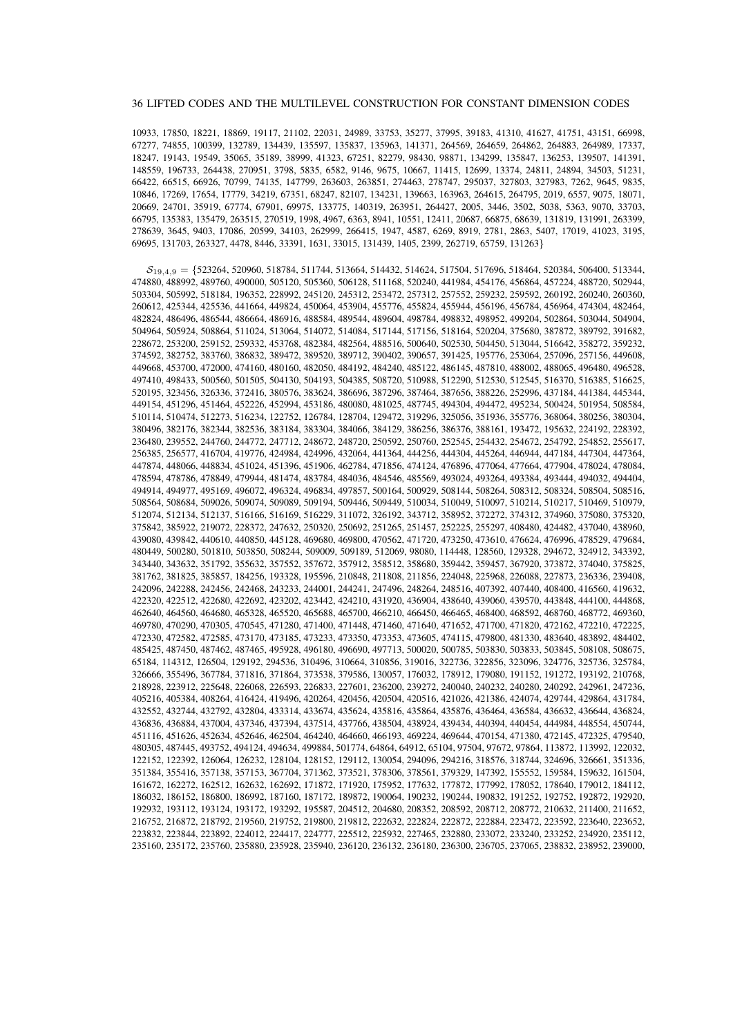10933, 17850, 18221, 18869, 19117, 21102, 22031, 24989, 33753, 35277, 37995, 39183, 41310, 41627, 41751, 43151, 66998, 67277, 74855, 100399, 132789, 134439, 135597, 135837, 135963, 141371, 264569, 264659, 264862, 264883, 264989, 17337, 18247, 19143, 19549, 35065, 35189, 38999, 41323, 67251, 82279, 98430, 98871, 134299, 135847, 136253, 139507, 141391, 148559, 196733, 264438, 270951, 3798, 5835, 6582, 9146, 9675, 10667, 11415, 12699, 13374, 24811, 24894, 34503, 51231, 66422, 66515, 66926, 70799, 74135, 147799, 263603, 263851, 274463, 278747, 295037, 327803, 327983, 7262, 9645, 9835, 10846, 17269, 17654, 17779, 34219, 67351, 68247, 82107, 134231, 139663, 163963, 264615, 264795, 2019, 6557, 9075, 18071, 20669, 24701, 35919, 67774, 67901, 69975, 133775, 140319, 263951, 264427, 2005, 3446, 3502, 5038, 5363, 9070, 33703, 66795, 135383, 135479, 263515, 270519, 1998, 4967, 6363, 8941, 10551, 12411, 20687, 66875, 68639, 131819, 131991, 263399, 278639, 3645, 9403, 17086, 20599, 34103, 262999, 266415, 1947, 4587, 6269, 8919, 2781, 2863, 5407, 17019, 41023, 3195, 69695, 131703, 263327, 4478, 8446, 33391, 1631, 33015, 131439, 1405, 2399, 262719, 65759, 131263}

$\mathcal{S}_{19,4,9}$ = {523264, 520960, 518784, 511744, 513664, 514432, 514624, 517504, 517696, 518464, 520384, 506400, 513344, 474880, 488992, 489760, 490000, 505120, 505360, 506128, 511168, 520240, 441984, 454176, 456864, 457224, 488720, 502944, 503304, 505992, 518184, 196352, 228992, 245120, 245312, 253472, 257312, 257552, 259232, 259592, 260192, 260240, 260360, 260612, 425344, 425536, 441664, 449824, 450064, 453904, 455776, 455824, 455944, 456196, 456784, 456964, 474304, 482464, 482824, 486496, 486544, 486664, 486916, 488584, 489544, 489604, 498784, 498832, 498952, 499204, 502864, 503044, 504904, 504964, 505924, 508864, 511024, 513064, 514072, 514084, 517144, 517156, 518164, 520204, 375680, 387872, 389792, 391682, 228672, 253200, 259152, 259332, 453768, 482384, 482564, 488516, 500640, 502530, 504450, 513044, 516642, 358272, 359232, 374592, 382752, 383760, 386832, 389472, 389520, 389712, 390402, 390657, 391425, 195776, 253064, 257096, 257156, 449608, 449668, 453700, 472000, 474160, 480160, 482050, 484192, 484240, 485122, 486145, 487810, 488002, 488065, 496480, 496528, 497410, 498433, 500560, 501505, 504130, 504193, 504385, 508720, 510988, 512290, 512530, 512545, 516370, 516385, 516625, 520195, 323456, 326336, 372416, 380576, 383624, 386696, 387296, 387464, 387656, 388226, 252996, 437184, 441384, 445344, 449154, 451296, 451464, 452226, 452994, 453186, 480080, 481025, 487745, 494304, 494472, 495234, 500424, 501954, 508584, 510114, 510474, 512273, 516234, 122752, 126784, 128704, 129472, 319296, 325056, 351936, 355776, 368064, 380256, 380304, 380496, 382176, 382344, 382536, 383184, 383304, 384066, 384129, 386256, 386376, 388161, 193472, 195632, 224192, 228392, 236480, 239552, 244760, 244772, 247712, 248672, 248720, 250592, 250760, 252545, 254432, 254672, 254792, 254852, 255617, 256385, 256577, 416704, 419776, 424984, 424996, 432064, 441364, 444256, 444304, 445264, 446944, 447184, 447304, 447364, 447874, 448066, 448834, 451024, 451396, 451906, 462784, 471856, 474124, 476896, 477064, 477664, 477904, 478024, 478084, 478594, 478786, 478849, 479944, 481474, 483784, 484036, 484546, 485569, 493024, 493264, 493384, 493444, 494032, 494404, 494914, 494977, 495169, 496072, 496324, 496834, 497857, 500164, 500929, 508144, 508264, 508312, 508324, 508504, 508516, 508564, 508684, 509026, 509074, 509089, 509194, 509446, 509449, 510034, 510049, 510097, 510214, 510217, 510469, 510979, 512074, 512134, 512137, 516166, 516169, 516229, 311072, 326192, 343712, 358952, 372272, 374312, 374960, 375080, 375320, 375842, 385922, 219072, 228372, 247632, 250320, 250692, 251265, 251457, 252225, 255297, 408480, 424482, 437040, 438960, 439080, 439842, 440610, 440850, 445128, 469680, 469800, 470562, 471720, 473250, 473610, 476624, 476996, 478529, 479684, 480449, 500280, 501810, 503850, 508244, 509009, 509189, 512069, 98080, 114448, 128560, 129328, 294672, 324912, 343392, 343440, 343632, 351792, 355632, 357552, 357672, 357912, 358512, 358680, 359442, 359457, 367920, 373872, 374040, 375825, 381762, 381825, 385857, 184256, 193328, 195596, 210848, 211808, 211856, 224048, 225968, 226088, 227873, 236336, 239408, 242096, 242288, 242456, 242468, 243233, 244001, 244241, 247496, 248264, 248516, 407392, 407440, 408400, 416560, 419632, 422320, 422512, 422680, 422692, 423202, 423442, 424210, 431920, 436904, 438640, 439060, 439570, 443848, 444100, 444868, 462640, 464560, 464680, 465328, 465520, 465688, 465700, 466210, 466450, 466465, 468400, 468592, 468760, 468772, 469360, 469780, 470290, 470305, 470545, 471280, 471400, 471448, 471460, 471640, 471652, 471700, 471820, 472162, 472210, 472225, 472330, 472582, 472585, 473170, 473185, 473233, 473350, 473353, 473605, 474115, 479800, 481330, 483640, 483892, 484402, 485425, 487450, 487462, 487465, 495928, 496180, 496690, 497713, 500020, 500785, 503830, 503833, 503845, 508108, 508675, 65184, 114312, 126504, 129192, 294536, 310496, 310664, 310856, 319016, 322736, 322856, 323096, 324776, 325736, 325784, 326666, 355496, 367784, 371816, 371864, 373538, 379586, 130057, 176032, 178912, 179080, 191152, 191272, 193192, 210768, 218928, 223912, 225648, 226068, 226593, 226833, 227601, 236200, 239272, 240040, 240232, 240280, 240292, 242961, 247236, 405216, 405384, 408264, 416424, 419496, 420264, 420456, 420504, 420516, 421026, 421386, 424074, 429744, 429864, 431784, 432552, 432744, 432792, 432804, 433314, 433674, 435624, 435816, 435864, 435876, 436464, 436584, 436632, 436644, 436824, 436836, 436884, 437004, 437346, 437394, 437514, 437766, 438504, 438924, 439434, 440394, 440454, 444984, 448554, 450744, 451116, 451626, 452634, 452646, 462504, 464240, 464660, 466193, 469224, 469644, 470154, 471380, 472145, 472325, 479540, 480305, 487445, 493752, 494124, 494634, 499884, 501774, 64864, 64912, 65104, 97504, 97672, 97864, 113872, 113992, 122032, 122152, 122392, 126064, 126232, 128104, 128152, 129112, 130054, 294096, 294216, 318576, 318744, 324696, 326661, 351336, 351384, 355416, 357138, 357153, 367704, 371362, 373521, 378306, 378561, 379329, 147392, 155552, 159584, 159632, 161504, 161672, 162272, 162512, 162632, 162692, 171872, 171920, 175952, 177632, 177872, 177992, 178052, 178640, 179012, 184112, 186032, 186152, 186800, 186992, 187160, 187172, 189872, 190064, 190232, 190244, 190832, 191252, 192752, 192872, 192920, 192932, 193112, 193124, 193172, 193292, 195587, 204512, 204680, 208352, 208592, 208712, 208772, 210632, 211400, 211652, 216752, 216872, 218792, 219560, 219752, 219800, 219812, 222632, 222824, 222872, 222884, 223472, 223592, 223640, 223652, 223832, 223844, 223892, 224012, 224417, 224777, 225512, 225932, 227465, 232880, 233072, 233240, 233252, 234920, 235112, 235160, 235172, 235760, 235880, 235928, 235940, 236120, 236132, 236180, 236300, 236705, 237065, 238832, 238952, 239000,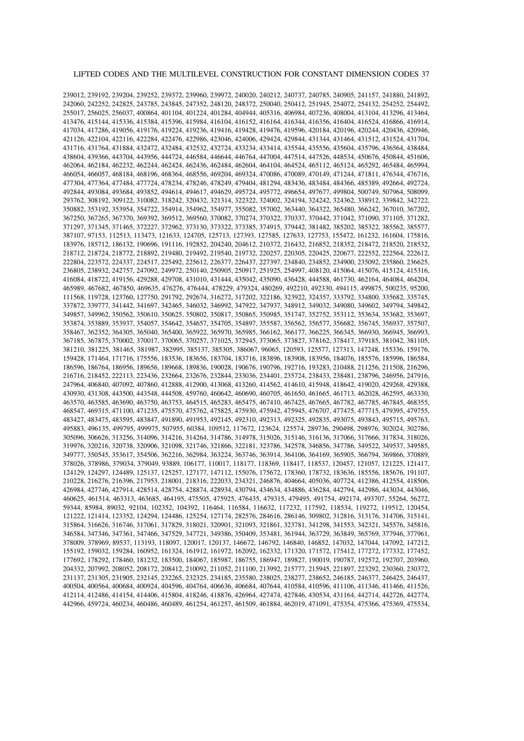239012, 239192, 239204, 239252, 239372, 239960, 239972, 240020, 240212, 240737, 240785, 240905, 241157, 241880, 241892, 242060, 242252, 242825, 243785, 243845, 247352, 248120, 248372, 250040, 250412, 251945, 254072, 254132, 254252, 254492, 255017, 256025, 256037, 400864, 401104, 401224, 401284, 404944, 405316, 406984, 407236, 408004, 413104, 413296, 413464, 413476, 415144, 415336, 415384, 415396, 415984, 416104, 416152, 416164, 416344, 416356, 416404, 416524, 416866, 416914, 417034, 417286, 419056, 419176, 419224, 419236, 419416, 419428, 419476, 419596, 420184, 420196, 420244, 420436, 420946, 421126, 422104, 422116, 422284, 422476, 422986, 423046, 424006, 429424, 429844, 431344, 431464, 431512, 431524, 431704, 431716, 431764, 431884, 432472, 432484, 432532, 432724, 433234, 433414, 435544, 435556, 435604, 435796, 436564, 438484, 438604, 439366, 443704, 443956, 444724, 446584, 446644, 446764, 447004, 447514, 447526, 448534, 450676, 450844, 451606, 462064, 462184, 462232, 462244, 462424, 462436, 462484, 462604, 464104, 464524, 465112, 465124, 465292, 465484, 465994, 466054, 466057, 468184, 468196, 468364, 468556, 469204, 469324, 470086, 470089, 470149, 471244, 471811, 476344, 476716, 477304, 477364, 477484, 477724, 478234, 478246, 478249, 479404, 481294, 483436, 483484, 484366, 485389, 492664, 492724, 492844, 493084, 493684, 493852, 494614, 494617, 494629, 495724, 495772, 496654, 497677, 499804, 500749, 507964, 508099, 293762, 308192, 309122, 310082, 318242, 320432, 321314, 322322, 324002, 324194, 324242, 324362, 338912, 339842, 342722, 350882, 353192, 353954, 354722, 354914, 354962, 354977, 355082, 357002, 363440, 364322, 365480, 366242, 367010, 367202, 367250, 367265, 367370, 369392, 369512, 369560, 370082, 370274, 370322, 370337, 370442, 371042, 371090, 371105, 371282, 371297, 371345, 371465, 372227, 372962, 373130, 373322, 373385, 374915, 379442, 381482, 385202, 385322, 385562, 385577, 387107, 97153, 112513, 113473, 121633, 124705, 125713, 127393, 127585, 127633, 127753, 155472, 161232, 161604, 175816, 183976, 185712, 186132, 190696, 191116, 192852, 204240, 204612, 210372, 216432, 216852, 218352, 218472, 218520, 218532, 218712, 218724, 218772, 218892, 219480, 219492, 219540, 219732, 220257, 220305, 220425, 220677, 222552, 222564, 222612, 222804, 223572, 224337, 224517, 225492, 225612, 226377, 226437, 227397, 234840, 234852, 234900, 235092, 235860, 236625, 236805, 238932, 242757, 247092, 249972, 250140, 250905, 250917, 251925, 254997, 408120, 415064, 415076, 415124, 415316, 416084, 418722, 419156, 429288, 429708, 431010, 431444, 435042, 435090, 436428, 444588, 461730, 462164, 464084, 464204, 465989, 467682, 467850, 469635, 476276, 476444, 478229, 479324, 480269, 492210, 492330, 494115, 499875, 500235, 95200, 111568, 119728, 123760, 127750, 291792, 292674, 316272, 317202, 322186, 323922, 324357, 333792, 334800, 335682, 335745, 337872, 339777, 341442, 341697, 342465, 346032, 346992, 347922, 347937, 348912, 349032, 349080, 349602, 349794, 349842, 349857, 349962, 350562, 350610, 350625, 350802, 350817, 350865, 350985, 351747, 352752, 353112, 353634, 353682, 353697, 353874, 353889, 353937, 354057, 354642, 354657, 354705, 354897, 355587, 356562, 356577, 356682, 356745, 356937, 357507, 358467, 362352, 364305, 365040, 365400, 365922, 365970, 365985, 366162, 366177, 366225, 366345, 366930, 366945, 366993, 367185, 367875, 370002, 370017, 370065, 370257, 371025, 372945, 373065, 373827, 378162, 378417, 379185, 381042, 381105, 381210, 381225, 381465, 381987, 382995, 385137, 385305, 386067, 96065, 120593, 125577, 127313, 147248, 155336, 159176, 159428, 171464, 171716, 175556, 183536, 183656, 183704, 183716, 183896, 183908, 183956, 184076, 185576, 185996, 186584, 186596, 186764, 186956, 189656, 189668, 189836, 190028, 190676, 190796, 192716, 193283, 210488, 211256, 211508, 216296, 216716, 218452, 222113, 223436, 232664, 232676, 232844, 233036, 234401, 235724, 238433, 238481, 238796, 246956, 247916, 247964, 406840, 407092, 407860, 412888, 412900, 413068, 413260, 414562, 414610, 415948, 418642, 419020, 429268, 429388, 430930, 431308, 443500, 443548, 444508, 459760, 460642, 460690, 460705, 461650, 461665, 461713, 462028, 462595, 463330, 463570, 463585, 463690, 463750, 463753, 464515, 465283, 465475, 467410, 467425, 467665, 467782, 467785, 467845, 468355, 468547, 469315, 471100, 471235, 475570, 475762, 475825, 475930, 475942, 475945, 476707, 477475, 477715, 479395, 479755, 483427, 483475, 483595, 483847, 491890, 491953, 492145, 492310, 492313, 492325, 492835, 493075, 493843, 495715, 495763, 495883, 496135, 499795, 499975, 507955, 60384, 109512, 117672, 123624, 125574, 289736, 290498, 298976, 302024, 302786, 305096, 306626, 313256, 314096, 314216, 314264, 314786, 314978, 315026, 315146, 316136, 317066, 317666, 317834, 318026, 319976, 320216, 320738, 320906, 321098, 321746, 321866, 322181, 323786, 342578, 346856, 347786, 349522, 349537, 349585, 349777, 350545, 353617, 354506, 362216, 362984, 363224, 363746, 363914, 364106, 364169, 365905, 366794, 369866, 370889, 378026, 378986, 379034, 379049, 93889, 106177, 110017, 118177, 118369, 118417, 118537, 120457, 121057, 121225, 121417, 124129, 124297, 124489, 125137, 125257, 127177, 147112, 155076, 175672, 178360, 178732, 183636, 185556, 185676, 191107, 210228, 216276, 216396, 217953, 218001, 218316, 222033, 234321, 246876, 404664, 405036, 407724, 412386, 412554, 418506, 426984, 427746, 427914, 428514, 428754, 428874, 428934, 430794, 434634, 434886, 436284, 442794, 442986, 443034, 443046, 460625, 461514, 463313, 463685, 464195, 475505, 475925, 476435, 479315, 479495, 491754, 492174, 493707, 55264, 56272, 59344, 85984, 89032, 92104, 102352, 104392, 116464, 116584, 116632, 117232, 117592, 118534, 119272, 119512, 120454, 121222, 121414, 123352, 124294, 124486, 125254, 127174, 282576, 284616, 286146, 309802, 312816, 313176, 314706, 315141, 315864, 316626, 316746, 317061, 317829, 318021, 320901, 321093, 321861, 323781, 341298, 341553, 342321, 345576, 345816, 346584, 347346, 347361, 347466, 347529, 347721, 349386, 350409, 353481, 361944, 363729, 363849, 365769, 377946, 377961, 378009, 378969, 89537, 113193, 118097, 120017, 120137, 146672, 146792, 146840, 146852, 147032, 147044, 147092, 147212, 155192, 159032, 159284, 160952, 161324, 161912, 161972, 162092, 162332, 171320, 171572, 175412, 177272, 177332, 177452, 177692, 178292, 178460, 181232, 183500, 184067, 185987, 186755, 186947, 189827, 190019, 190787, 192572, 192707, 203960, 204332, 207992, 208052, 208172, 208412, 210092, 211052, 211100, 213992, 215777, 215945, 221897, 223292, 230360, 230372, 231137, 231305, 231905, 232145, 232265, 232325, 234185, 235580, 238025, 238277, 238652, 246185, 246377, 246425, 246437, 400504, 400564, 400684, 400924, 404596, 404764, 406636, 406684, 407644, 410584, 410596, 411106, 411346, 411466, 411526, 412114, 412486, 414154, 414406, 415804, 418246, 418876, 426964, 427474, 427846, 430534, 431164, 442714, 442726, 442774, 442966, 459724, 460234, 460486, 460489, 461254, 461257, 461509, 461884, 462019, 471091, 475354, 475366, 475369, 475534,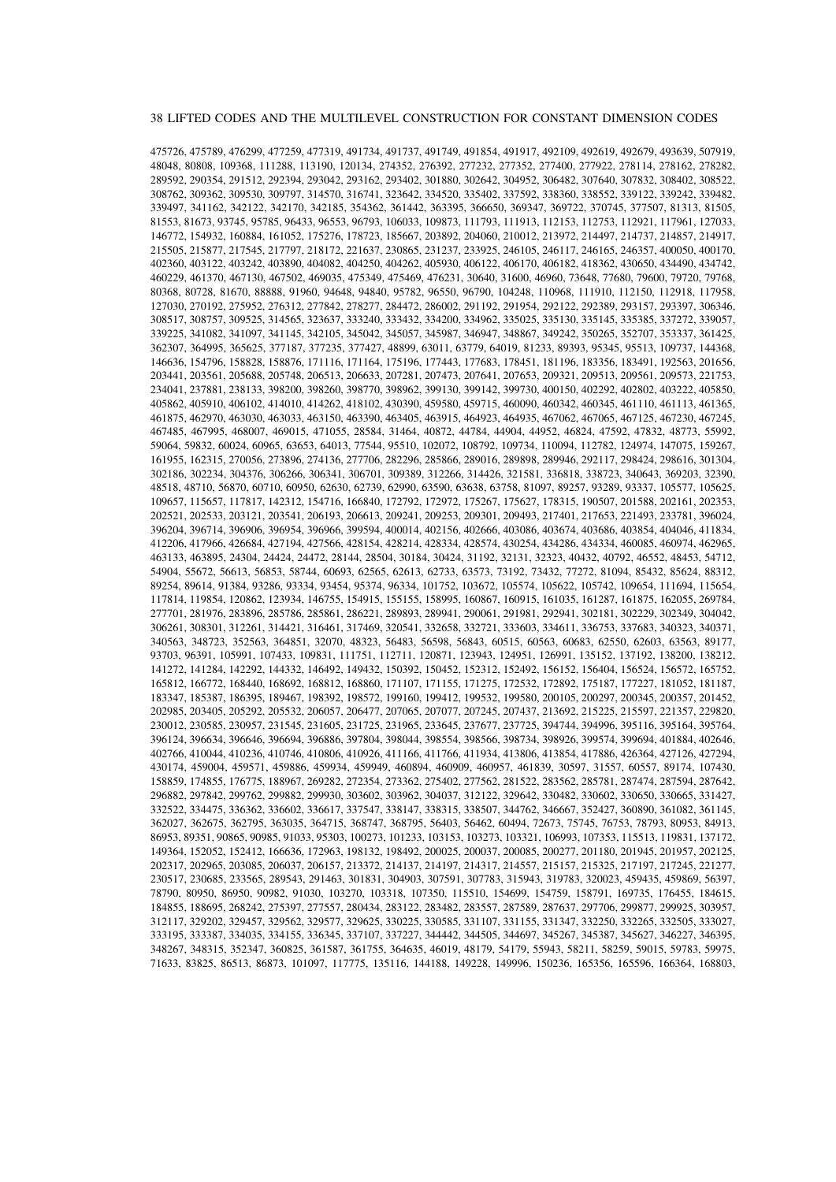475726, 475789, 476299, 477259, 477319, 491734, 491737, 491749, 491854, 491917, 492109, 492619, 492679, 493639, 507919, 48048, 80808, 109368, 111288, 113190, 120134, 274352, 276392, 277232, 277352, 277400, 277922, 278114, 278162, 278282, 289592, 290354, 291512, 292394, 293042, 293162, 293402, 301880, 302642, 304952, 306482, 307640, 307832, 308402, 308522, 308762, 309362, 309530, 309797, 314570, 316741, 323642, 334520, 335402, 337592, 338360, 338552, 339122, 339242, 339482, 339497, 341162, 342122, 342170, 342185, 354362, 361442, 363395, 366650, 369347, 369722, 370745, 377507, 81313, 81505, 81553, 81673, 93745, 95785, 96433, 96553, 96793, 106033, 109873, 111793, 111913, 112153, 112753, 112921, 117961, 127033, 146772, 154932, 160884, 161052, 175276, 178723, 185667, 203892, 204060, 210012, 213972, 214497, 214737, 214857, 214917, 215505, 215877, 217545, 217797, 218172, 221637, 230865, 231237, 233925, 246105, 246117, 246165, 246357, 400050, 400170, 402360, 403122, 403242, 403890, 404082, 404250, 404262, 405930, 406122, 406170, 406182, 418362, 430650, 434490, 434742, 460229, 461370, 467130, 467502, 469035, 475349, 475469, 476231, 30640, 31600, 46960, 73648, 77680, 79600, 79720, 79768, 80368, 80728, 81670, 88888, 91960, 94648, 94840, 95782, 96550, 96790, 104248, 110968, 111910, 112150, 112918, 117958, 127030, 270192, 275952, 276312, 277842, 278277, 284472, 286002, 291192, 291954, 292122, 292389, 293157, 293397, 306346, 308517, 308757, 309525, 314565, 323637, 333240, 333432, 334200, 334962, 335025, 335130, 335145, 335385, 337272, 339057, 339225, 341082, 341097, 341145, 342105, 345042, 345057, 345987, 346947, 348867, 349242, 350265, 352707, 353337, 361425, 362307, 364995, 365625, 377187, 377235, 377427, 48899, 63011, 63779, 64019, 81233, 89393, 95345, 95513, 109737, 144368, 146636, 154796, 158828, 158876, 171116, 171164, 175196, 177443, 177683, 178451, 181196, 183356, 183491, 192563, 201656, 203441, 203561, 205688, 205748, 206513, 206633, 207281, 207473, 207641, 207653, 209321, 209513, 209561, 209573, 221753, 234041, 237881, 238133, 398200, 398260, 398770, 398962, 399130, 399142, 399730, 400150, 402292, 402802, 403222, 405850, 405862, 405910, 406102, 414010, 414262, 418102, 430390, 459580, 459715, 460090, 460342, 460345, 461110, 461113, 461365, 461875, 462970, 463030, 463033, 463150, 463390, 463405, 463915, 464923, 464935, 467062, 467065, 467125, 467230, 467245, 467485, 467995, 468007, 469015, 471055, 28584, 31464, 40872, 44784, 44904, 44952, 46824, 47592, 47832, 48773, 55992, 59064, 59832, 60024, 60965, 63653, 64013, 77544, 95510, 102072, 108792, 109734, 110094, 112782, 124974, 147075, 159267, 161955, 162315, 270056, 273896, 274136, 277706, 282296, 285866, 289016, 289898, 289946, 292117, 298424, 298616, 301304, 302186, 302234, 304376, 306266, 306341, 306701, 309389, 312266, 314426, 321581, 336818, 338723, 340643, 369203, 32390, 48518, 48710, 56870, 60710, 60950, 62630, 62739, 62990, 63590, 63638, 63758, 81097, 89257, 93289, 93337, 105577, 105625, 109657, 115657, 117817, 142312, 154716, 166840, 172792, 172972, 175267, 175627, 178315, 190507, 201588, 202161, 202353, 202521, 202533, 203121, 203541, 206193, 206613, 209241, 209253, 209301, 209493, 217401, 217653, 221493, 233781, 396024, 396204, 396714, 396906, 396954, 396966, 399594, 400014, 402156, 402666, 403086, 403674, 403686, 403854, 404046, 411834, 412206, 417966, 426684, 427194, 427566, 428154, 428214, 428334, 428574, 430254, 434286, 434334, 460085, 460974, 462965, 463133, 463895, 24304, 24424, 24472, 28144, 28504, 30184, 30424, 31192, 32131, 32323, 40432, 40792, 46552, 48453, 54712, 54904, 55672, 56613, 56853, 58744, 60693, 62565, 62613, 62733, 63573, 73192, 73432, 77272, 81094, 85432, 85624, 88312, 89254, 89614, 91384, 93286, 93334, 93454, 95374, 96334, 101752, 103672, 105574, 105622, 105742, 109654, 111694, 115654, 117814, 119854, 120862, 123934, 146755, 154915, 155155, 158995, 160867, 160915, 161035, 161287, 161875, 162055, 269784, 277701, 281976, 283896, 285786, 285861, 286221, 289893, 289941, 290061, 291981, 292941, 302181, 302229, 302349, 304042, 306261, 308301, 312261, 314421, 316461, 317469, 320541, 332658, 332721, 333603, 334611, 336753, 337683, 340323, 340371, 340563, 348723, 352563, 364851, 32070, 48323, 56483, 56598, 56843, 60515, 60563, 60683, 62550, 62603, 63563, 89177, 93703, 96391, 105991, 107433, 109831, 111751, 112711, 120871, 123943, 124951, 126991, 135152, 137192, 138200, 138212, 141272, 141284, 142292, 144332, 146492, 149432, 150392, 150452, 152312, 152492, 156152, 156404, 156524, 156572, 165752, 165812, 166772, 168440, 168692, 168812, 168860, 171107, 171155, 171275, 172532, 172892, 175187, 177227, 181052, 181187, 183347, 185387, 186395, 189467, 198392, 198572, 199160, 199412, 199532, 199580, 200105, 200297, 200345, 200357, 201452, 202985, 203405, 205292, 205532, 206057, 206477, 207065, 207077, 207245, 207437, 213692, 215225, 215597, 221357, 229820, 230012, 230585, 230957, 231545, 231605, 231725, 231965, 233645, 237677, 237725, 394744, 394996, 395116, 395164, 395764, 396124, 396634, 396646, 396694, 396886, 397804, 398044, 398554, 398566, 398734, 398926, 399574, 399694, 401884, 402646, 402766, 410044, 410236, 410746, 410806, 410926, 411166, 411766, 411934, 413806, 413854, 417886, 426364, 427126, 427294, 430174, 459004, 459571, 459886, 459934, 459949, 460894, 460909, 460957, 461839, 30597, 31557, 60557, 89174, 107430, 158859, 174855, 176775, 188967, 269282, 272354, 273362, 275402, 277562, 281522, 283562, 285781, 287474, 287594, 287642, 296882, 297842, 299762, 299882, 299930, 303602, 303962, 304037, 312122, 329642, 330482, 330602, 330650, 330665, 331427, 332522, 334475, 336362, 336602, 336617, 337547, 338147, 338315, 338507, 344762, 346667, 352427, 360890, 361082, 361145, 362027, 362675, 362795, 363035, 364715, 368747, 368795, 56403, 56462, 60494, 72673, 75745, 76753, 78793, 80953, 84913, 86953, 89351, 90865, 90985, 91033, 95303, 100273, 101233, 103153, 103273, 103321, 106993, 107353, 115513, 119831, 137172, 149364, 152052, 152412, 166636, 172963, 198132, 198492, 200025, 200037, 200085, 200277, 201180, 201945, 201957, 202125, 202317, 202965, 203085, 206037, 206157, 213372, 214137, 214197, 214317, 214557, 215157, 215325, 217197, 217245, 221277, 230517, 230685, 233565, 289543, 291463, 301831, 304903, 307591, 307783, 315943, 319783, 320023, 459435, 459869, 56397, 78790, 80950, 86950, 90982, 91030, 103270, 103318, 107350, 115510, 154699, 154759, 158791, 169735, 176455, 184615, 184855, 188695, 268242, 275397, 277557, 280434, 283122, 283482, 283557, 287589, 287637, 297706, 299877, 299925, 303957, 312117, 329202, 329457, 329562, 329577, 329625, 330225, 330585, 331107, 331155, 331347, 332250, 332265, 332505, 333027, 333195, 333387, 334035, 334155, 336345, 337107, 337227, 344442, 344505, 344697, 345267, 345387, 345627, 346227, 346395, 348267, 348315, 352347, 360825, 361587, 361755, 364635, 46019, 48179, 54179, 55943, 58211, 58259, 59015, 59783, 59975, 71633, 83825, 86513, 86873, 101097, 117775, 135116, 144188, 149228, 149996, 150236, 165356, 165596, 166364, 168803,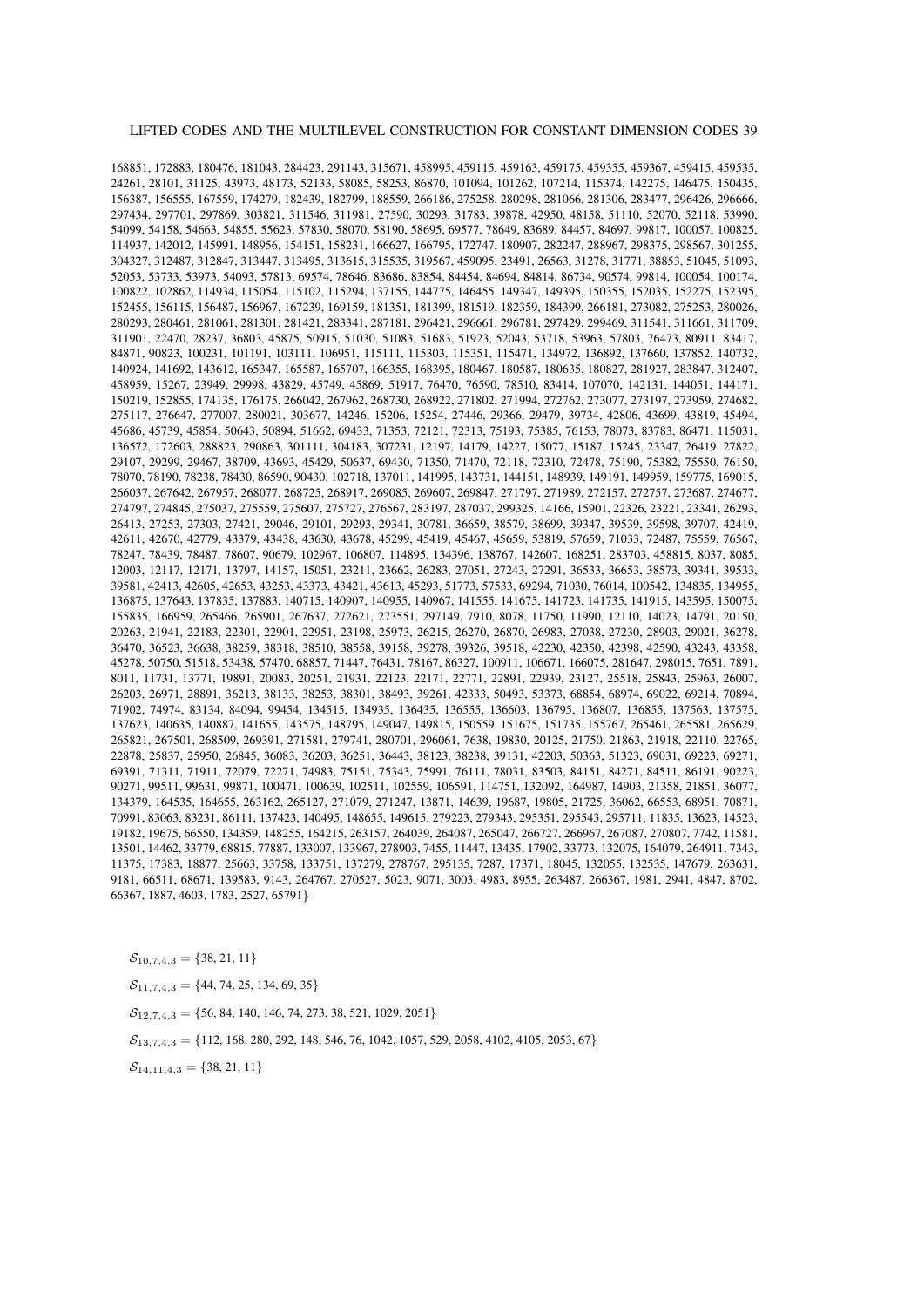168851, 172883, 180476, 181043, 284423, 291143, 315671, 458995, 459115, 459163, 459175, 459355, 459367, 459415, 459535, 24261, 28101, 31125, 43973, 48173, 52133, 58085, 58253, 86870, 101094, 101262, 107214, 115374, 142275, 146475, 150435, 156387, 156555, 167559, 174279, 182439, 182799, 188559, 266186, 275258, 280298, 281066, 281306, 283477, 296426, 296666, 297434, 297701, 297869, 303821, 311546, 311981, 27590, 30293, 31783, 39878, 42950, 48158, 51110, 52070, 52118, 53990, 54099, 54158, 54663, 54855, 55623, 57830, 58070, 58190, 58695, 69577, 78649, 83689, 84457, 84697, 99817, 100057, 100825, 114937, 142012, 145991, 148956, 154151, 158231, 166627, 166795, 172747, 180907, 282247, 288967, 298375, 298567, 301255, 304327, 312487, 312847, 313447, 313495, 313615, 315535, 319567, 459095, 23491, 26563, 31278, 31771, 38853, 51045, 51093, 52053, 53733, 53973, 54093, 57813, 69574, 78646, 83686, 83854, 84454, 84694, 84814, 86734, 90574, 99814, 100054, 100174, 100822, 102862, 114934, 115054, 115102, 115294, 137155, 144775, 146455, 149347, 149395, 150355, 152035, 152275, 152395, 152455, 156115, 156487, 156967, 167239, 169159, 181351, 181399, 181519, 182359, 184399, 266181, 273082, 275253, 280026, 280293, 280461, 281061, 281301, 281421, 283341, 287181, 296421, 296661, 296781, 297429, 299469, 311541, 311661, 311709, 311901, 22470, 28237, 36803, 45875, 50915, 51030, 51083, 51683, 51923, 52043, 53718, 53963, 57803, 76473, 80911, 83417, 84871, 90823, 100231, 101191, 103111, 106951, 115111, 115303, 115351, 115471, 134972, 136892, 137660, 137852, 140732, 140924, 141692, 143612, 165347, 165587, 165707, 166355, 168395, 180467, 180587, 180635, 180827, 281927, 283847, 312407, 458959, 15267, 23949, 29998, 43829, 45749, 45869, 51917, 76470, 76590, 78510, 83414, 107070, 142131, 144051, 144171, 150219, 152855, 174135, 176175, 266042, 267962, 268730, 268922, 271802, 271994, 272762, 273077, 273197, 273959, 274682, 275117, 276647, 277007, 280021, 303677, 14246, 15206, 15254, 27446, 29366, 29479, 39734, 42806, 43699, 43819, 45494, 45686, 45739, 45854, 50643, 50894, 51662, 69433, 71353, 72121, 72313, 75193, 75385, 76153, 78073, 83783, 86471, 115031, 136572, 172603, 288823, 290863, 301111, 304183, 307231, 12197, 14179, 14227, 15077, 15187, 15245, 23347, 26419, 27822, 29107, 29299, 29467, 38709, 43693, 45429, 50637, 69430, 71350, 71470, 72118, 72310, 72478, 75190, 75382, 75550, 76150, 78070, 78190, 78238, 78430, 86590, 90430, 102718, 137011, 141995, 143731, 144151, 148939, 149191, 149959, 159775, 169015, 266037, 267642, 267957, 268077, 268725, 268917, 269085, 269607, 269847, 271797, 271989, 272157, 272757, 273687, 274677, 274797, 274845, 275037, 275559, 275607, 275727, 276567, 283197, 287037, 299325, 14166, 15901, 22326, 23221, 23341, 26293, 26413, 27253, 27303, 27421, 29046, 29101, 29293, 29341, 30781, 36659, 38579, 38699, 39347, 39539, 39598, 39707, 42419, 42611, 42670, 42779, 43379, 43438, 43630, 43678, 45299, 45419, 45467, 45659, 53819, 57659, 71033, 72487, 75559, 76567, 78247, 78439, 78487, 78607, 90679, 102967, 106807, 114895, 134396, 138767, 142607, 168251, 283703, 458815, 8037, 8085, 12003, 12117, 12171, 13797, 14157, 15051, 23211, 23662, 26283, 27051, 27243, 27291, 36533, 36653, 38573, 39341, 39533, 39581, 42413, 42605, 42653, 43253, 43373, 43421, 43613, 45293, 51773, 57533, 69294, 71030, 76014, 100542, 134835, 134955, 136875, 137643, 137835, 137883, 140715, 140907, 140955, 140967, 141555, 141675, 141723, 141735, 141915, 143595, 150075, 155835, 166959, 265466, 265901, 267637, 272621, 273551, 297149, 7910, 8078, 11750, 11990, 12110, 14023, 14791, 20150, 20263, 21941, 22183, 22301, 22901, 22951, 23198, 25973, 26215, 26270, 26870, 26983, 27038, 27230, 28903, 29021, 36278, 36470, 36523, 36638, 38259, 38318, 38510, 38558, 39158, 39278, 39326, 39518, 42230, 42350, 42398, 42590, 43243, 43358, 45278, 50750, 51518, 53438, 57470, 68857, 71447, 76431, 78167, 86327, 100911, 106671, 166075, 281647, 298015, 7651, 7891, 8011, 11731, 13771, 19891, 20083, 20251, 21931, 22123, 22171, 22771, 22891, 22939, 23127, 25518, 25843, 25963, 26007, 26203, 26971, 28891, 36213, 38133, 38253, 38301, 38493, 39261, 42333, 50493, 53373, 68854, 68974, 69022, 69214, 70894, 71902, 74974, 83134, 84094, 99454, 134515, 134935, 136435, 136555, 136603, 136795, 136807, 136855, 137563, 137575, 137623, 140635, 140887, 141655, 143575, 148795, 149047, 149815, 150559, 151675, 151735, 155767, 265461, 265581, 265629, 265821, 267501, 268509, 269391, 271581, 279741, 280701, 296061, 7638, 19830, 20125, 21750, 21863, 21918, 22110, 22765, 22878, 25837, 25950, 26845, 36083, 36203, 36251, 36443, 38123, 38238, 39131, 42203, 50363, 51323, 69031, 69223, 69271, 69391, 71311, 71911, 72079, 72271, 74983, 75151, 75343, 75991, 76111, 78031, 83503, 84151, 84271, 84511, 86191, 90223, 90271, 99511, 99631, 99871, 100471, 100639, 102511, 102559, 106591, 114751, 132092, 164987, 14903, 21358, 21851, 36077, 134379, 164535, 164655, 263162, 265127, 271079, 271247, 13871, 14639, 19687, 19805, 21725, 36062, 66553, 68951, 70871, 70991, 83063, 83231, 86111, 137423, 140495, 148655, 149615, 279223, 279343, 295351, 295543, 295711, 11835, 13623, 14523, 19182, 19675, 66550, 134359, 148255, 164215, 263157, 264039, 264087, 265047, 266727, 266967, 267087, 270807, 7742, 11581, 13501, 14462, 33779, 68815, 77887, 133007, 133967, 278903, 7455, 11447, 13435, 17902, 33773, 132075, 164079, 264911, 7343, 11375, 17383, 18877, 25663, 33758, 133751, 137279, 278767, 295135, 7287, 17371, 18045, 132055, 132535, 147679, 263631, 9181, 66511, 68671, 139583, 9143, 264767, 270527, 5023, 9071, 3003, 4983, 8955, 263487, 266367, 1981, 2941, 4847, 8702, 66367, 1887, 4603, 1783, 2527, 65791}

$\mathcal{S}_{10,7,4,3} = \{38, 21, 11\}$

$\mathcal{S}_{11,7,4,3} = \{44, 74, 25, 134, 69, 35\}$

$\mathcal{S}_{12,7,4,3} = \{56, 84, 140, 146, 74, 273, 38, 521, 1029, 2051\}$

$\mathcal{S}_{13,7,4,3} = \{112, 168, 280, 292, 148, 546, 76, 1042, 1057, 529, 2058, 4102, 4105, 2053, 67\}$

$\mathcal{S}_{14,11,4,3} = \{38, 21, 11\}$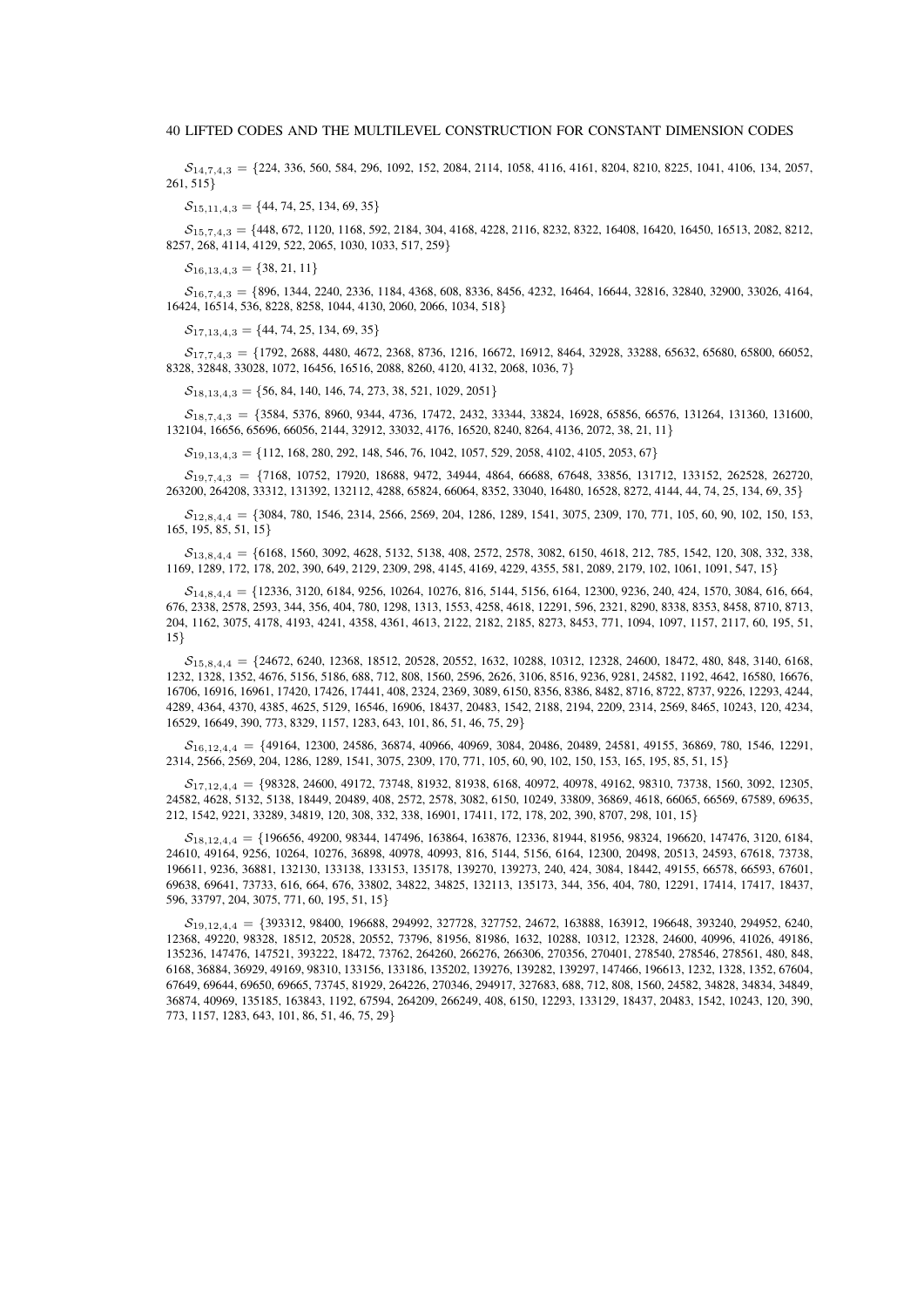$\mathcal{S}_{14,7,4,3}$ = {224, 336, 560, 584, 296, 1092, 152, 2084, 2114, 1058, 4116, 4161, 8204, 8210, 8225, 1041, 4106, 134, 2057, 261, 515}

$\mathcal{S}_{15,11,4,3}$ = {44, 74, 25, 134, 69, 35}

$\mathcal{S}_{15,7,4,3}$ = {448, 672, 1120, 1168, 592, 2184, 304, 4168, 4228, 2116, 8232, 8322, 16408, 16420, 16450, 16513, 2082, 8212, 8257, 268, 4114, 4129, 522, 2065, 1030, 1033, 517, 259}

$\mathcal{S}_{16,13,4,3}$ = {38, 21, 11}

$\mathcal{S}_{16,7,4,3}$ = {896, 1344, 2240, 2336, 1184, 4368, 608, 8336, 8456, 4232, 16464, 16644, 32816, 32840, 32900, 33026, 4164, 16424, 16514, 536, 8228, 8258, 1044, 4130, 2060, 2066, 1034, 518}

$\mathcal{S}_{17,13,4,3}$ = {44, 74, 25, 134, 69, 35}

$\mathcal{S}_{17,7,4,3}$ = {1792, 2688, 4480, 4672, 2368, 8736, 1216, 16672, 16912, 8464, 32928, 33288, 65632, 65680, 65800, 66052, 8328, 32848, 33028, 1072, 16456, 16516, 2088, 8260, 4120, 4132, 2068, 1036, 7}

$\mathcal{S}_{18,13,4,3}$ = {56, 84, 140, 146, 74, 273, 38, 521, 1029, 2051}

$\mathcal{S}_{18,7,4,3}$ = {3584, 5376, 8960, 9344, 4736, 17472, 2432, 33344, 33824, 16928, 65856, 66576, 131264, 131360, 131600, 132104, 16656, 65696, 66056, 2144, 32912, 33032, 4176, 16520, 8240, 8264, 4136, 2072, 38, 21, 11}

$\mathcal{S}_{19,13,4,3}$ = {112, 168, 280, 292, 148, 546, 76, 1042, 1057, 529, 2058, 4102, 4105, 2053, 67}

$\mathcal{S}_{19,7,4,3}$ = {7168, 10752, 17920, 18688, 9472, 34944, 4864, 66688, 67648, 33856, 131712, 133152, 262528, 262720, 263200, 264208, 33312, 131392, 132112, 4288, 65824, 66064, 8352, 33040, 16480, 16528, 8272, 4144, 44, 74, 25, 134, 69, 35}

$\mathcal{S}_{12,8,4,4}$ = {3084, 780, 1546, 2314, 2566, 2569, 204, 1286, 1289, 1541, 3075, 2309, 170, 771, 105, 60, 90, 102, 150, 153, 165, 195, 85, 51, 15}

$\mathcal{S}_{13,8,4,4}$ = {6168, 1560, 3092, 4628, 5132, 5138, 408, 2572, 2578, 3082, 6150, 4618, 212, 785, 1542, 120, 308, 332, 338, 1169, 1289, 172, 178, 202, 390, 649, 2129, 2309, 298, 4145, 4169, 4229, 4355, 581, 2089, 2179, 102, 1061, 1091, 547, 15}

$\mathcal{S}_{14,8,4,4}$ = {12336, 3120, 6184, 9256, 10264, 10276, 816, 5144, 5156, 6164, 12300, 9236, 240, 424, 1570, 3084, 616, 664, 676, 2338, 2578, 2593, 344, 356, 404, 780, 1298, 1313, 1553, 4258, 4618, 12291, 596, 2321, 8290, 8338, 8353, 8458, 8710, 8713, 204, 1162, 3075, 4178, 4193, 4241, 4358, 4361, 4613, 2122, 2182, 2185, 8273, 8453, 771, 1094, 1097, 1157, 2117, 60, 195, 51, 15}

$\mathcal{S}_{15,8,4,4}$ = {24672, 6240, 12368, 18512, 20528, 20552, 1632, 10288, 10312, 12328, 24600, 18472, 480, 848, 3140, 6168, 1232, 1328, 1352, 4676, 5156, 5186, 688, 712, 808, 1560, 2596, 2626, 3106, 8516, 9236, 9281, 24582, 1192, 4642, 16580, 16676, 16706, 16916, 16961, 17420, 17426, 17441, 408, 2324, 2369, 3089, 6150, 8356, 8386, 8482, 8716, 8722, 8737, 9226, 12293, 4244, 4289, 4364, 4370, 4385, 4625, 5129, 16546, 16906, 18437, 20483, 1542, 2188, 2194, 2209, 2314, 2569, 8465, 10243, 120, 4234, 16529, 16649, 390, 773, 8329, 1157, 1283, 643, 101, 86, 51, 46, 75, 29}

$\mathcal{S}_{16,12,4,4}$ = {49164, 12300, 24586, 36874, 40966, 40969, 3084, 20486, 20489, 24581, 49155, 36869, 780, 1546, 12291, 2314, 2566, 2569, 204, 1286, 1289, 1541, 3075, 2309, 170, 771, 105, 60, 90, 102, 150, 153, 165, 195, 85, 51, 15}

$\mathcal{S}_{17,12,4,4}$ = {98328, 24600, 49172, 73748, 81932, 81938, 6168, 40972, 40978, 49162, 98310, 73738, 1560, 3092, 12305, 24582, 4628, 5132, 5138, 18449, 20489, 408, 2572, 2578, 3082, 6150, 10249, 33809, 36869, 4618, 66065, 66569, 67589, 69635, 212, 1542, 9221, 33289, 34819, 120, 308, 332, 338, 16901, 17411, 172, 178, 202, 390, 8707, 298, 101, 15}

$\mathcal{S}_{18,12,4,4}$ = {196656, 49200, 98344, 147496, 163864, 163876, 12336, 81944, 81956, 98324, 196620, 147476, 3120, 6184, 24610, 49164, 9256, 10264, 10276, 36898, 40978, 40993, 816, 5144, 5156, 6164, 12300, 20498, 20513, 24593, 67618, 73738, 196611, 9236, 36881, 132130, 133138, 133153, 135178, 139270, 139273, 240, 424, 3084, 18442, 49155, 66578, 66593, 67601, 69638, 69641, 73733, 616, 664, 676, 33802, 34822, 34825, 132113, 135173, 344, 356, 404, 780, 12291, 17414, 17417, 18437, 596, 33797, 204, 3075, 771, 60, 195, 51, 15}

$\mathcal{S}_{19,12,4,4}$ = {393312, 98400, 196688, 294992, 327728, 327752, 24672, 163888, 163912, 196648, 393240, 294952, 6240, 12368, 49220, 98328, 18512, 20528, 20552, 73796, 81956, 81986, 1632, 10288, 10312, 12328, 24600, 40996, 41026, 49186, 135236, 147476, 147521, 393222, 18472, 73762, 264260, 266276, 266306, 270356, 270401, 278540, 278546, 278561, 480, 848, 6168, 36884, 36929, 49169, 98310, 133156, 133186, 135202, 139276, 139282, 139297, 147466, 196613, 1232, 1328, 1352, 67604, 67649, 69644, 69650, 69665, 73745, 81929, 264226, 270346, 294917, 327683, 688, 712, 808, 1560, 24582, 34828, 34834, 34849, 36874, 40969, 135185, 163843, 1192, 67594, 264209, 266249, 408, 6150, 12293, 133129, 18437, 20483, 1542, 10243, 120, 390, 773, 1157, 1283, 643, 101, 86, 51, 46, 75, 29}